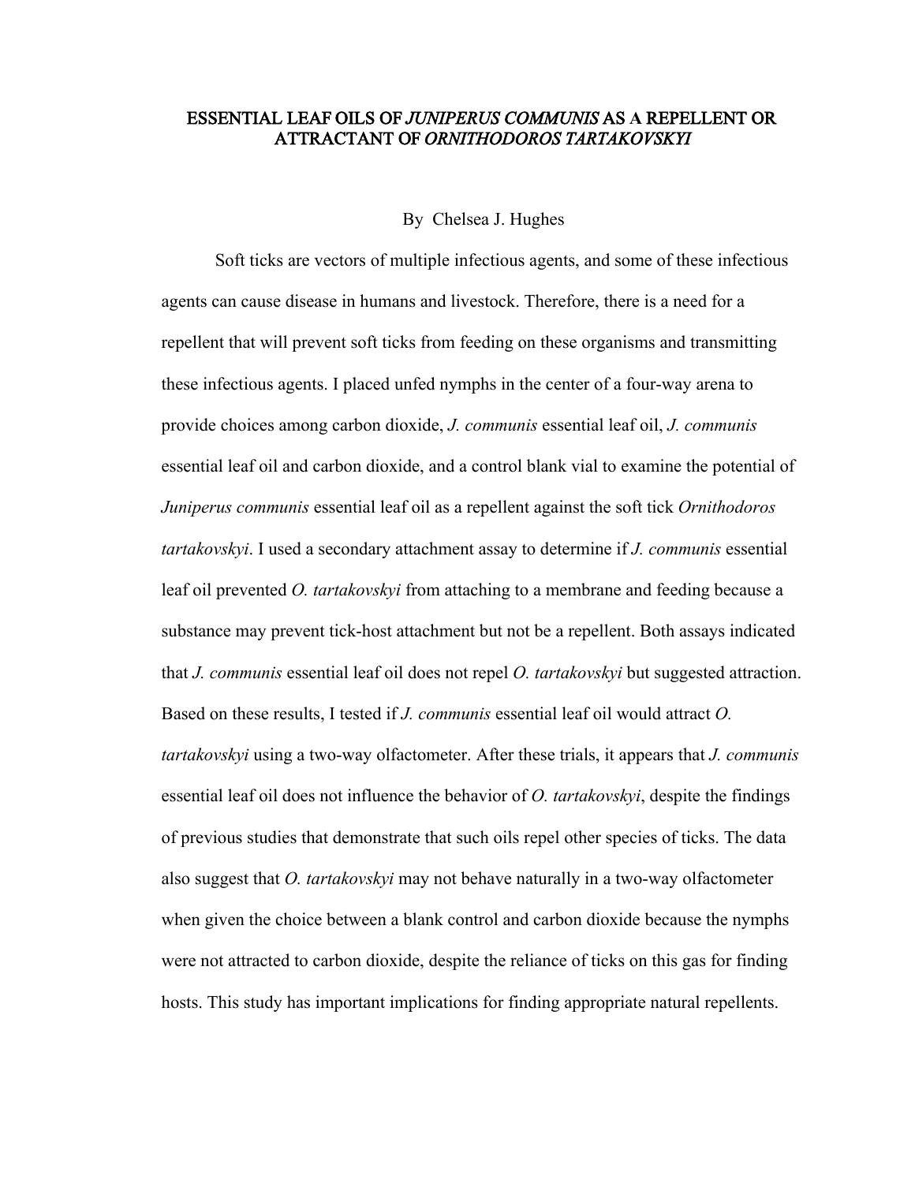# ESSENTIAL LEAF OILS OF *JUNIPERUS COMMUNIS* AS A REPELLENT OR ATTRACTANT OF *ORNITHODOROS TARTAKOVSKYI*

By Chelsea J. Hughes

Soft ticks are vectors of multiple infectious agents, and some of these infectious agents can cause disease in humans and livestock. Therefore, there is a need for a repellent that will prevent soft ticks from feeding on these organisms and transmitting these infectious agents. I placed unfed nymphs in the center of a four-way arena to provide choices among carbon dioxide, *J. communis* essential leaf oil, *J. communis* essential leaf oil and carbon dioxide, and a control blank vial to examine the potential of *Juniperus communis* essential leaf oil as a repellent against the soft tick *Ornithodoros tartakovskyi*. I used a secondary attachment assay to determine if *J. communis* essential leaf oil prevented *O. tartakovskyi* from attaching to a membrane and feeding because a substance may prevent tick-host attachment but not be a repellent. Both assays indicated that *J. communis* essential leaf oil does not repel *O. tartakovskyi* but suggested attraction. Based on these results, I tested if *J. communis* essential leaf oil would attract *O. tartakovskyi* using a two-way olfactometer. After these trials, it appears that *J. communis* essential leaf oil does not influence the behavior of *O. tartakovskyi*, despite the findings of previous studies that demonstrate that such oils repel other species of ticks. The data also suggest that *O. tartakovskyi* may not behave naturally in a two-way olfactometer when given the choice between a blank control and carbon dioxide because the nymphs were not attracted to carbon dioxide, despite the reliance of ticks on this gas for finding hosts. This study has important implications for finding appropriate natural repellents.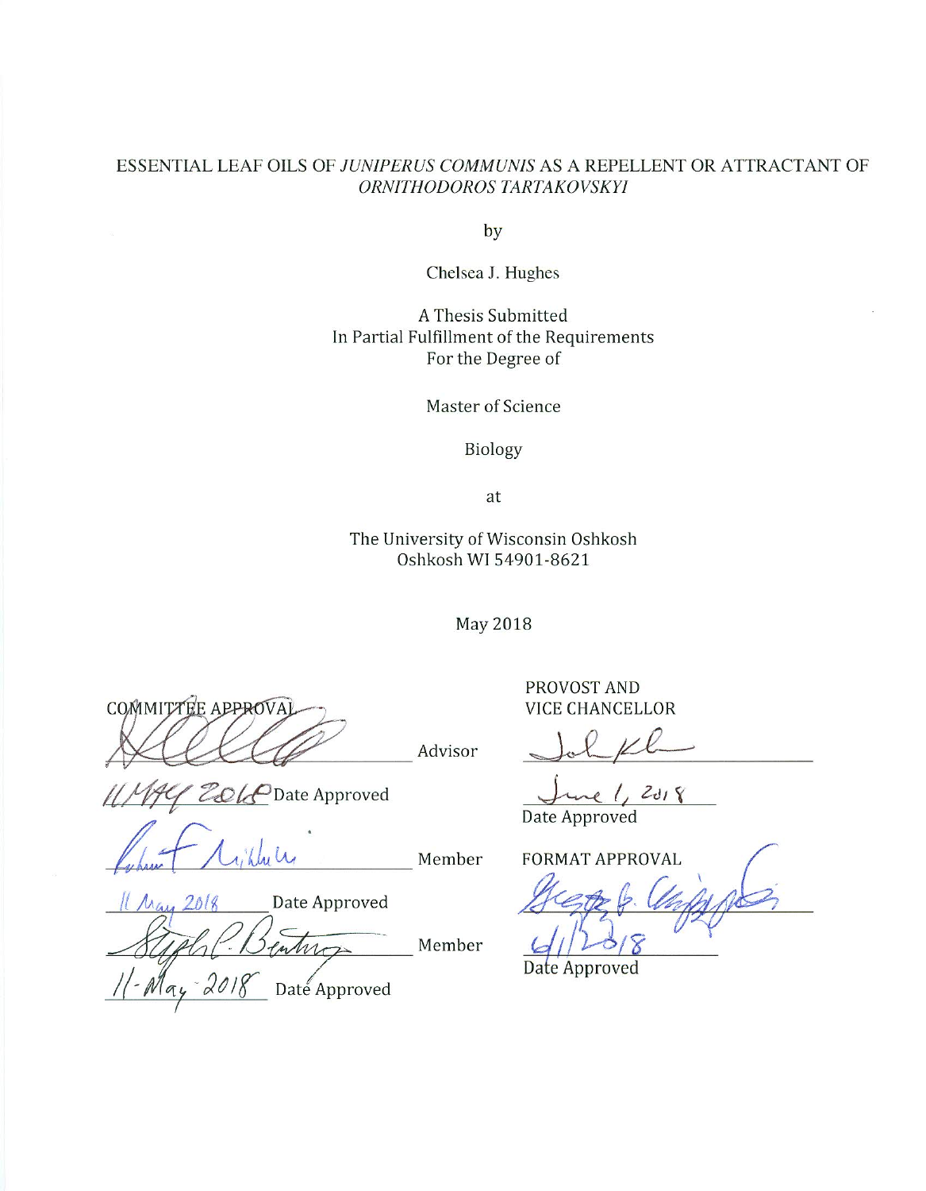ESSENTIAL LEAF OILS OF *JUNIPERUS COMMUNIS* AS A REPELLENT OR ATTRACTANT OF *ORNITHODOROS TARTAKOVSKYI*

by

Chelsea J. Hughes

A Thesis Submitted
In Partial Fulfillment of the Requirements
For the Degree of

Master of Science

Biology

at

The University of Wisconsin Oshkosh
Oshkosh WI 54901-8621

May 2018

COMMITTEE APPROVAL

_______________ Advisor

11 MAY 2018 Date Approved

_______________ Member

11 May 2018 Date Approved

_______________ Member

11-May-2018 Date Approved

PROVOST AND
VICE CHANCELLOR

_______________

June 1, 2018
Date Approved

FORMAT APPROVAL

_______________

6/1/2018
Date Approved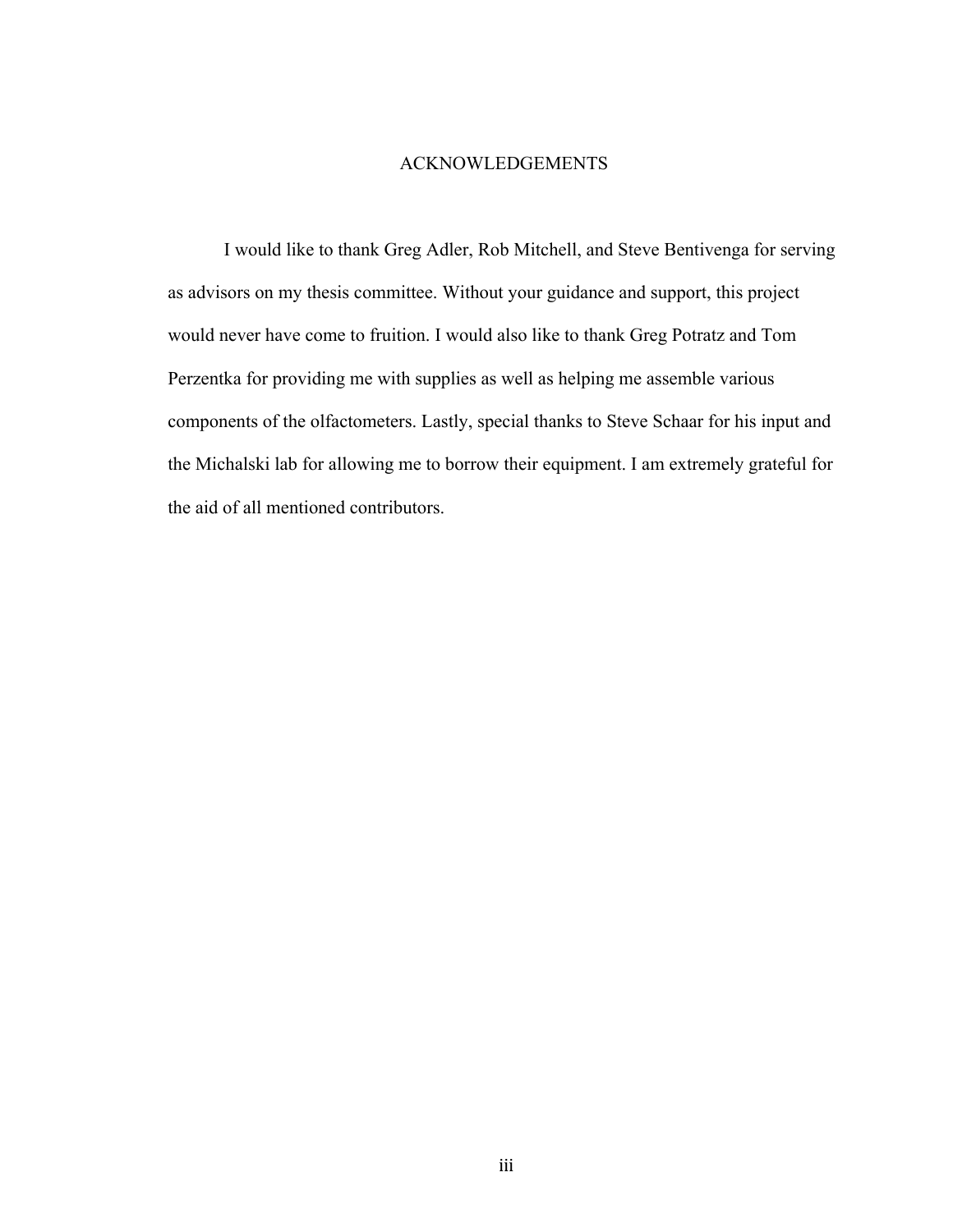# ACKNOWLEDGEMENTS

I would like to thank Greg Adler, Rob Mitchell, and Steve Bentivenga for serving as advisors on my thesis committee. Without your guidance and support, this project would never have come to fruition. I would also like to thank Greg Potratz and Tom Perzentka for providing me with supplies as well as helping me assemble various components of the olfactometers. Lastly, special thanks to Steve Schaar for his input and the Michalski lab for allowing me to borrow their equipment. I am extremely grateful for the aid of all mentioned contributors.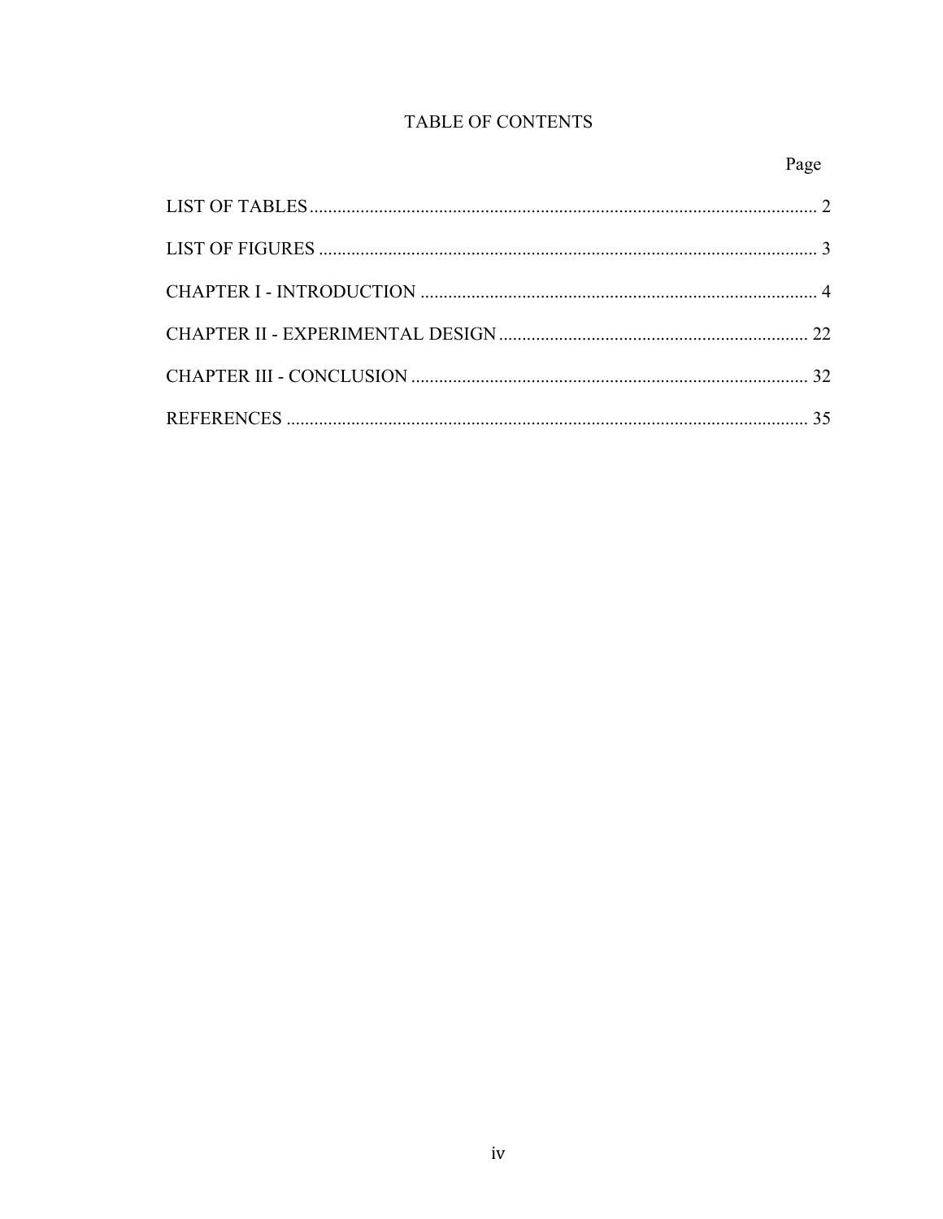# TABLE OF CONTENTS

| | Page |
|---|---|
| LIST OF TABLES | 2 |
| LIST OF FIGURES | 3 |
| CHAPTER I - INTRODUCTION | 4 |
| CHAPTER II - EXPERIMENTAL DESIGN | 22 |
| CHAPTER III - CONCLUSION | 32 |
| REFERENCES | 35 |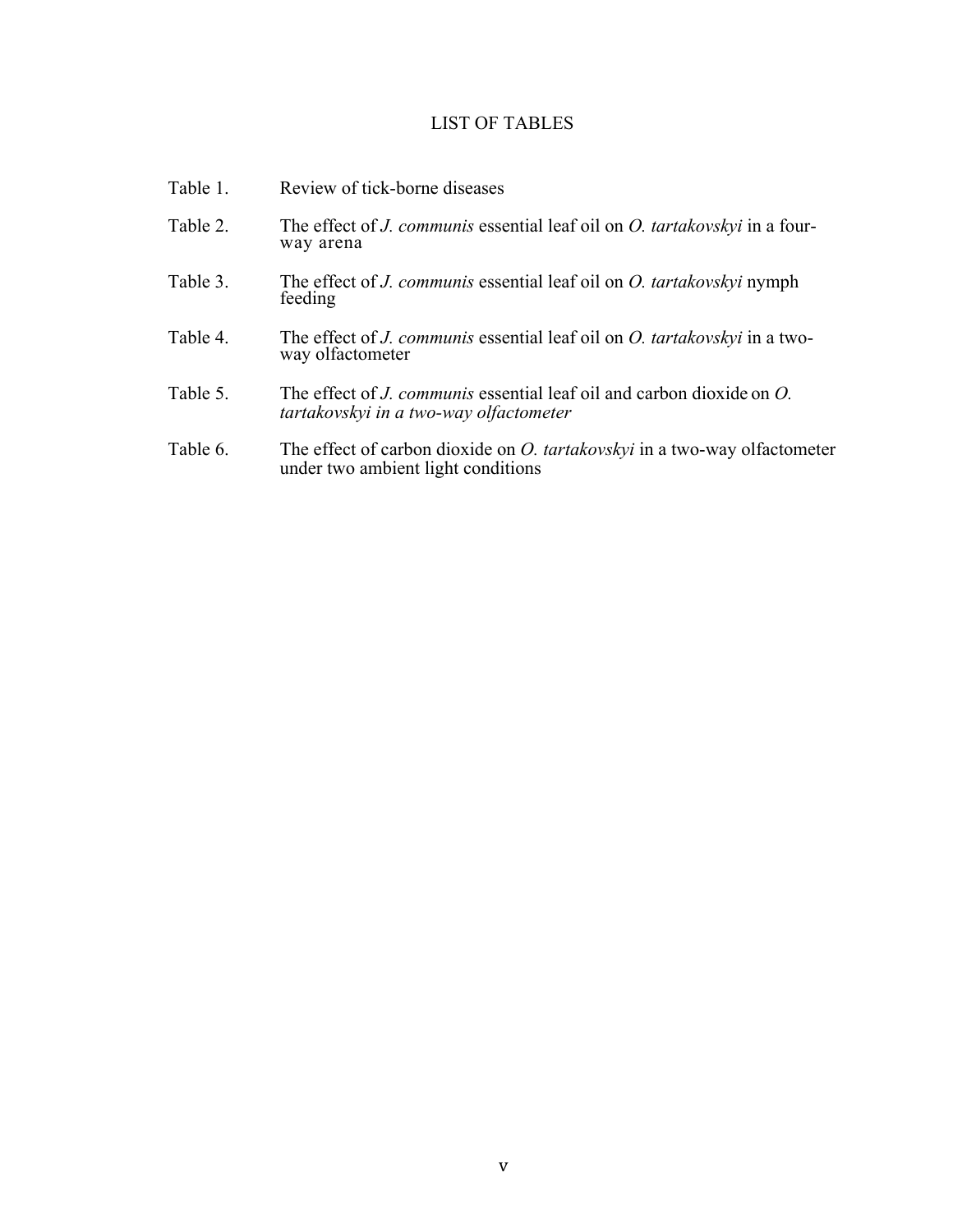# LIST OF TABLES

Table 1. Review of tick-borne diseases

Table 2. The effect of *J. communis* essential leaf oil on *O. tartakovskyi* in a four-way arena

Table 3. The effect of *J. communis* essential leaf oil on *O. tartakovskyi* nymph feeding

Table 4. The effect of *J. communis* essential leaf oil on *O. tartakovskyi* in a two-way olfactometer

Table 5. The effect of *J. communis* essential leaf oil and carbon dioxide on *O. tartakovskyi in a two-way olfactometer*

Table 6. The effect of carbon dioxide on *O. tartakovskyi* in a two-way olfactometer under two ambient light conditions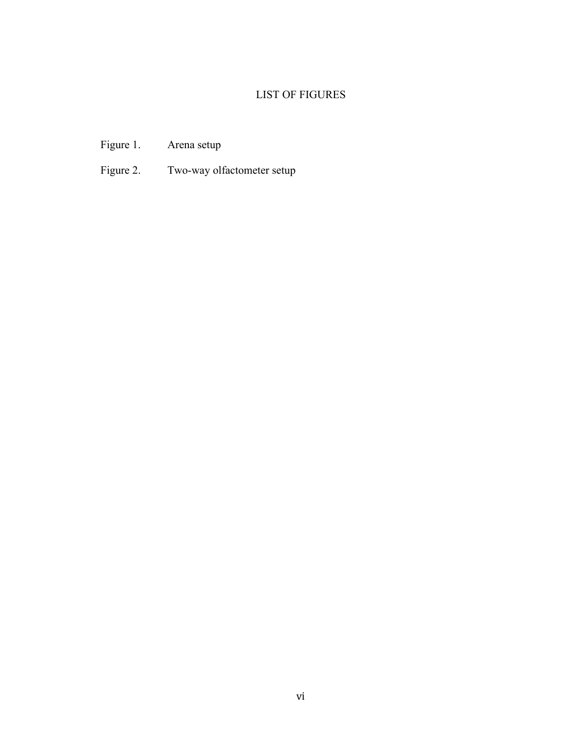# LIST OF FIGURES

Figure 1. Arena setup

Figure 2. Two-way olfactometer setup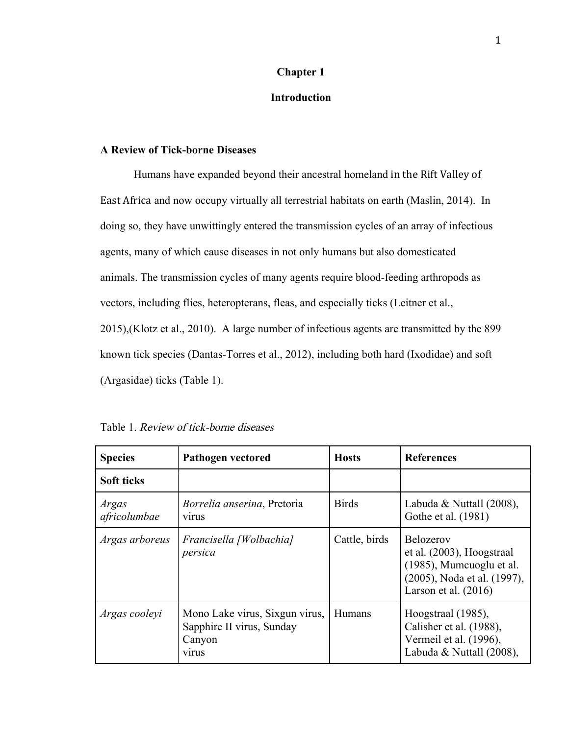# Chapter 1

# Introduction

## A Review of Tick-borne Diseases

Humans have expanded beyond their ancestral homeland in the Rift Valley of East Africa and now occupy virtually all terrestrial habitats on earth (Maslin, 2014). In doing so, they have unwittingly entered the transmission cycles of an array of infectious agents, many of which cause diseases in not only humans but also domesticated animals. The transmission cycles of many agents require blood-feeding arthropods as vectors, including flies, heteropterans, fleas, and especially ticks (Leitner et al., 2015),(Klotz et al., 2010). A large number of infectious agents are transmitted by the 899 known tick species (Dantas-Torres et al., 2012), including both hard (Ixodidae) and soft (Argasidae) ticks (Table 1).

Table 1. *Review of tick-borne diseases*

| **Species** | **Pathogen vectored** | **Hosts** | **References** |
|---|---|---|---|
| **Soft ticks** | | | |
| *Argas africolumbae* | *Borrelia anserina*, Pretoria virus | Birds | Labuda & Nuttall (2008), Gothe et al. (1981) |
| *Argas arboreus* | *Francisella [Wolbachia] persica* | Cattle, birds | Belozerov et al. (2003), Hoogstraal (1985), Mumcuoglu et al. (2005), Noda et al. (1997), Larson et al. (2016) |
| *Argas cooleyi* | Mono Lake virus, Sixgun virus, Sapphire II virus, Sunday Canyon virus | Humans | Hoogstraal (1985), Calisher et al. (1988), Vermeil et al. (1996), Labuda & Nuttall (2008), |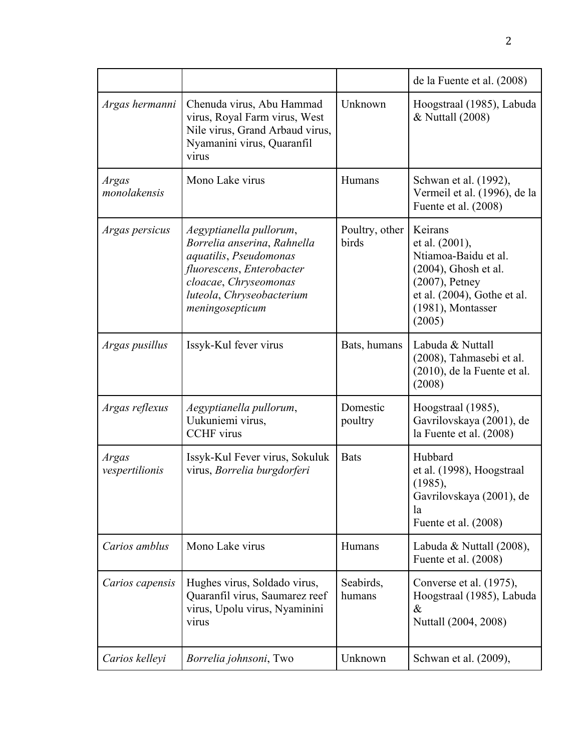| | | | de la Fuente et al. (2008) |
|---|---|---|---|
| *Argas hermanni* | Chenuda virus, Abu Hammad virus, Royal Farm virus, West Nile virus, Grand Arbaud virus, Nyamanini virus, Quaranfil virus | Unknown | Hoogstraal (1985), Labuda & Nuttall (2008) |
| *Argas monolakensis* | Mono Lake virus | Humans | Schwan et al. (1992), Vermeil et al. (1996), de la Fuente et al. (2008) |
| *Argas persicus* | *Aegyptianella pullorum*, *Borrelia anserina*, *Rahnella aquatilis*, *Pseudomonas fluorescens*, *Enterobacter cloacae*, *Chryseomonas luteola*, *Chryseobacterium meningosepticum* | Poultry, other birds | Keirans et al. (2001), Ntiamoa-Baidu et al. (2004), Ghosh et al. (2007), Petney et al. (2004), Gothe et al. (1981), Montasser (2005) |
| *Argas pusillus* | Issyk-Kul fever virus | Bats, humans | Labuda & Nuttall (2008), Tahmasebi et al. (2010), de la Fuente et al. (2008) |
| *Argas reflexus* | *Aegyptianella pullorum*, Uukuniemi virus, CCHF virus | Domestic poultry | Hoogstraal (1985), Gavrilovskaya (2001), de la Fuente et al. (2008) |
| *Argas vespertilionis* | Issyk-Kul Fever virus, Sokuluk virus, *Borrelia burgdorferi* | Bats | Hubbard et al. (1998), Hoogstraal (1985), Gavrilovskaya (2001), de la Fuente et al. (2008) |
| *Carios amblus* | Mono Lake virus | Humans | Labuda & Nuttall (2008), Fuente et al. (2008) |
| *Carios capensis* | Hughes virus, Soldado virus, Quaranfil virus, Saumarez reef virus, Upolu virus, Nyaminini virus | Seabirds, humans | Converse et al. (1975), Hoogstraal (1985), Labuda & Nuttall (2004, 2008) |
| *Carios kelleyi* | *Borrelia johnsoni*, Two | Unknown | Schwan et al. (2009), |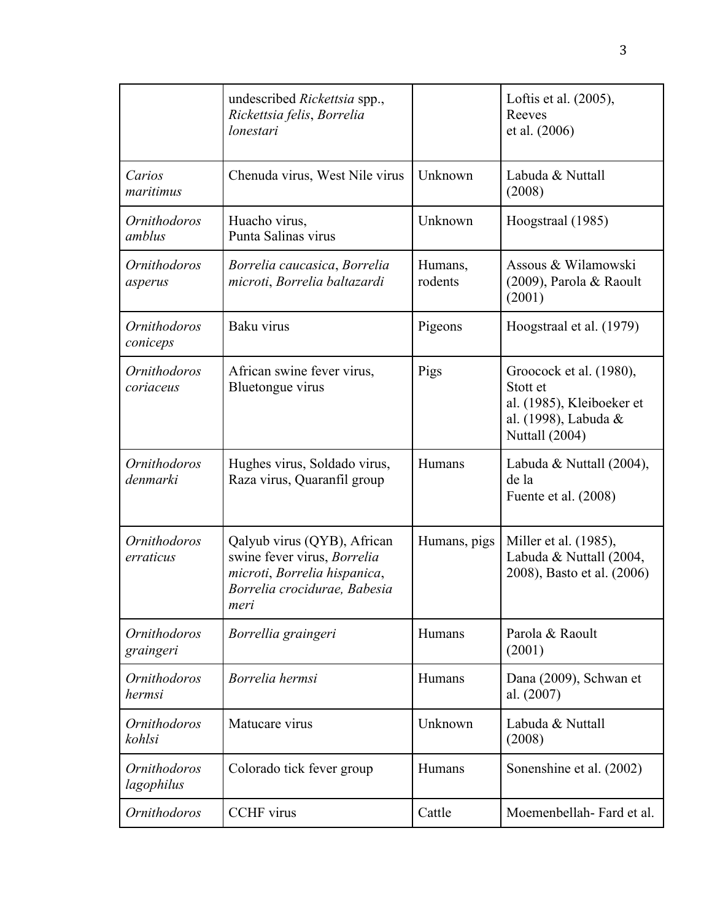| | | | |
|---|---|---|---|
| | undescribed *Rickettsia* spp., *Rickettsia felis*, *Borrelia lonestari* | | Loftis et al. (2005), Reeves et al. (2006) |
| *Carios maritimus* | Chenuda virus, West Nile virus | Unknown | Labuda & Nuttall (2008) |
| *Ornithodoros amblus* | Huacho virus, Punta Salinas virus | Unknown | Hoogstraal (1985) |
| *Ornithodoros asperus* | *Borrelia caucasica*, *Borrelia microti*, *Borrelia baltazardi* | Humans, rodents | Assous & Wilamowski (2009), Parola & Raoult (2001) |
| *Ornithodoros coniceps* | Baku virus | Pigeons | Hoogstraal et al. (1979) |
| *Ornithodoros coriaceus* | African swine fever virus, Bluetongue virus | Pigs | Groocock et al. (1980), Stott et al. (1985), Kleiboeker et al. (1998), Labuda & Nuttall (2004) |
| *Ornithodoros denmarki* | Hughes virus, Soldado virus, Raza virus, Quaranfil group | Humans | Labuda & Nuttall (2004), de la Fuente et al. (2008) |
| *Ornithodoros erraticus* | Qalyub virus (QYB), African swine fever virus, *Borrelia microti*, *Borrelia hispanica*, *Borrelia crocidurae, Babesia meri* | Humans, pigs | Miller et al. (1985), Labuda & Nuttall (2004, 2008), Basto et al. (2006) |
| *Ornithodoros graingeri* | *Borrellia graingeri* | Humans | Parola & Raoult (2001) |
| *Ornithodoros hermsi* | *Borrelia hermsi* | Humans | Dana (2009), Schwan et al. (2007) |
| *Ornithodoros kohlsi* | Matucare virus | Unknown | Labuda & Nuttall (2008) |
| *Ornithodoros lagophilus* | Colorado tick fever group | Humans | Sonenshine et al. (2002) |
| *Ornithodoros* | CCHF virus | Cattle | Moemenbellah- Fard et al. |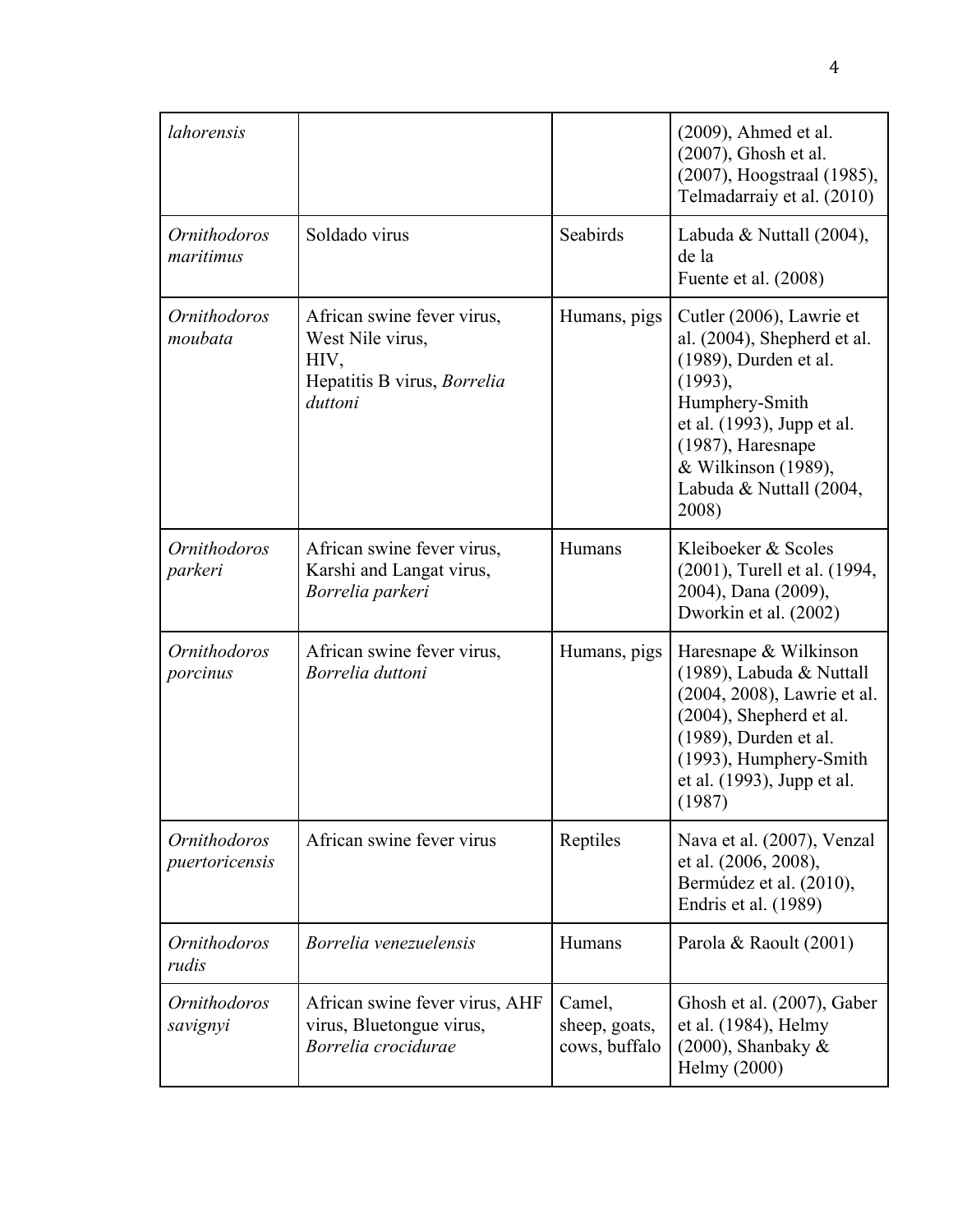| | | | |
|---|---|---|---|
| *lahorensis* | | | (2009), Ahmed et al. (2007), Ghosh et al. (2007), Hoogstraal (1985), Telmadarraiy et al. (2010) |
| *Ornithodoros maritimus* | Soldado virus | Seabirds | Labuda & Nuttall (2004), de la Fuente et al. (2008) |
| *Ornithodoros moubata* | African swine fever virus, West Nile virus, HIV, Hepatitis B virus, *Borrelia duttoni* | Humans, pigs | Cutler (2006), Lawrie et al. (2004), Shepherd et al. (1989), Durden et al. (1993), Humphery-Smith et al. (1993), Jupp et al. (1987), Haresnape & Wilkinson (1989), Labuda & Nuttall (2004, 2008) |
| *Ornithodoros parkeri* | African swine fever virus, Karshi and Langat virus, *Borrelia parkeri* | Humans | Kleiboeker & Scoles (2001), Turell et al. (1994, 2004), Dana (2009), Dworkin et al. (2002) |
| *Ornithodoros porcinus* | African swine fever virus, *Borrelia duttoni* | Humans, pigs | Haresnape & Wilkinson (1989), Labuda & Nuttall (2004, 2008), Lawrie et al. (2004), Shepherd et al. (1989), Durden et al. (1993), Humphery-Smith et al. (1993), Jupp et al. (1987) |
| *Ornithodoros puertoricensis* | African swine fever virus | Reptiles | Nava et al. (2007), Venzal et al. (2006, 2008), Bermúdez et al. (2010), Endris et al. (1989) |
| *Ornithodoros rudis* | *Borrelia venezuelensis* | Humans | Parola & Raoult (2001) |
| *Ornithodoros savignyi* | African swine fever virus, AHF virus, Bluetongue virus, *Borrelia crocidurae* | Camel, sheep, goats, cows, buffalo | Ghosh et al. (2007), Gaber et al. (1984), Helmy (2000), Shanbaky & Helmy (2000) |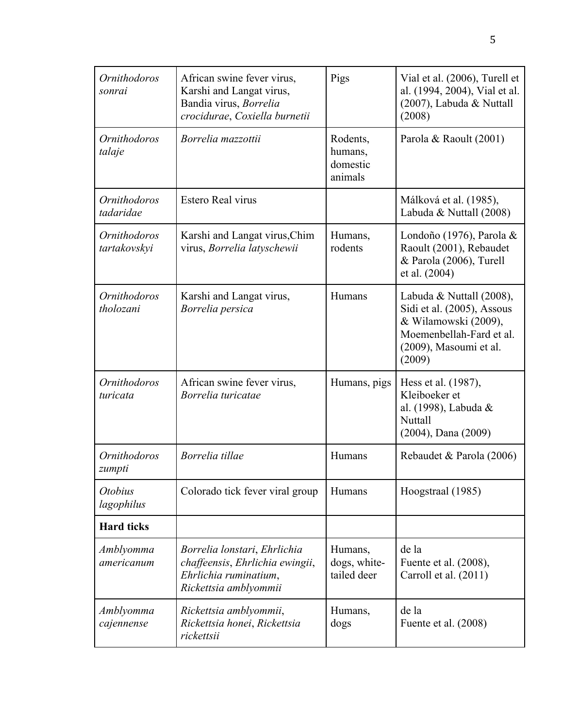| | | | |
|---|---|---|---|
| *Ornithodoros sonrai* | African swine fever virus, Karshi and Langat virus, Bandia virus, *Borrelia crocidurae*, *Coxiella burnetii* | Pigs | Vial et al. (2006), Turell et al. (1994, 2004), Vial et al. (2007), Labuda & Nuttall (2008) |
| *Ornithodoros talaje* | *Borrelia mazzottii* | Rodents, humans, domestic animals | Parola & Raoult (2001) |
| *Ornithodoros tadaridae* | Estero Real virus | | Málková et al. (1985), Labuda & Nuttall (2008) |
| *Ornithodoros tartakovskyi* | Karshi and Langat virus,Chim virus, *Borrelia latyschewii* | Humans, rodents | Londoño (1976), Parola & Raoult (2001), Rebaudet & Parola (2006), Turell et al. (2004) |
| *Ornithodoros tholozani* | Karshi and Langat virus, *Borrelia persica* | Humans | Labuda & Nuttall (2008), Sidi et al. (2005), Assous & Wilamowski (2009), Moemenbellah-Fard et al. (2009), Masoumi et al. (2009) |
| *Ornithodoros turicata* | African swine fever virus, *Borrelia turicatae* | Humans, pigs | Hess et al. (1987), Kleiboeker et al. (1998), Labuda & Nuttall (2004), Dana (2009) |
| *Ornithodoros zumpti* | *Borrelia tillae* | Humans | Rebaudet & Parola (2006) |
| *Otobius lagophilus* | Colorado tick fever viral group | Humans | Hoogstraal (1985) |
| **Hard ticks** | | | |
| *Amblyomma americanum* | *Borrelia lonstari*, *Ehrlichia chaffeensis*, *Ehrlichia ewingii*, *Ehrlichia ruminatium*, *Rickettsia amblyommii* | Humans, dogs, white-tailed deer | de la Fuente et al. (2008), Carroll et al. (2011) |
| *Amblyomma cajennense* | *Rickettsia amblyommii*, *Rickettsia honei*, *Rickettsia rickettsii* | Humans, dogs | de la Fuente et al. (2008) |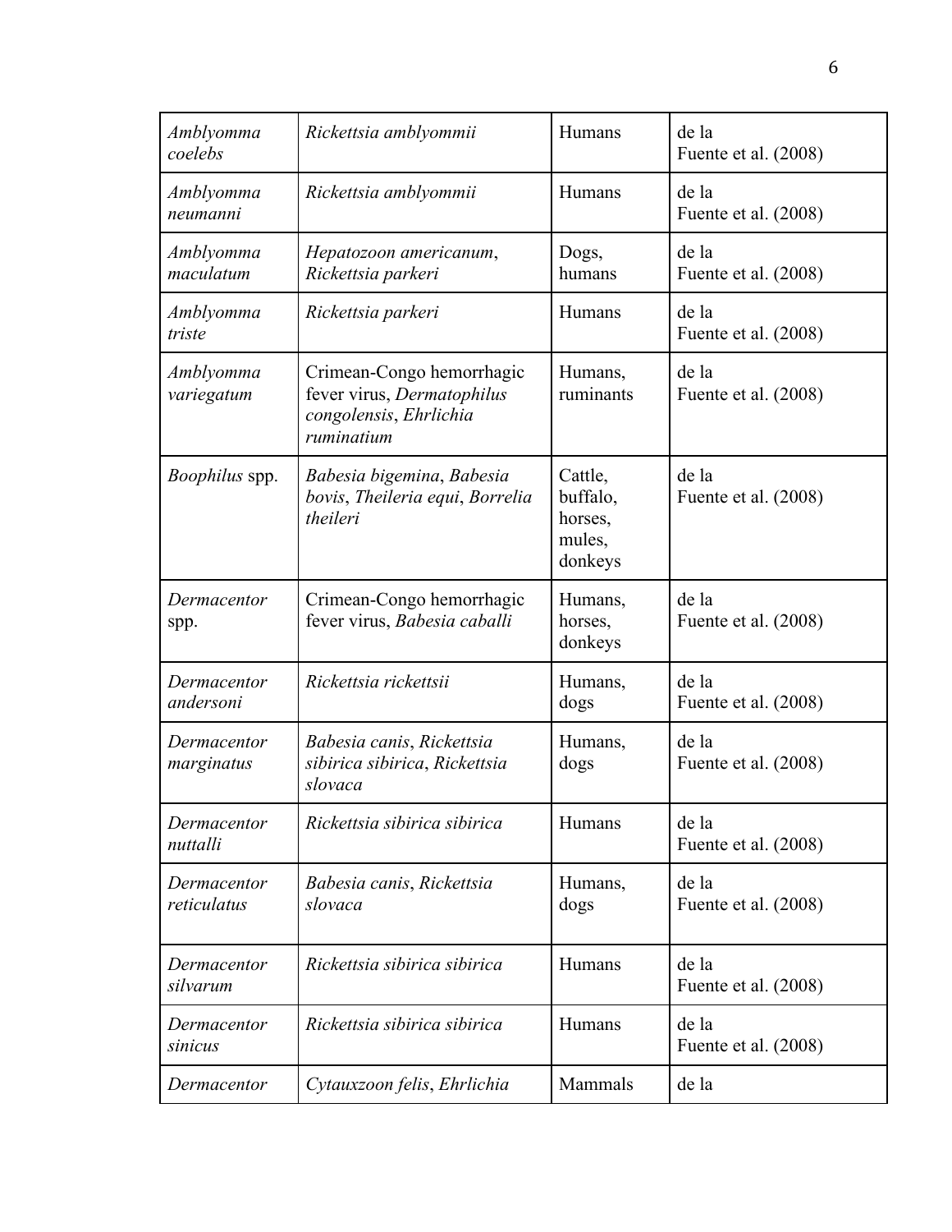| *Amblyomma coelebs* | *Rickettsia amblyommii* | Humans | de la Fuente et al. (2008) |
|---|---|---|---|
| *Amblyomma neumanni* | *Rickettsia amblyommii* | Humans | de la Fuente et al. (2008) |
| *Amblyomma maculatum* | *Hepatozoon americanum*, *Rickettsia parkeri* | Dogs, humans | de la Fuente et al. (2008) |
| *Amblyomma triste* | *Rickettsia parkeri* | Humans | de la Fuente et al. (2008) |
| *Amblyomma variegatum* | Crimean-Congo hemorrhagic fever virus, *Dermatophilus congolensis*, *Ehrlichia ruminatium* | Humans, ruminants | de la Fuente et al. (2008) |
| *Boophilus* spp. | *Babesia bigemina*, *Babesia bovis*, *Theileria equi*, *Borrelia theileri* | Cattle, buffalo, horses, mules, donkeys | de la Fuente et al. (2008) |
| *Dermacentor* spp. | Crimean-Congo hemorrhagic fever virus, *Babesia caballi* | Humans, horses, donkeys | de la Fuente et al. (2008) |
| *Dermacentor andersoni* | *Rickettsia rickettsii* | Humans, dogs | de la Fuente et al. (2008) |
| *Dermacentor marginatus* | *Babesia canis*, *Rickettsia sibirica sibirica*, *Rickettsia slovaca* | Humans, dogs | de la Fuente et al. (2008) |
| *Dermacentor nuttalli* | *Rickettsia sibirica sibirica* | Humans | de la Fuente et al. (2008) |
| *Dermacentor reticulatus* | *Babesia canis*, *Rickettsia slovaca* | Humans, dogs | de la Fuente et al. (2008) |
| *Dermacentor silvarum* | *Rickettsia sibirica sibirica* | Humans | de la Fuente et al. (2008) |
| *Dermacentor sinicus* | *Rickettsia sibirica sibirica* | Humans | de la Fuente et al. (2008) |
| *Dermacentor* | *Cytauxzoon felis*, *Ehrlichia* | Mammals | de la |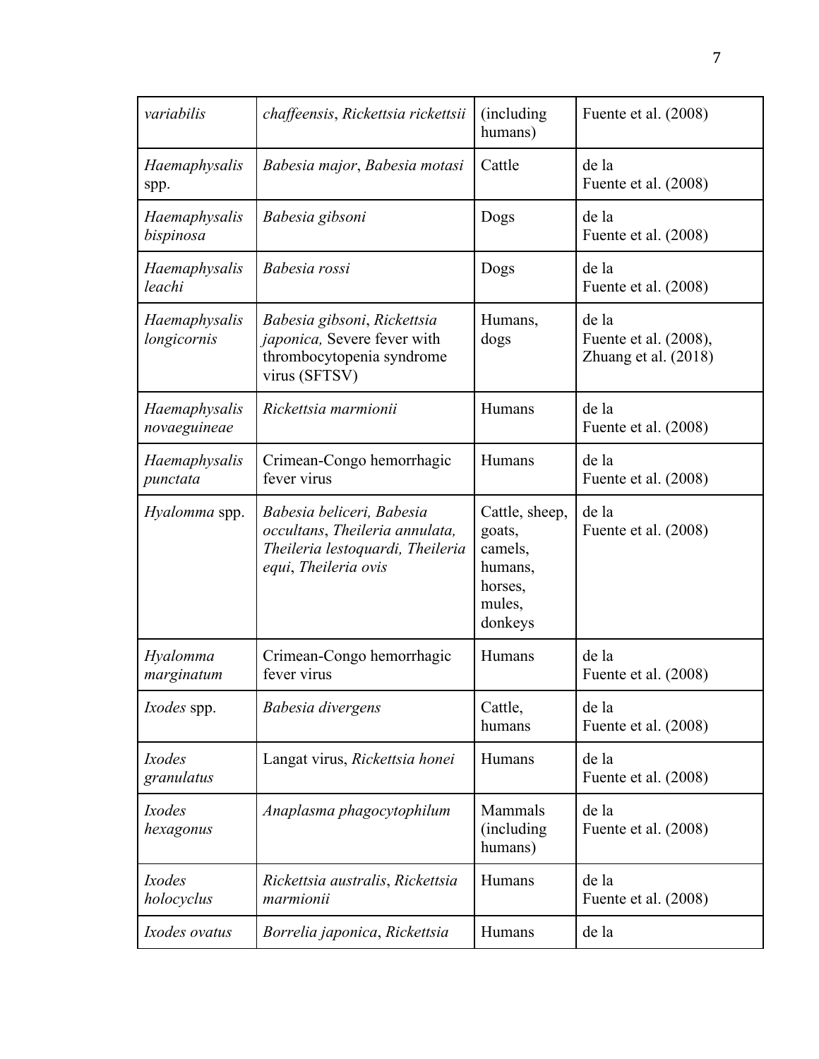| *variabilis* | *chaffeensis*, *Rickettsia rickettsii* | (including humans) | Fuente et al. (2008) |
|---|---|---|---|
| *Haemaphysalis* spp. | *Babesia major*, *Babesia motasi* | Cattle | de la Fuente et al. (2008) |
| *Haemaphysalis bispinosa* | *Babesia gibsoni* | Dogs | de la Fuente et al. (2008) |
| *Haemaphysalis leachi* | *Babesia rossi* | Dogs | de la Fuente et al. (2008) |
| *Haemaphysalis longicornis* | *Babesia gibsoni*, *Rickettsia japonica,* Severe fever with thrombocytopenia syndrome virus (SFTSV) | Humans, dogs | de la Fuente et al. (2008), Zhuang et al. (2018) |
| *Haemaphysalis novaeguineae* | *Rickettsia marmionii* | Humans | de la Fuente et al. (2008) |
| *Haemaphysalis punctata* | Crimean-Congo hemorrhagic fever virus | Humans | de la Fuente et al. (2008) |
| *Hyalomma* spp. | *Babesia beliceri, Babesia occultans*, *Theileria annulata, Theileria lestoquardi, Theileria equi*, *Theileria ovis* | Cattle, sheep, goats, camels, humans, horses, mules, donkeys | de la Fuente et al. (2008) |
| *Hyalomma marginatum* | Crimean-Congo hemorrhagic fever virus | Humans | de la Fuente et al. (2008) |
| *Ixodes* spp. | *Babesia divergens* | Cattle, humans | de la Fuente et al. (2008) |
| *Ixodes granulatus* | Langat virus, *Rickettsia honei* | Humans | de la Fuente et al. (2008) |
| *Ixodes hexagonus* | *Anaplasma phagocytophilum* | Mammals (including humans) | de la Fuente et al. (2008) |
| *Ixodes holocyclus* | *Rickettsia australis*, *Rickettsia marmionii* | Humans | de la Fuente et al. (2008) |
| *Ixodes ovatus* | *Borrelia japonica*, *Rickettsia* | Humans | de la |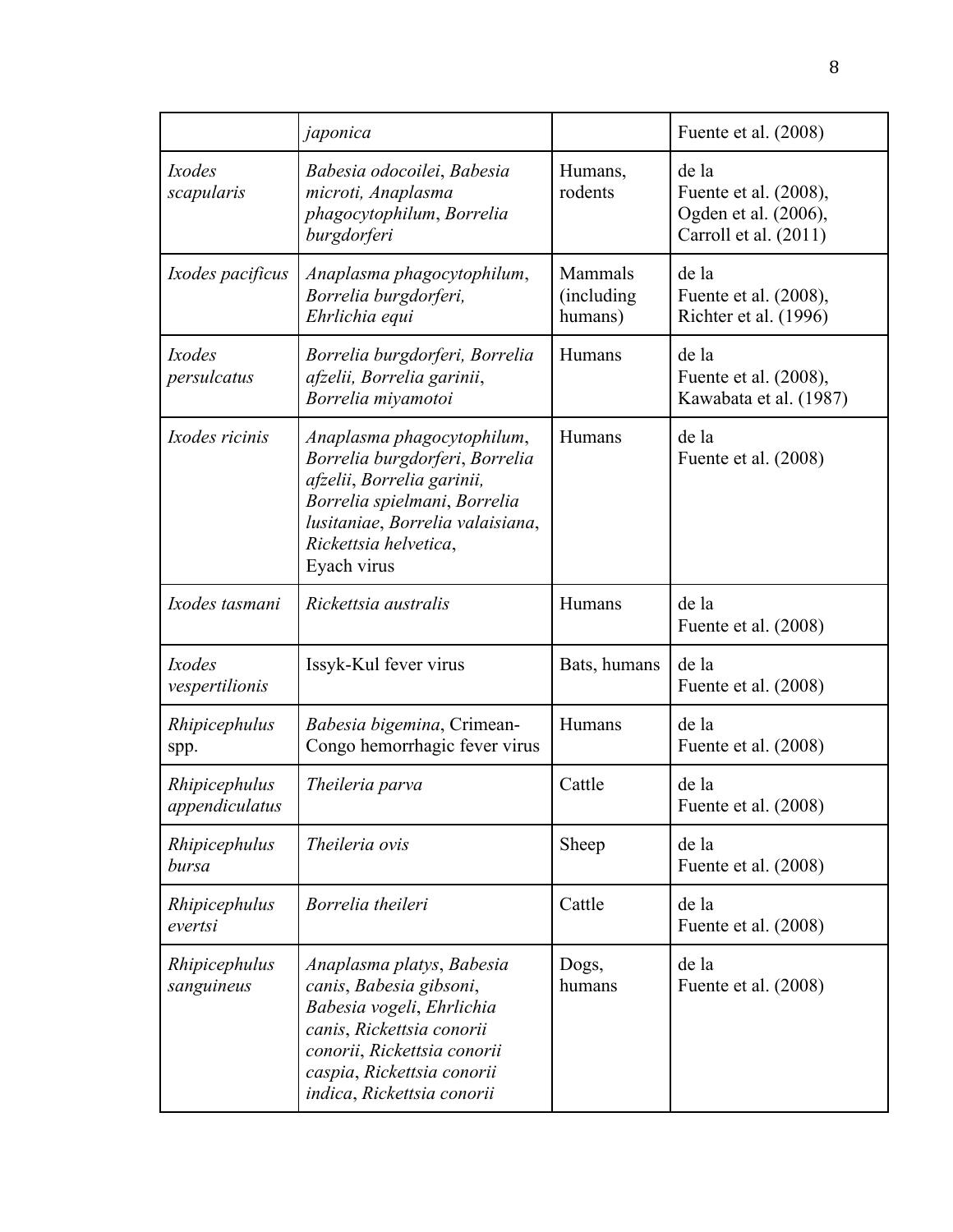| | | | |
|---|---|---|---|
| | *japonica* | | Fuente et al. (2008) |
| *Ixodes scapularis* | *Babesia odocoilei*, *Babesia microti, Anaplasma phagocytophilum*, *Borrelia burgdorferi* | Humans, rodents | de la Fuente et al. (2008), Ogden et al. (2006), Carroll et al. (2011) |
| *Ixodes pacificus* | *Anaplasma phagocytophilum*, *Borrelia burgdorferi, Ehrlichia equi* | Mammals (including humans) | de la Fuente et al. (2008), Richter et al. (1996) |
| *Ixodes persulcatus* | *Borrelia burgdorferi, Borrelia afzelii, Borrelia garinii*, *Borrelia miyamotoi* | Humans | de la Fuente et al. (2008), Kawabata et al. (1987) |
| *Ixodes ricinis* | *Anaplasma phagocytophilum*, *Borrelia burgdorferi*, *Borrelia afzelii*, *Borrelia garinii, Borrelia spielmani*, *Borrelia lusitaniae*, *Borrelia valaisiana*, *Rickettsia helvetica*, Eyach virus | Humans | de la Fuente et al. (2008) |
| *Ixodes tasmani* | *Rickettsia australis* | Humans | de la Fuente et al. (2008) |
| *Ixodes vespertilionis* | Issyk-Kul fever virus | Bats, humans | de la Fuente et al. (2008) |
| *Rhipicephulus* spp. | *Babesia bigemina*, Crimean-Congo hemorrhagic fever virus | Humans | de la Fuente et al. (2008) |
| *Rhipicephulus appendiculatus* | *Theileria parva* | Cattle | de la Fuente et al. (2008) |
| *Rhipicephulus bursa* | *Theileria ovis* | Sheep | de la Fuente et al. (2008) |
| *Rhipicephulus evertsi* | *Borrelia theileri* | Cattle | de la Fuente et al. (2008) |
| *Rhipicephulus sanguineus* | *Anaplasma platys*, *Babesia canis*, *Babesia gibsoni*, *Babesia vogeli*, *Ehrlichia canis*, *Rickettsia conorii conorii*, *Rickettsia conorii caspia*, *Rickettsia conorii indica*, *Rickettsia conorii* | Dogs, humans | de la Fuente et al. (2008) |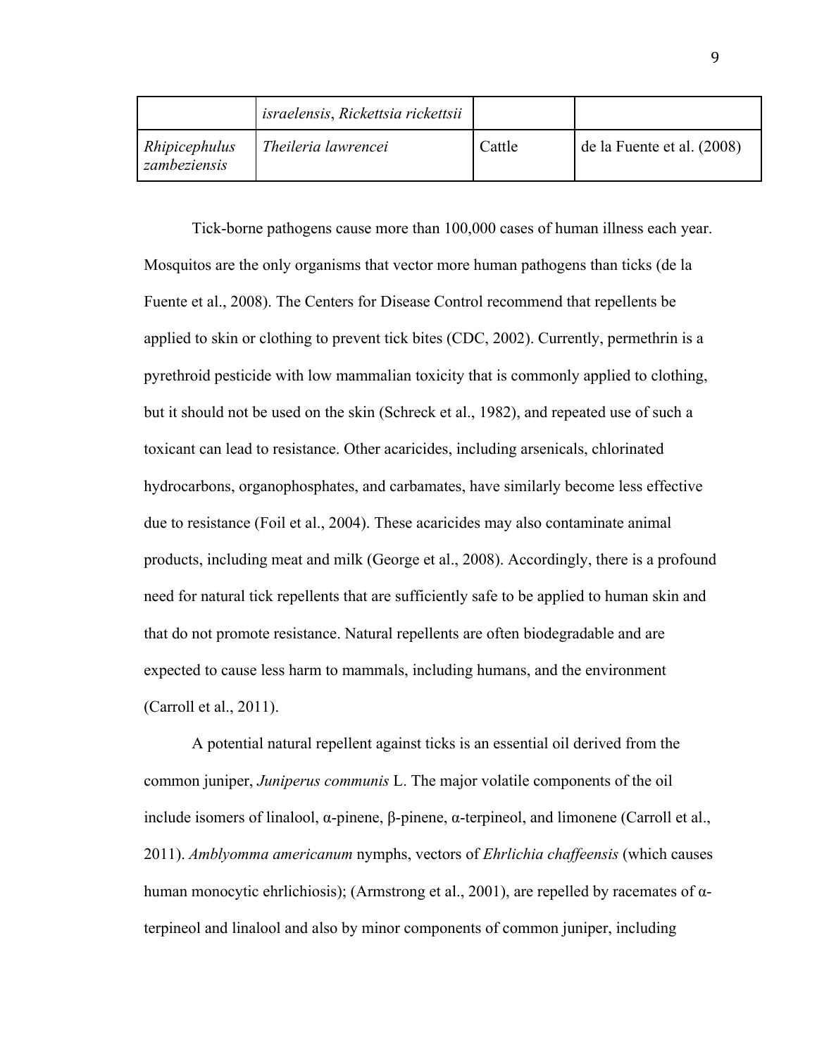| | *israelensis*, *Rickettsia rickettsii* | | |
|---|---|---|---|
| *Rhipicephalus zambeziensis* | *Theileria lawrencei* | Cattle | de la Fuente et al. (2008) |

Tick-borne pathogens cause more than 100,000 cases of human illness each year. Mosquitos are the only organisms that vector more human pathogens than ticks (de la Fuente et al., 2008). The Centers for Disease Control recommend that repellents be applied to skin or clothing to prevent tick bites (CDC, 2002). Currently, permethrin is a pyrethroid pesticide with low mammalian toxicity that is commonly applied to clothing, but it should not be used on the skin (Schreck et al., 1982), and repeated use of such a toxicant can lead to resistance. Other acaricides, including arsenicals, chlorinated hydrocarbons, organophosphates, and carbamates, have similarly become less effective due to resistance (Foil et al., 2004). These acaricides may also contaminate animal products, including meat and milk (George et al., 2008). Accordingly, there is a profound need for natural tick repellents that are sufficiently safe to be applied to human skin and that do not promote resistance. Natural repellents are often biodegradable and are expected to cause less harm to mammals, including humans, and the environment (Carroll et al., 2011).

A potential natural repellent against ticks is an essential oil derived from the common juniper, *Juniperus communis* L. The major volatile components of the oil include isomers of linalool, α-pinene, β-pinene, α-terpineol, and limonene (Carroll et al., 2011). *Amblyomma americanum* nymphs, vectors of *Ehrlichia chaffeensis* (which causes human monocytic ehrlichiosis); (Armstrong et al., 2001), are repelled by racemates of α-terpineol and linalool and also by minor components of common juniper, including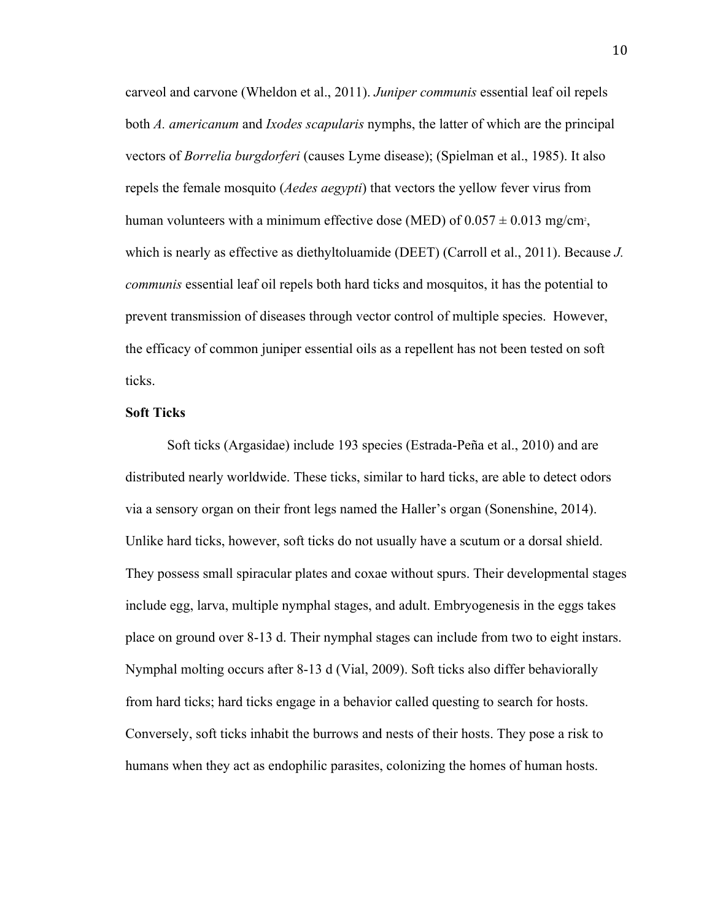carveol and carvone (Wheldon et al., 2011). *Juniper communis* essential leaf oil repels both *A. americanum* and *Ixodes scapularis* nymphs, the latter of which are the principal vectors of *Borrelia burgdorferi* (causes Lyme disease); (Spielman et al., 1985). It also repels the female mosquito (*Aedes aegypti*) that vectors the yellow fever virus from human volunteers with a minimum effective dose (MED) of $0.057 \pm 0.013$ mg/cm$^2$, which is nearly as effective as diethyltoluamide (DEET) (Carroll et al., 2011). Because *J. communis* essential leaf oil repels both hard ticks and mosquitos, it has the potential to prevent transmission of diseases through vector control of multiple species. However, the efficacy of common juniper essential oils as a repellent has not been tested on soft ticks.

**Soft Ticks**

Soft ticks (Argasidae) include 193 species (Estrada-Peña et al., 2010) and are distributed nearly worldwide. These ticks, similar to hard ticks, are able to detect odors via a sensory organ on their front legs named the Haller's organ (Sonenshine, 2014). Unlike hard ticks, however, soft ticks do not usually have a scutum or a dorsal shield. They possess small spiracular plates and coxae without spurs. Their developmental stages include egg, larva, multiple nymphal stages, and adult. Embryogenesis in the eggs takes place on ground over 8-13 d. Their nymphal stages can include from two to eight instars. Nymphal molting occurs after 8-13 d (Vial, 2009). Soft ticks also differ behaviorally from hard ticks; hard ticks engage in a behavior called questing to search for hosts. Conversely, soft ticks inhabit the burrows and nests of their hosts. They pose a risk to humans when they act as endophilic parasites, colonizing the homes of human hosts.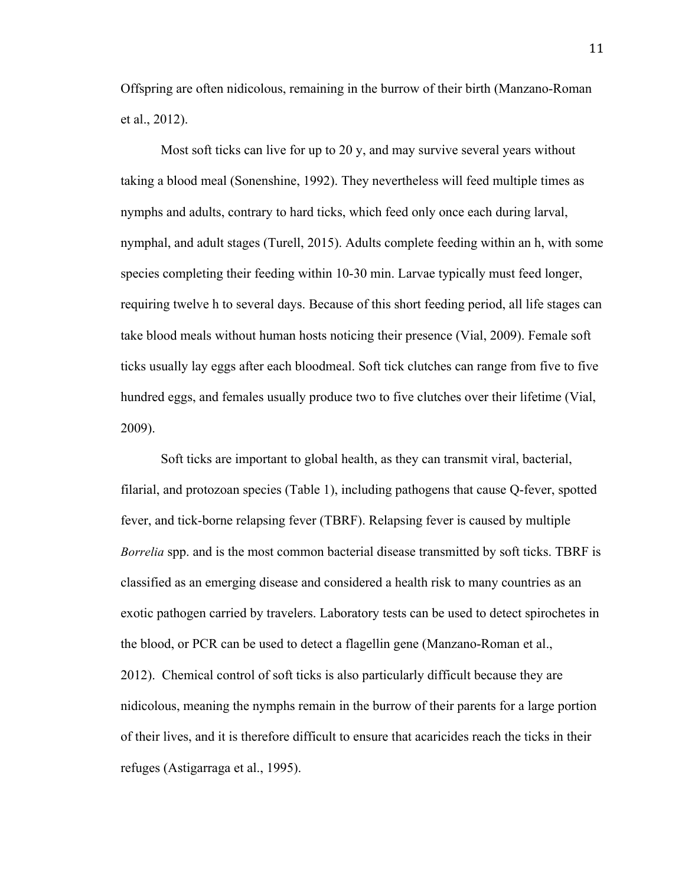Offspring are often nidicolous, remaining in the burrow of their birth (Manzano-Roman et al., 2012).

Most soft ticks can live for up to 20 y, and may survive several years without taking a blood meal (Sonenshine, 1992). They nevertheless will feed multiple times as nymphs and adults, contrary to hard ticks, which feed only once each during larval, nymphal, and adult stages (Turell, 2015). Adults complete feeding within an h, with some species completing their feeding within 10-30 min. Larvae typically must feed longer, requiring twelve h to several days. Because of this short feeding period, all life stages can take blood meals without human hosts noticing their presence (Vial, 2009). Female soft ticks usually lay eggs after each bloodmeal. Soft tick clutches can range from five to five hundred eggs, and females usually produce two to five clutches over their lifetime (Vial, 2009).

Soft ticks are important to global health, as they can transmit viral, bacterial, filarial, and protozoan species (Table 1), including pathogens that cause Q-fever, spotted fever, and tick-borne relapsing fever (TBRF). Relapsing fever is caused by multiple *Borrelia* spp. and is the most common bacterial disease transmitted by soft ticks. TBRF is classified as an emerging disease and considered a health risk to many countries as an exotic pathogen carried by travelers. Laboratory tests can be used to detect spirochetes in the blood, or PCR can be used to detect a flagellin gene (Manzano-Roman et al., 2012). Chemical control of soft ticks is also particularly difficult because they are nidicolous, meaning the nymphs remain in the burrow of their parents for a large portion of their lives, and it is therefore difficult to ensure that acaricides reach the ticks in their refuges (Astigarraga et al., 1995).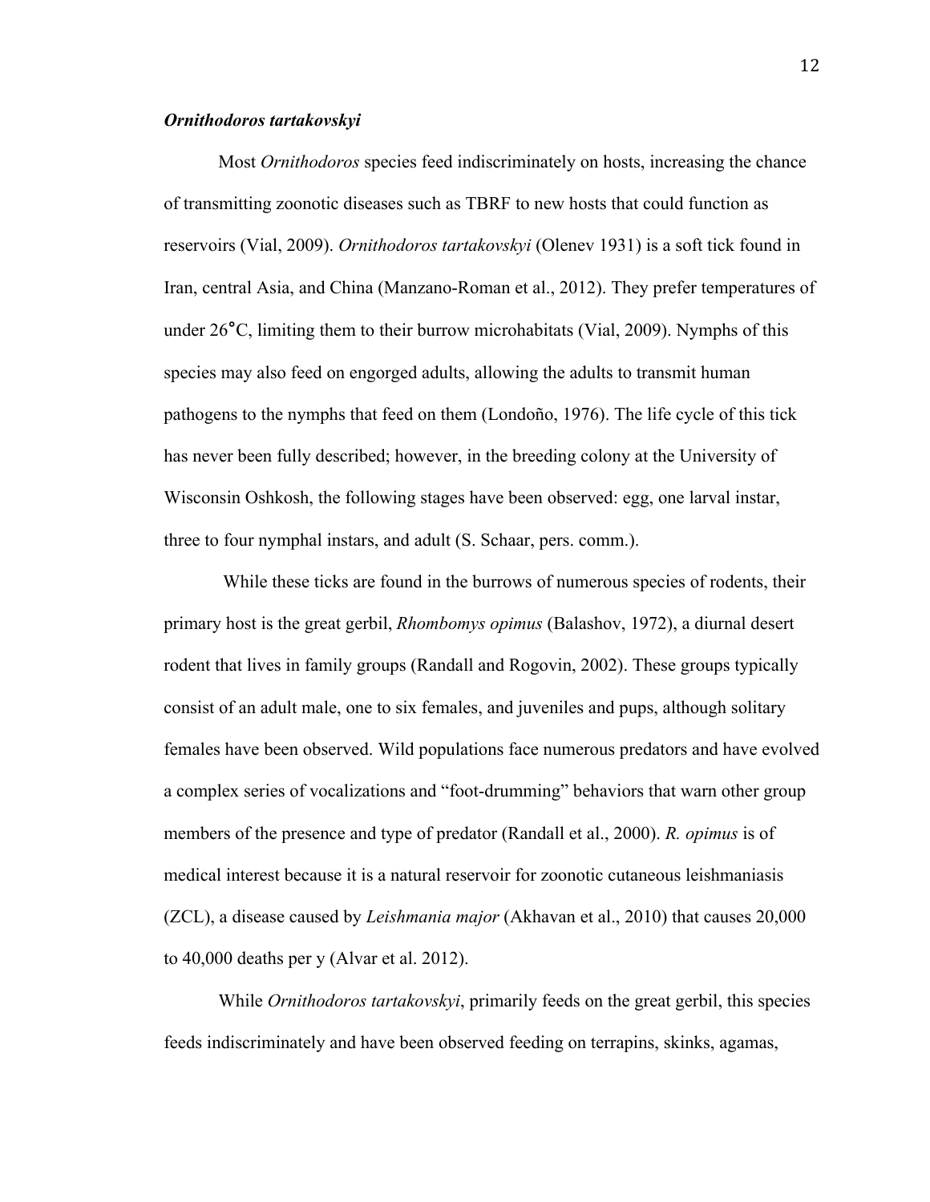### *Ornithodoros tartakovskyi*

Most *Ornithodoros* species feed indiscriminately on hosts, increasing the chance of transmitting zoonotic diseases such as TBRF to new hosts that could function as reservoirs (Vial, 2009). *Ornithodoros tartakovskyi* (Olenev 1931) is a soft tick found in Iran, central Asia, and China (Manzano-Roman et al., 2012). They prefer temperatures of under 26°C, limiting them to their burrow microhabitats (Vial, 2009). Nymphs of this species may also feed on engorged adults, allowing the adults to transmit human pathogens to the nymphs that feed on them (Londoño, 1976). The life cycle of this tick has never been fully described; however, in the breeding colony at the University of Wisconsin Oshkosh, the following stages have been observed: egg, one larval instar, three to four nymphal instars, and adult (S. Schaar, pers. comm.).

While these ticks are found in the burrows of numerous species of rodents, their primary host is the great gerbil, *Rhombomys opimus* (Balashov, 1972), a diurnal desert rodent that lives in family groups (Randall and Rogovin, 2002). These groups typically consist of an adult male, one to six females, and juveniles and pups, although solitary females have been observed. Wild populations face numerous predators and have evolved a complex series of vocalizations and "foot-drumming" behaviors that warn other group members of the presence and type of predator (Randall et al., 2000). *R. opimus* is of medical interest because it is a natural reservoir for zoonotic cutaneous leishmaniasis (ZCL), a disease caused by *Leishmania major* (Akhavan et al., 2010) that causes 20,000 to 40,000 deaths per y (Alvar et al. 2012).

While *Ornithodoros tartakovskyi*, primarily feeds on the great gerbil, this species feeds indiscriminately and have been observed feeding on terrapins, skinks, agamas,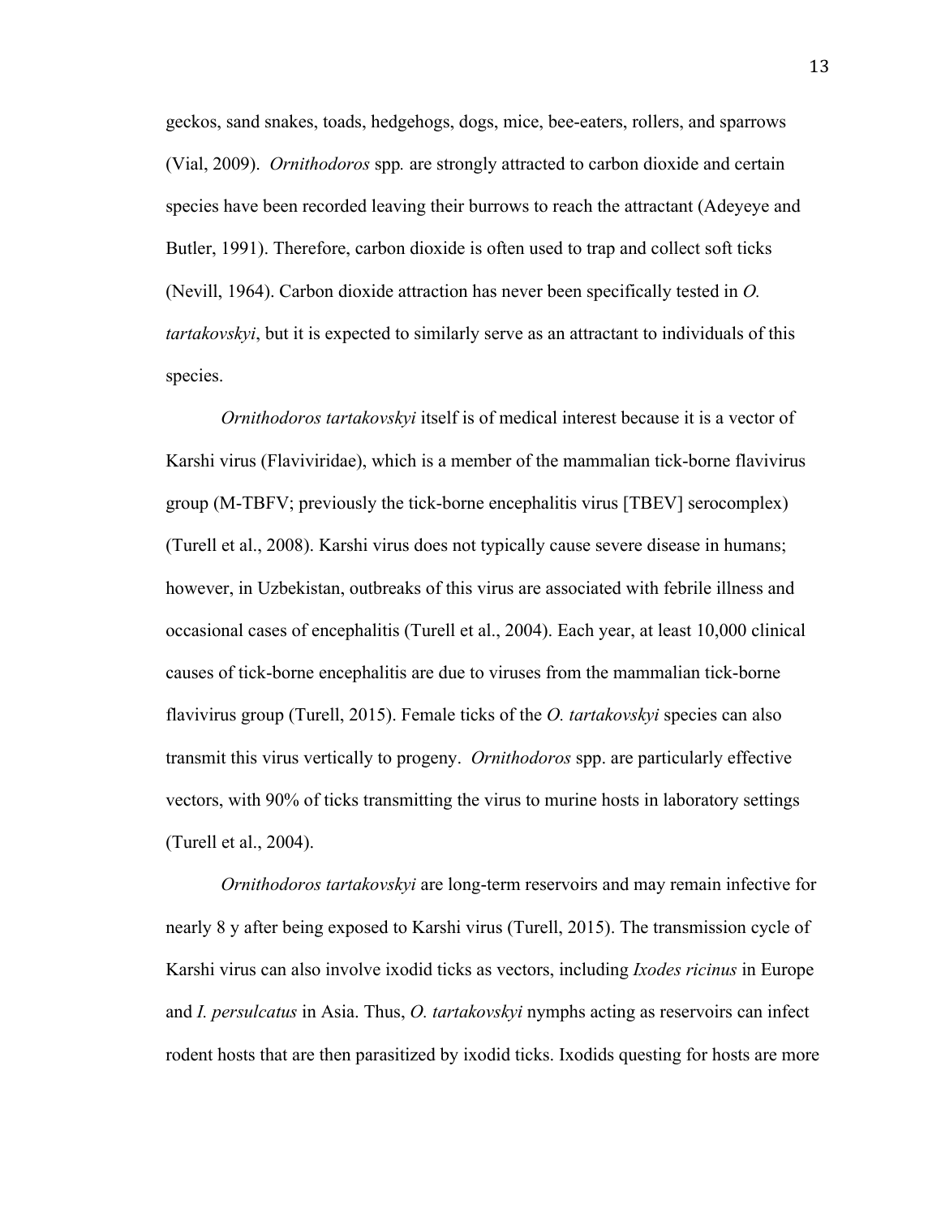geckos, sand snakes, toads, hedgehogs, dogs, mice, bee-eaters, rollers, and sparrows (Vial, 2009). *Ornithodoros* spp. are strongly attracted to carbon dioxide and certain species have been recorded leaving their burrows to reach the attractant (Adeyeye and Butler, 1991). Therefore, carbon dioxide is often used to trap and collect soft ticks (Nevill, 1964). Carbon dioxide attraction has never been specifically tested in *O. tartakovskyi*, but it is expected to similarly serve as an attractant to individuals of this species.

*Ornithodoros tartakovskyi* itself is of medical interest because it is a vector of Karshi virus (Flaviviridae), which is a member of the mammalian tick-borne flavivirus group (M-TBFV; previously the tick-borne encephalitis virus [TBEV] serocomplex) (Turell et al., 2008). Karshi virus does not typically cause severe disease in humans; however, in Uzbekistan, outbreaks of this virus are associated with febrile illness and occasional cases of encephalitis (Turell et al., 2004). Each year, at least 10,000 clinical causes of tick-borne encephalitis are due to viruses from the mammalian tick-borne flavivirus group (Turell, 2015). Female ticks of the *O. tartakovskyi* species can also transmit this virus vertically to progeny. *Ornithodoros* spp. are particularly effective vectors, with 90% of ticks transmitting the virus to murine hosts in laboratory settings (Turell et al., 2004).

*Ornithodoros tartakovskyi* are long-term reservoirs and may remain infective for nearly 8 y after being exposed to Karshi virus (Turell, 2015). The transmission cycle of Karshi virus can also involve ixodid ticks as vectors, including *Ixodes ricinus* in Europe and *I. persulcatus* in Asia. Thus, *O. tartakovskyi* nymphs acting as reservoirs can infect rodent hosts that are then parasitized by ixodid ticks. Ixodids questing for hosts are more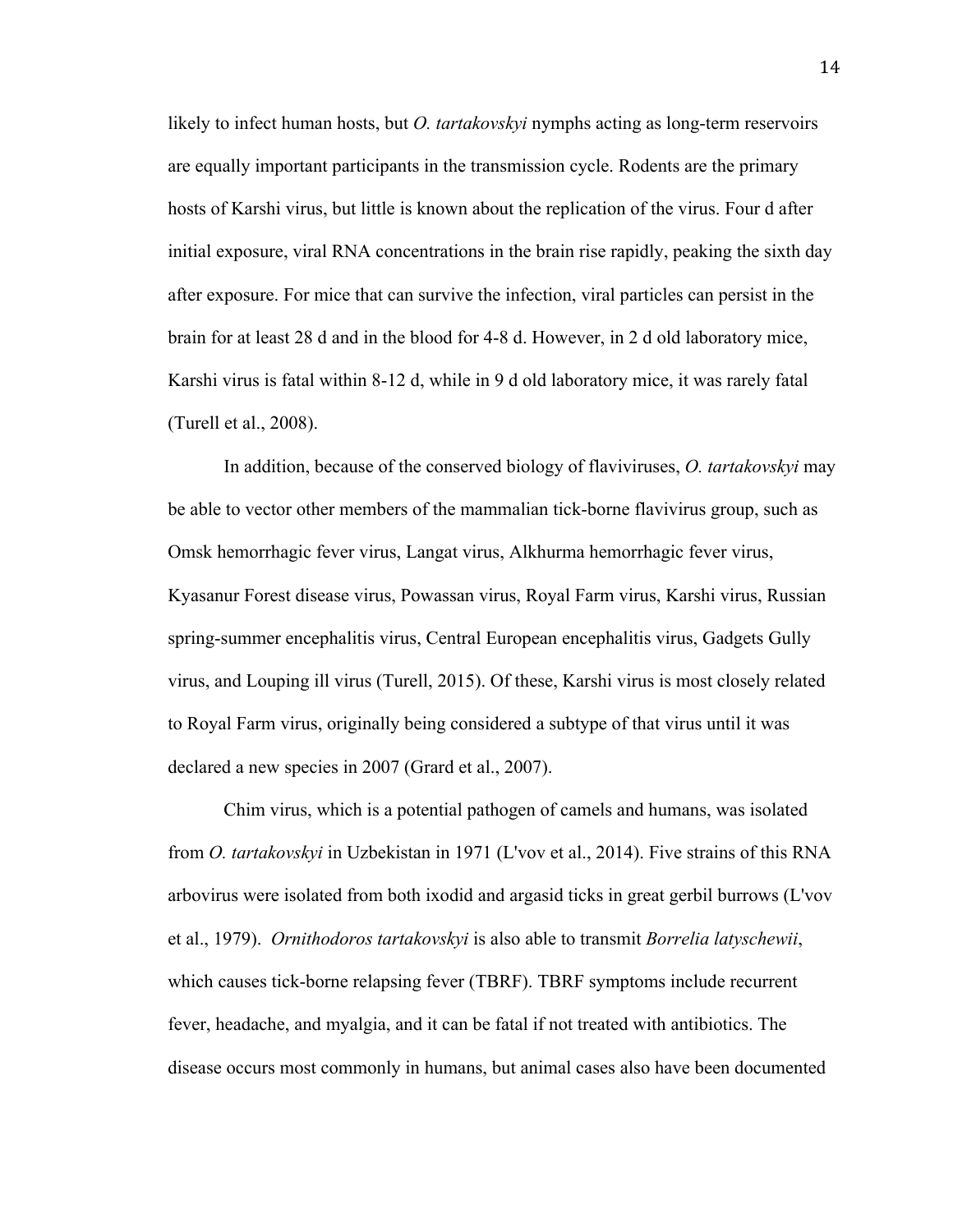likely to infect human hosts, but *O. tartakovskyi* nymphs acting as long-term reservoirs are equally important participants in the transmission cycle. Rodents are the primary hosts of Karshi virus, but little is known about the replication of the virus. Four d after initial exposure, viral RNA concentrations in the brain rise rapidly, peaking the sixth day after exposure. For mice that can survive the infection, viral particles can persist in the brain for at least 28 d and in the blood for 4-8 d. However, in 2 d old laboratory mice, Karshi virus is fatal within 8-12 d, while in 9 d old laboratory mice, it was rarely fatal (Turell et al., 2008).

In addition, because of the conserved biology of flaviviruses, *O. tartakovskyi* may be able to vector other members of the mammalian tick-borne flavivirus group, such as Omsk hemorrhagic fever virus, Langat virus, Alkhurma hemorrhagic fever virus, Kyasanur Forest disease virus, Powassan virus, Royal Farm virus, Karshi virus, Russian spring-summer encephalitis virus, Central European encephalitis virus, Gadgets Gully virus, and Louping ill virus (Turell, 2015). Of these, Karshi virus is most closely related to Royal Farm virus, originally being considered a subtype of that virus until it was declared a new species in 2007 (Grard et al., 2007).

Chim virus, which is a potential pathogen of camels and humans, was isolated from *O. tartakovskyi* in Uzbekistan in 1971 (L'vov et al., 2014). Five strains of this RNA arbovirus were isolated from both ixodid and argasid ticks in great gerbil burrows (L'vov et al., 1979). *Ornithodoros tartakovskyi* is also able to transmit *Borrelia latyschewii*, which causes tick-borne relapsing fever (TBRF). TBRF symptoms include recurrent fever, headache, and myalgia, and it can be fatal if not treated with antibiotics. The disease occurs most commonly in humans, but animal cases also have been documented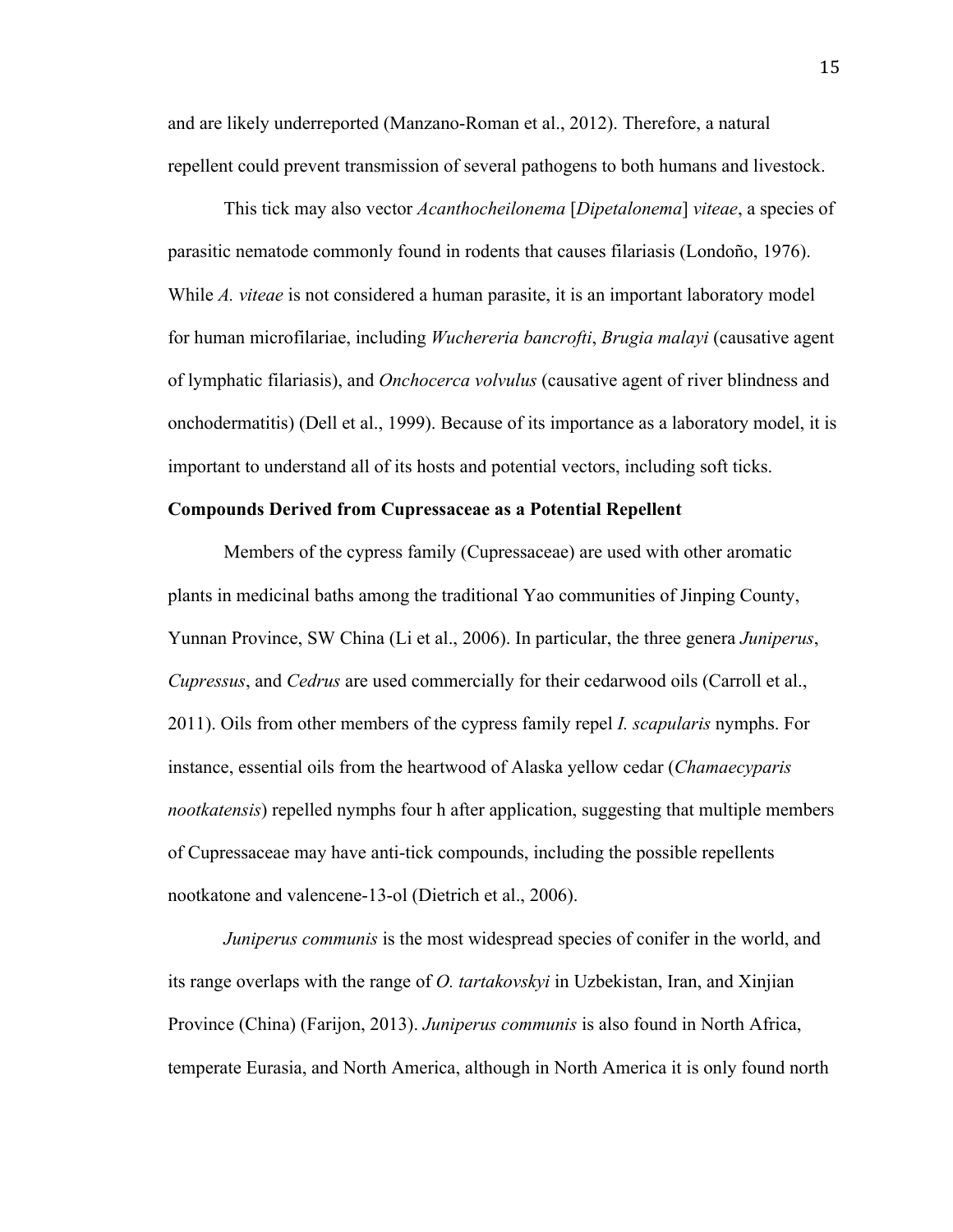and are likely underreported (Manzano-Roman et al., 2012). Therefore, a natural repellent could prevent transmission of several pathogens to both humans and livestock.

This tick may also vector *Acanthocheilonema* [*Dipetalonema*] *viteae*, a species of parasitic nematode commonly found in rodents that causes filariasis (Londoño, 1976). While *A. viteae* is not considered a human parasite, it is an important laboratory model for human microfilariae, including *Wuchereria bancrofti*, *Brugia malayi* (causative agent of lymphatic filariasis), and *Onchocerca volvulus* (causative agent of river blindness and onchodermatitis) (Dell et al., 1999). Because of its importance as a laboratory model, it is important to understand all of its hosts and potential vectors, including soft ticks.

**Compounds Derived from Cupressaceae as a Potential Repellent**

Members of the cypress family (Cupressaceae) are used with other aromatic plants in medicinal baths among the traditional Yao communities of Jinping County, Yunnan Province, SW China (Li et al., 2006). In particular, the three genera *Juniperus*, *Cupressus*, and *Cedrus* are used commercially for their cedarwood oils (Carroll et al., 2011). Oils from other members of the cypress family repel *I. scapularis* nymphs. For instance, essential oils from the heartwood of Alaska yellow cedar (*Chamaecyparis nootkatensis*) repelled nymphs four h after application, suggesting that multiple members of Cupressaceae may have anti-tick compounds, including the possible repellents nootkatone and valencene-13-ol (Dietrich et al., 2006).

*Juniperus communis* is the most widespread species of conifer in the world, and its range overlaps with the range of *O. tartakovskyi* in Uzbekistan, Iran, and Xinjian Province (China) (Farijon, 2013). *Juniperus communis* is also found in North Africa, temperate Eurasia, and North America, although in North America it is only found north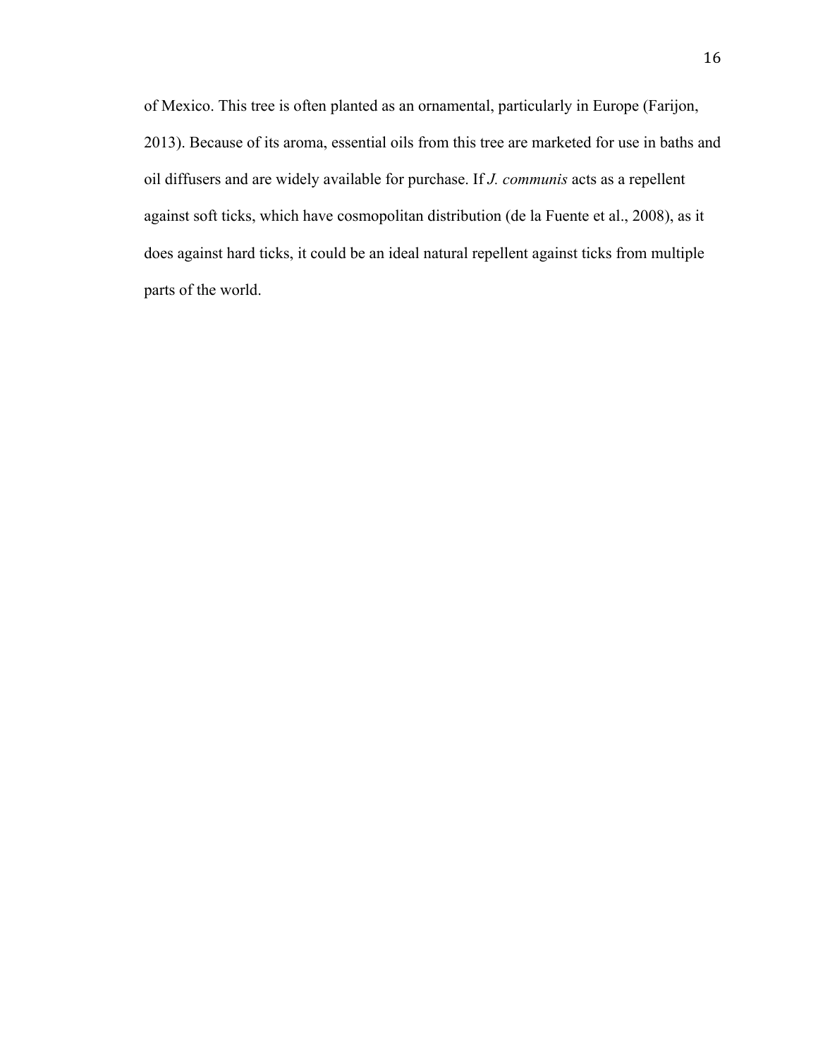of Mexico. This tree is often planted as an ornamental, particularly in Europe (Farijon, 2013). Because of its aroma, essential oils from this tree are marketed for use in baths and oil diffusers and are widely available for purchase. If *J. communis* acts as a repellent against soft ticks, which have cosmopolitan distribution (de la Fuente et al., 2008), as it does against hard ticks, it could be an ideal natural repellent against ticks from multiple parts of the world.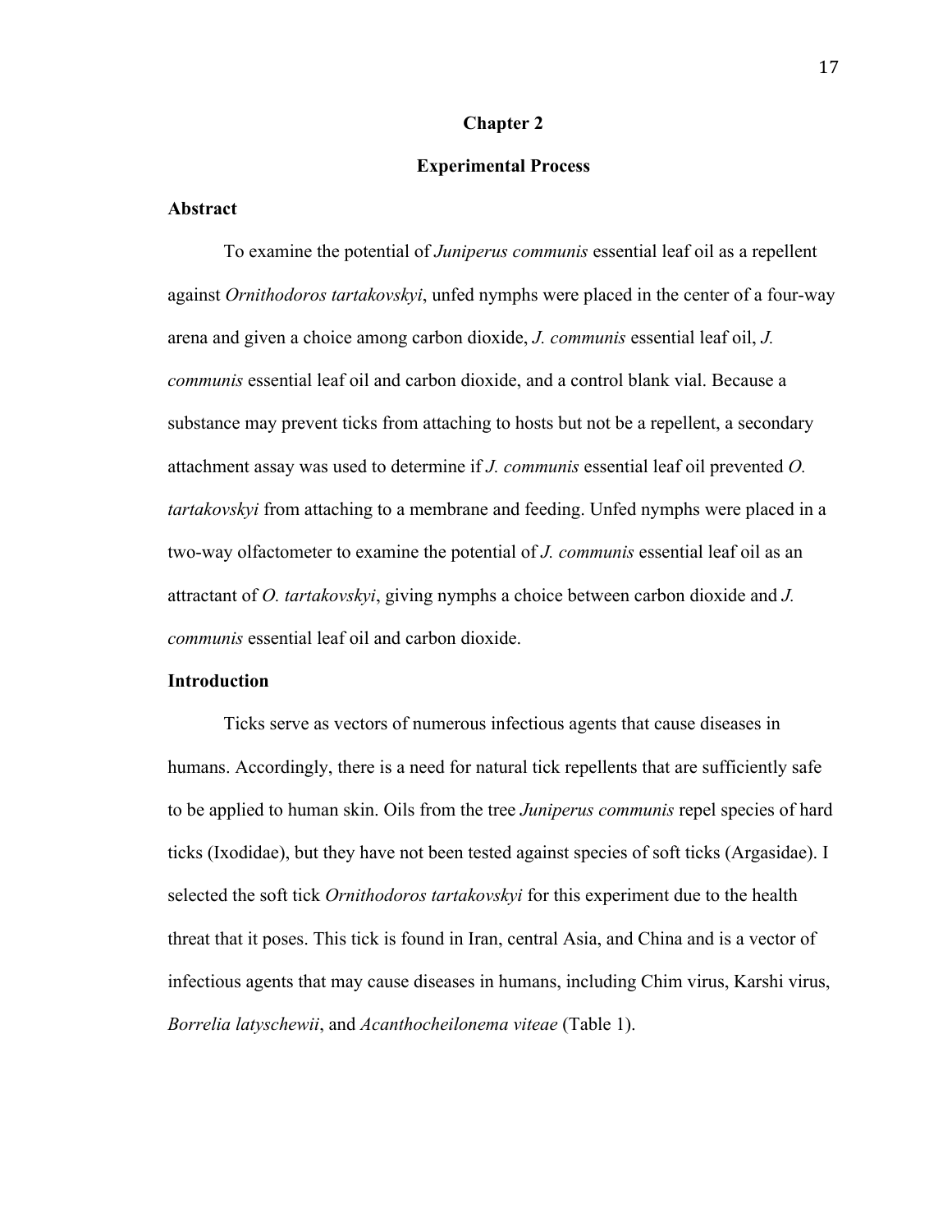# Chapter 2

## Experimental Process

### Abstract

To examine the potential of *Juniperus communis* essential leaf oil as a repellent against *Ornithodoros tartakovskyi*, unfed nymphs were placed in the center of a four-way arena and given a choice among carbon dioxide, *J. communis* essential leaf oil, *J. communis* essential leaf oil and carbon dioxide, and a control blank vial. Because a substance may prevent ticks from attaching to hosts but not be a repellent, a secondary attachment assay was used to determine if *J. communis* essential leaf oil prevented *O. tartakovskyi* from attaching to a membrane and feeding. Unfed nymphs were placed in a two-way olfactometer to examine the potential of *J. communis* essential leaf oil as an attractant of *O. tartakovskyi*, giving nymphs a choice between carbon dioxide and *J. communis* essential leaf oil and carbon dioxide.

### Introduction

Ticks serve as vectors of numerous infectious agents that cause diseases in humans. Accordingly, there is a need for natural tick repellents that are sufficiently safe to be applied to human skin. Oils from the tree *Juniperus communis* repel species of hard ticks (Ixodidae), but they have not been tested against species of soft ticks (Argasidae). I selected the soft tick *Ornithodoros tartakovskyi* for this experiment due to the health threat that it poses. This tick is found in Iran, central Asia, and China and is a vector of infectious agents that may cause diseases in humans, including Chim virus, Karshi virus, *Borrelia latyschewii*, and *Acanthocheilonema viteae* (Table 1).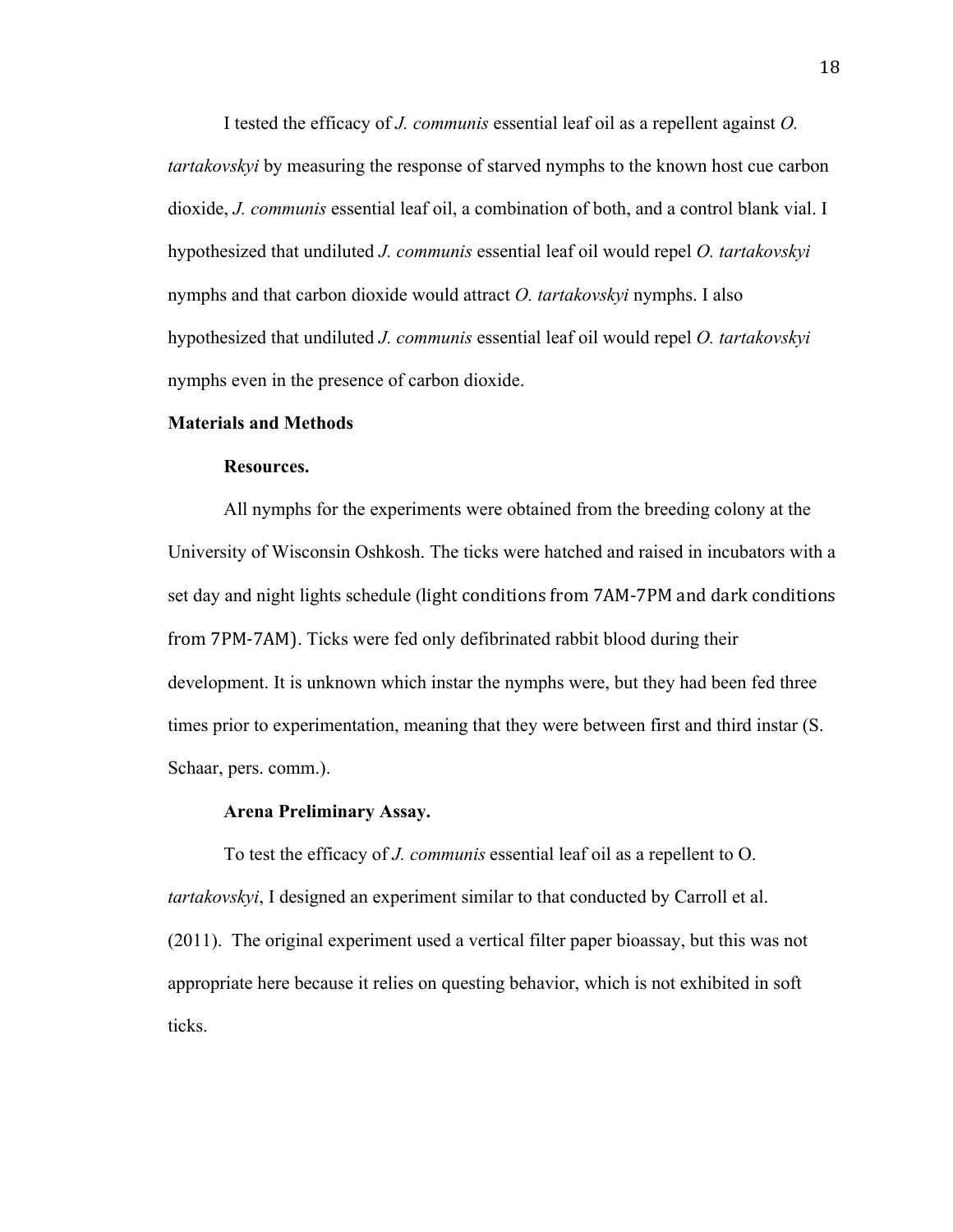I tested the efficacy of *J. communis* essential leaf oil as a repellent against *O. tartakovskyi* by measuring the response of starved nymphs to the known host cue carbon dioxide, *J. communis* essential leaf oil, a combination of both, and a control blank vial. I hypothesized that undiluted *J. communis* essential leaf oil would repel *O. tartakovskyi* nymphs and that carbon dioxide would attract *O. tartakovskyi* nymphs. I also hypothesized that undiluted *J. communis* essential leaf oil would repel *O. tartakovskyi* nymphs even in the presence of carbon dioxide.

## Materials and Methods

### Resources.

All nymphs for the experiments were obtained from the breeding colony at the University of Wisconsin Oshkosh. The ticks were hatched and raised in incubators with a set day and night lights schedule (light conditions from 7AM-7PM and dark conditions from 7PM-7AM). Ticks were fed only defibrinated rabbit blood during their development. It is unknown which instar the nymphs were, but they had been fed three times prior to experimentation, meaning that they were between first and third instar (S. Schaar, pers. comm.).

### Arena Preliminary Assay.

To test the efficacy of *J. communis* essential leaf oil as a repellent to O. *tartakovskyi*, I designed an experiment similar to that conducted by Carroll et al. (2011). The original experiment used a vertical filter paper bioassay, but this was not appropriate here because it relies on questing behavior, which is not exhibited in soft ticks.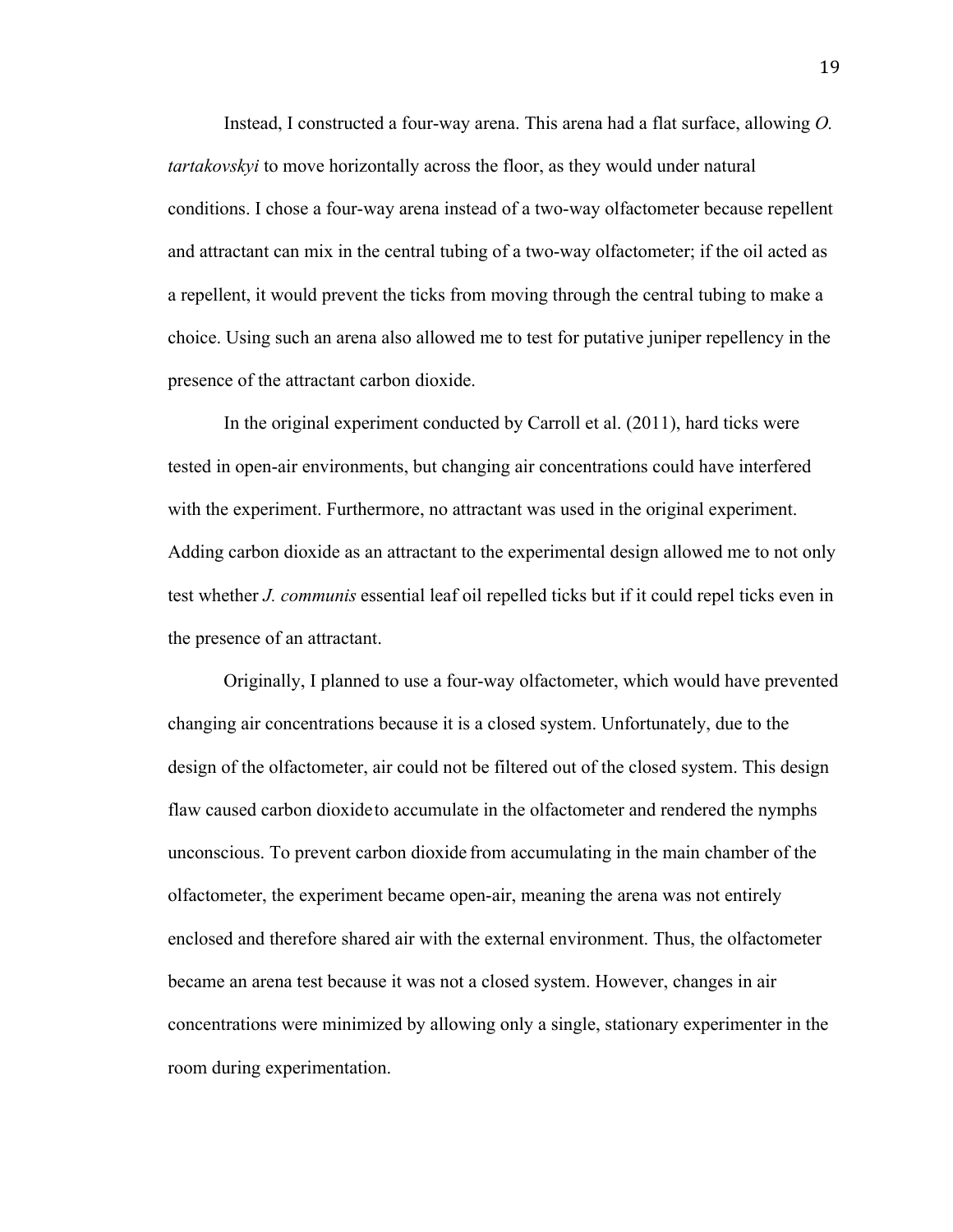Instead, I constructed a four-way arena. This arena had a flat surface, allowing *O. tartakovskyi* to move horizontally across the floor, as they would under natural conditions. I chose a four-way arena instead of a two-way olfactometer because repellent and attractant can mix in the central tubing of a two-way olfactometer; if the oil acted as a repellent, it would prevent the ticks from moving through the central tubing to make a choice. Using such an arena also allowed me to test for putative juniper repellency in the presence of the attractant carbon dioxide.

In the original experiment conducted by Carroll et al. (2011), hard ticks were tested in open-air environments, but changing air concentrations could have interfered with the experiment. Furthermore, no attractant was used in the original experiment. Adding carbon dioxide as an attractant to the experimental design allowed me to not only test whether *J. communis* essential leaf oil repelled ticks but if it could repel ticks even in the presence of an attractant.

Originally, I planned to use a four-way olfactometer, which would have prevented changing air concentrations because it is a closed system. Unfortunately, due to the design of the olfactometer, air could not be filtered out of the closed system. This design flaw caused carbon dioxide to accumulate in the olfactometer and rendered the nymphs unconscious. To prevent carbon dioxide from accumulating in the main chamber of the olfactometer, the experiment became open-air, meaning the arena was not entirely enclosed and therefore shared air with the external environment. Thus, the olfactometer became an arena test because it was not a closed system. However, changes in air concentrations were minimized by allowing only a single, stationary experimenter in the room during experimentation.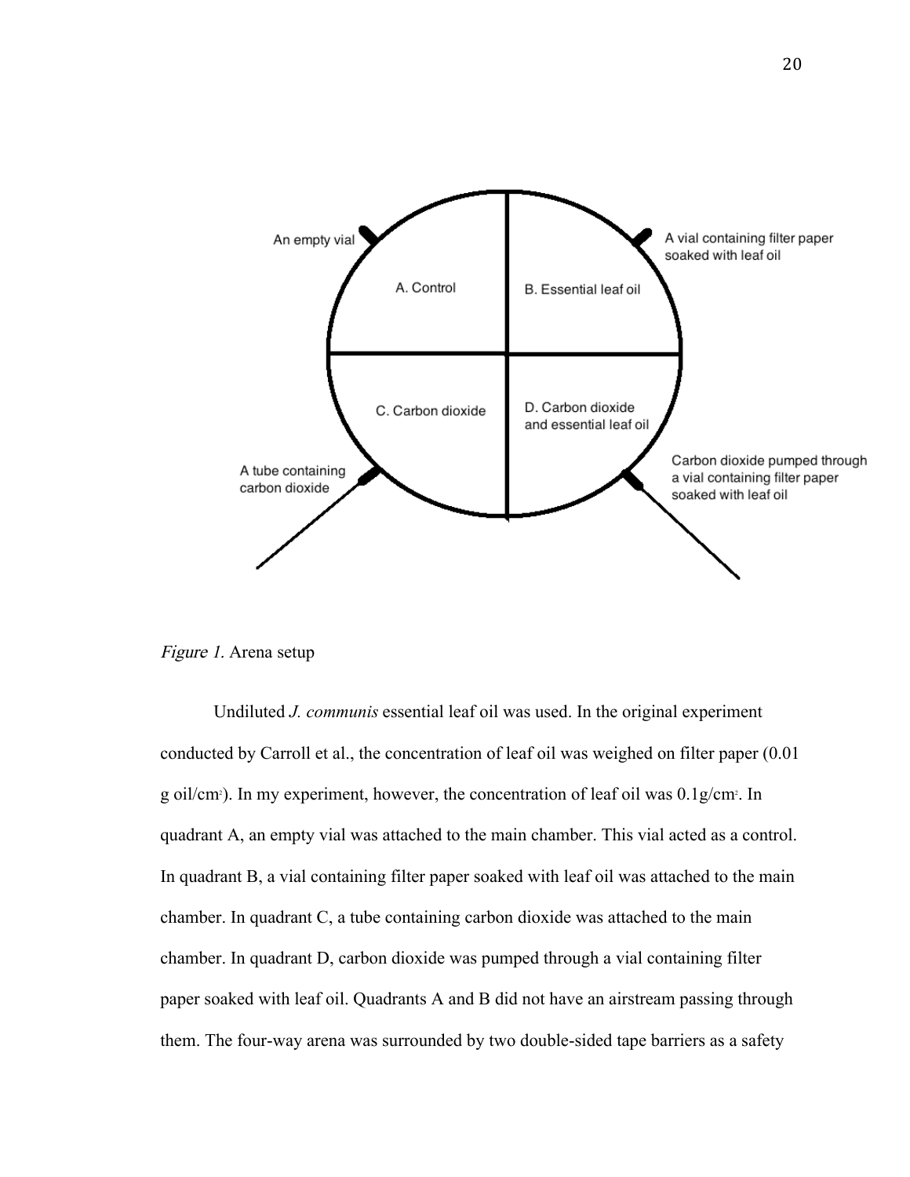*Figure 1.* Arena setup

Undiluted *J. communis* essential leaf oil was used. In the original experiment conducted by Carroll et al., the concentration of leaf oil was weighed on filter paper (0.01 g oil/$cm^2$). In my experiment, however, the concentration of leaf oil was 0.1g/$cm^2$. In quadrant A, an empty vial was attached to the main chamber. This vial acted as a control. In quadrant B, a vial containing filter paper soaked with leaf oil was attached to the main chamber. In quadrant C, a tube containing carbon dioxide was attached to the main chamber. In quadrant D, carbon dioxide was pumped through a vial containing filter paper soaked with leaf oil. Quadrants A and B did not have an airstream passing through them. The four-way arena was surrounded by two double-sided tape barriers as a safety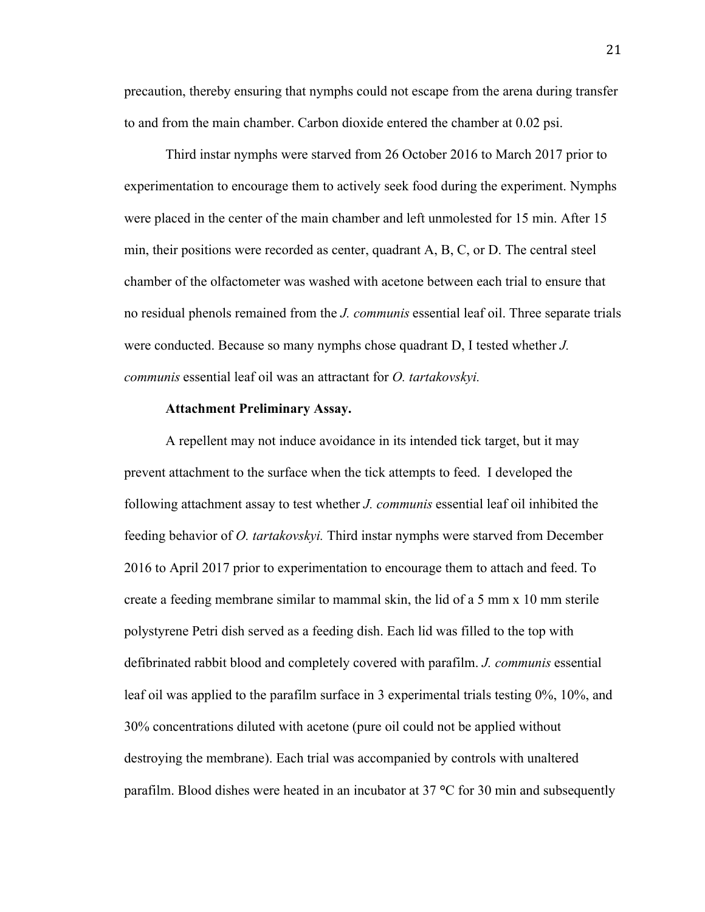precaution, thereby ensuring that nymphs could not escape from the arena during transfer to and from the main chamber. Carbon dioxide entered the chamber at 0.02 psi.

Third instar nymphs were starved from 26 October 2016 to March 2017 prior to experimentation to encourage them to actively seek food during the experiment. Nymphs were placed in the center of the main chamber and left unmolested for 15 min. After 15 min, their positions were recorded as center, quadrant A, B, C, or D. The central steel chamber of the olfactometer was washed with acetone between each trial to ensure that no residual phenols remained from the *J. communis* essential leaf oil. Three separate trials were conducted. Because so many nymphs chose quadrant D, I tested whether *J. communis* essential leaf oil was an attractant for *O. tartakovskyi.*

**Attachment Preliminary Assay.**

A repellent may not induce avoidance in its intended tick target, but it may prevent attachment to the surface when the tick attempts to feed. I developed the following attachment assay to test whether *J. communis* essential leaf oil inhibited the feeding behavior of *O. tartakovskyi.* Third instar nymphs were starved from December 2016 to April 2017 prior to experimentation to encourage them to attach and feed. To create a feeding membrane similar to mammal skin, the lid of a 5 mm x 10 mm sterile polystyrene Petri dish served as a feeding dish. Each lid was filled to the top with defibrinated rabbit blood and completely covered with parafilm. *J. communis* essential leaf oil was applied to the parafilm surface in 3 experimental trials testing 0%, 10%, and 30% concentrations diluted with acetone (pure oil could not be applied without destroying the membrane). Each trial was accompanied by controls with unaltered parafilm. Blood dishes were heated in an incubator at 37 °C for 30 min and subsequently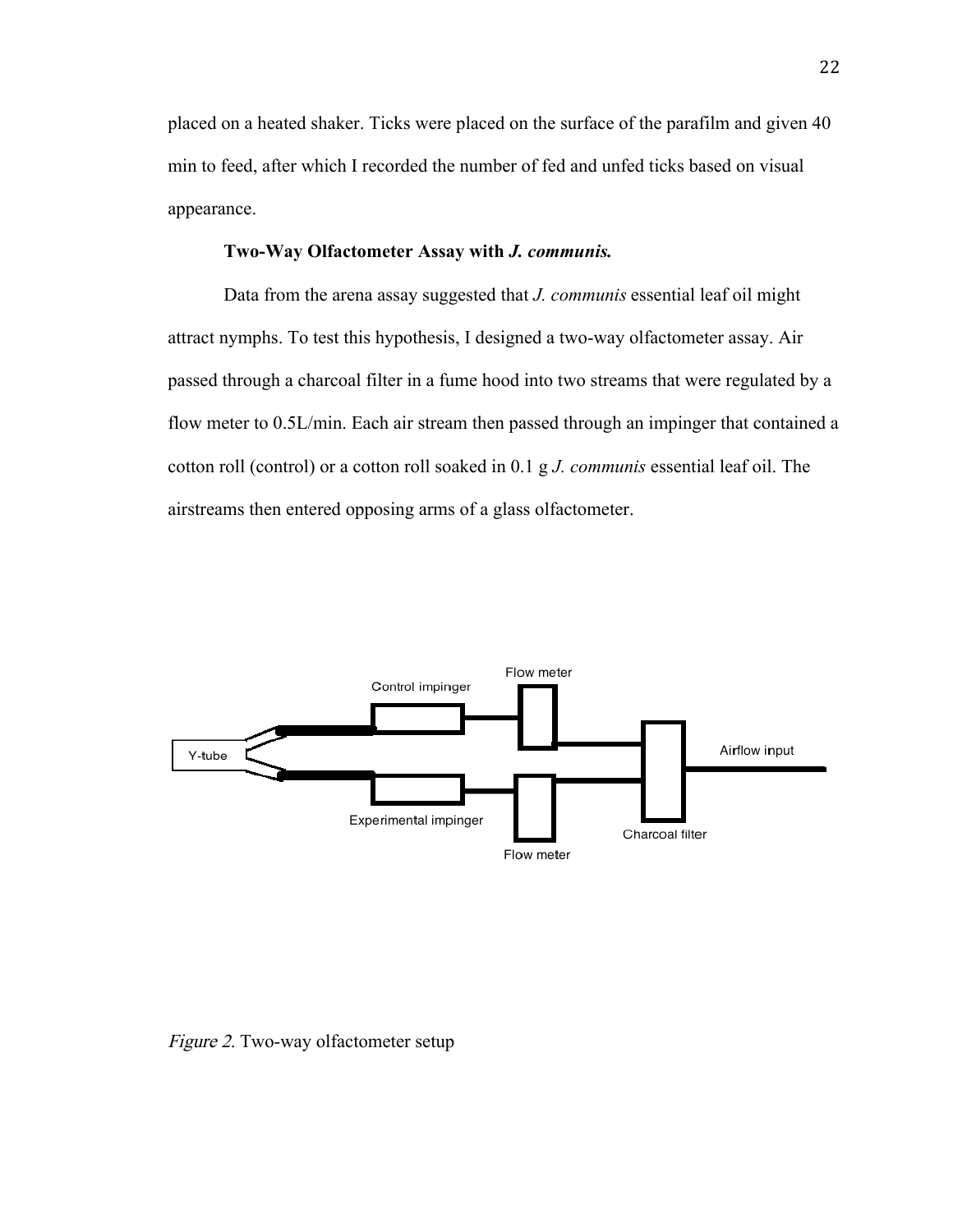placed on a heated shaker. Ticks were placed on the surface of the parafilm and given 40 min to feed, after which I recorded the number of fed and unfed ticks based on visual appearance.

**Two-Way Olfactometer Assay with *J. communis.***

Data from the arena assay suggested that *J. communis* essential leaf oil might attract nymphs. To test this hypothesis, I designed a two-way olfactometer assay. Air passed through a charcoal filter in a fume hood into two streams that were regulated by a flow meter to 0.5L/min. Each air stream then passed through an impinger that contained a cotton roll (control) or a cotton roll soaked in 0.1 g *J. communis* essential leaf oil. The airstreams then entered opposing arms of a glass olfactometer.

*Figure 2.* Two-way olfactometer setup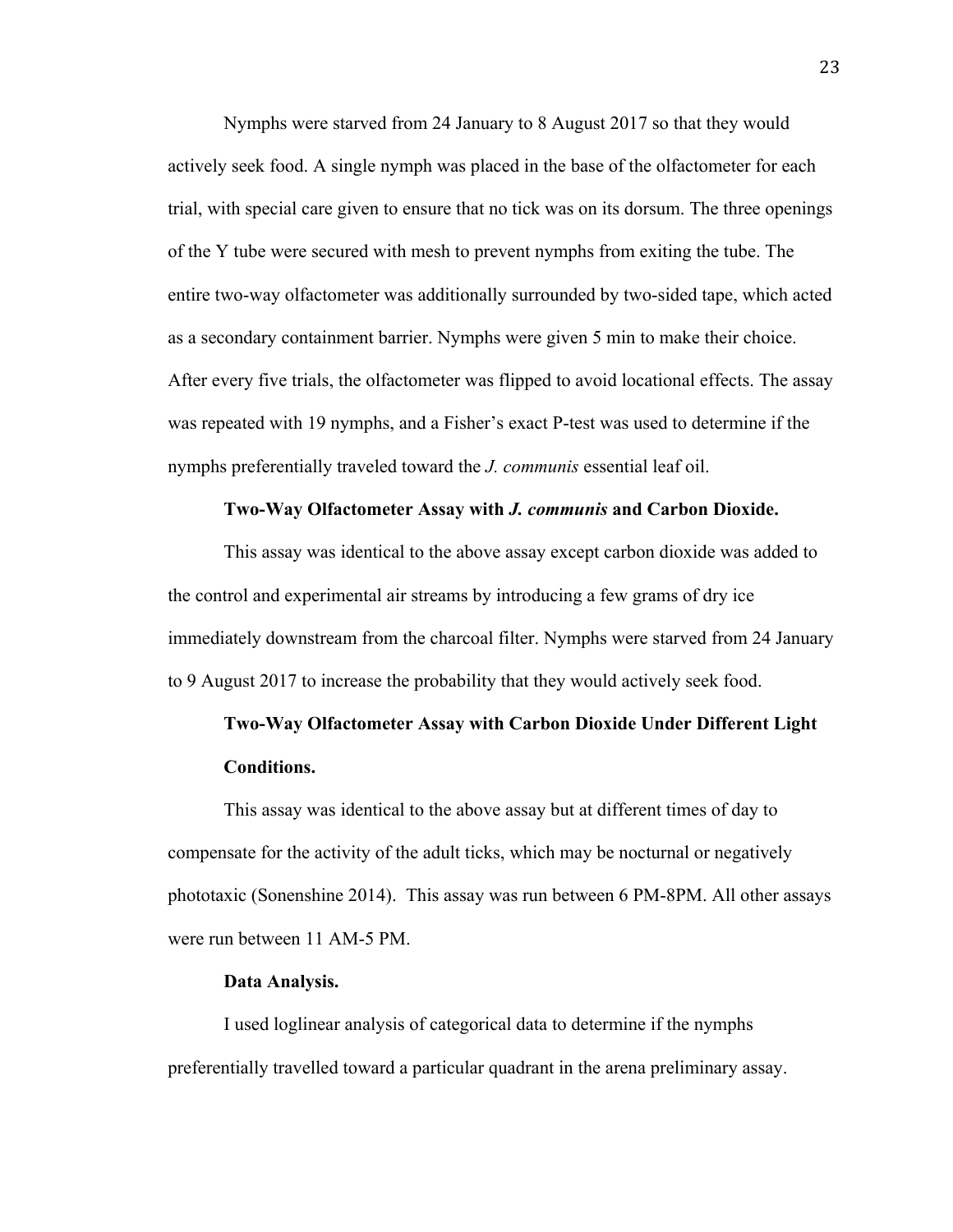Nymphs were starved from 24 January to 8 August 2017 so that they would actively seek food. A single nymph was placed in the base of the olfactometer for each trial, with special care given to ensure that no tick was on its dorsum. The three openings of the Y tube were secured with mesh to prevent nymphs from exiting the tube. The entire two-way olfactometer was additionally surrounded by two-sided tape, which acted as a secondary containment barrier. Nymphs were given 5 min to make their choice. After every five trials, the olfactometer was flipped to avoid locational effects. The assay was repeated with 19 nymphs, and a Fisher's exact P-test was used to determine if the nymphs preferentially traveled toward the *J. communis* essential leaf oil.

**Two-Way Olfactometer Assay with *J. communis* and Carbon Dioxide.**

This assay was identical to the above assay except carbon dioxide was added to the control and experimental air streams by introducing a few grams of dry ice immediately downstream from the charcoal filter. Nymphs were starved from 24 January to 9 August 2017 to increase the probability that they would actively seek food.

**Two-Way Olfactometer Assay with Carbon Dioxide Under Different Light Conditions.**

This assay was identical to the above assay but at different times of day to compensate for the activity of the adult ticks, which may be nocturnal or negatively phototaxic (Sonenshine 2014). This assay was run between 6 PM-8PM. All other assays were run between 11 AM-5 PM.

**Data Analysis.**

I used loglinear analysis of categorical data to determine if the nymphs preferentially travelled toward a particular quadrant in the arena preliminary assay.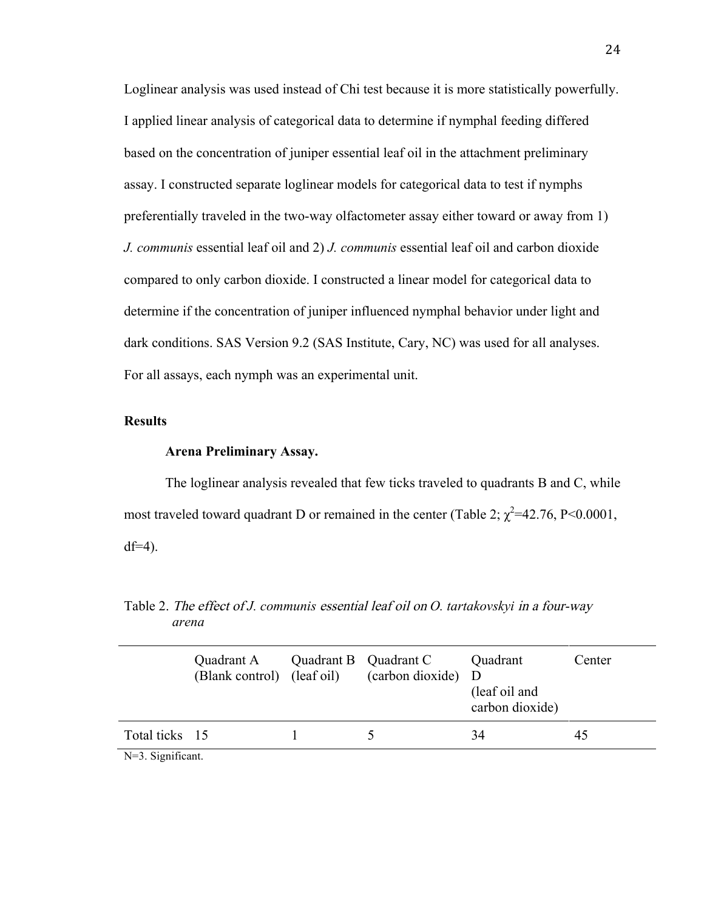Loglinear analysis was used instead of Chi test because it is more statistically powerfully. I applied linear analysis of categorical data to determine if nymphal feeding differed based on the concentration of juniper essential leaf oil in the attachment preliminary assay. I constructed separate loglinear models for categorical data to test if nymphs preferentially traveled in the two-way olfactometer assay either toward or away from 1) *J. communis* essential leaf oil and 2) *J. communis* essential leaf oil and carbon dioxide compared to only carbon dioxide. I constructed a linear model for categorical data to determine if the concentration of juniper influenced nymphal behavior under light and dark conditions. SAS Version 9.2 (SAS Institute, Cary, NC) was used for all analyses. For all assays, each nymph was an experimental unit.

## Results

### Arena Preliminary Assay.

The loglinear analysis revealed that few ticks traveled to quadrants B and C, while most traveled toward quadrant D or remained in the center (Table 2; $\chi^2$=42.76, P<0.0001, df=4).

Table 2. *The effect of J. communis essential leaf oil on O. tartakovskyi in a four-way arena*

| | Quadrant A (Blank control) | Quadrant B (leaf oil) | Quadrant C (carbon dioxide) | Quadrant D (leaf oil and carbon dioxide) | Center |
|---|---|---|---|---|---|
| Total ticks | 15 | 1 | 5 | 34 | 45 |

N=3. Significant.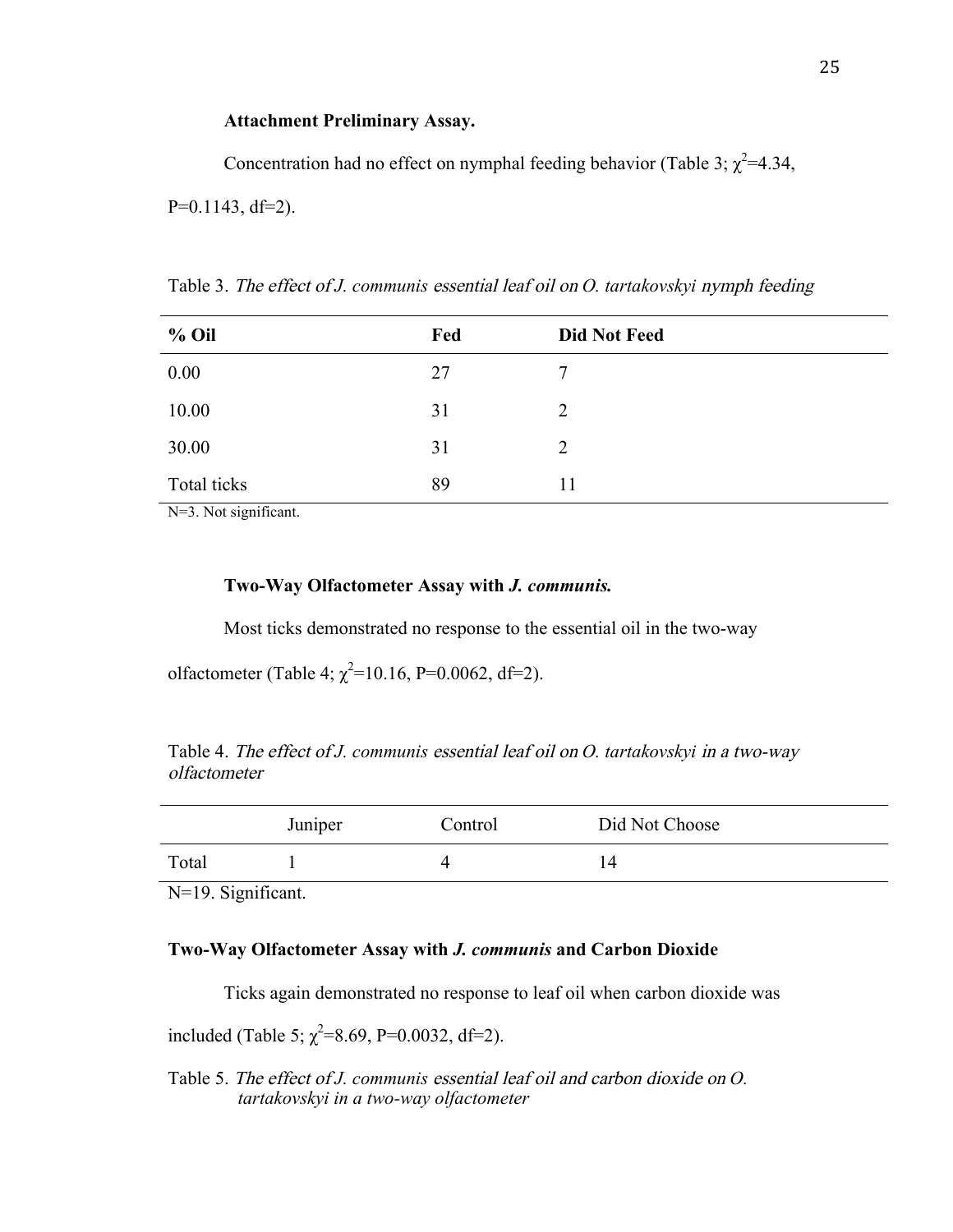### Attachment Preliminary Assay.

Concentration had no effect on nymphal feeding behavior (Table 3; $\chi^2$=4.34, P=0.1143, df=2).

Table 3. *The effect of J. communis essential leaf oil on O. tartakovskyi nymph feeding*

| % Oil | Fed | Did Not Feed |
|---|---|---|
| 0.00 | 27 | 7 |
| 10.00 | 31 | 2 |
| 30.00 | 31 | 2 |
| Total ticks | 89 | 11 |

N=3. Not significant.

### Two-Way Olfactometer Assay with *J. communis.*

Most ticks demonstrated no response to the essential oil in the two-way olfactometer (Table 4; $\chi^2$=10.16, P=0.0062, df=2).

Table 4. *The effect of J. communis essential leaf oil on O. tartakovskyi in a two-way olfactometer*

| | Juniper | Control | Did Not Choose |
|---|---|---|---|
| Total | 1 | 4 | 14 |

N=19. Significant.

### Two-Way Olfactometer Assay with *J. communis* and Carbon Dioxide

Ticks again demonstrated no response to leaf oil when carbon dioxide was included (Table 5; $\chi^2$=8.69, P=0.0032, df=2).

Table 5. *The effect of J. communis essential leaf oil and carbon dioxide on O. tartakovskyi in a two-way olfactometer*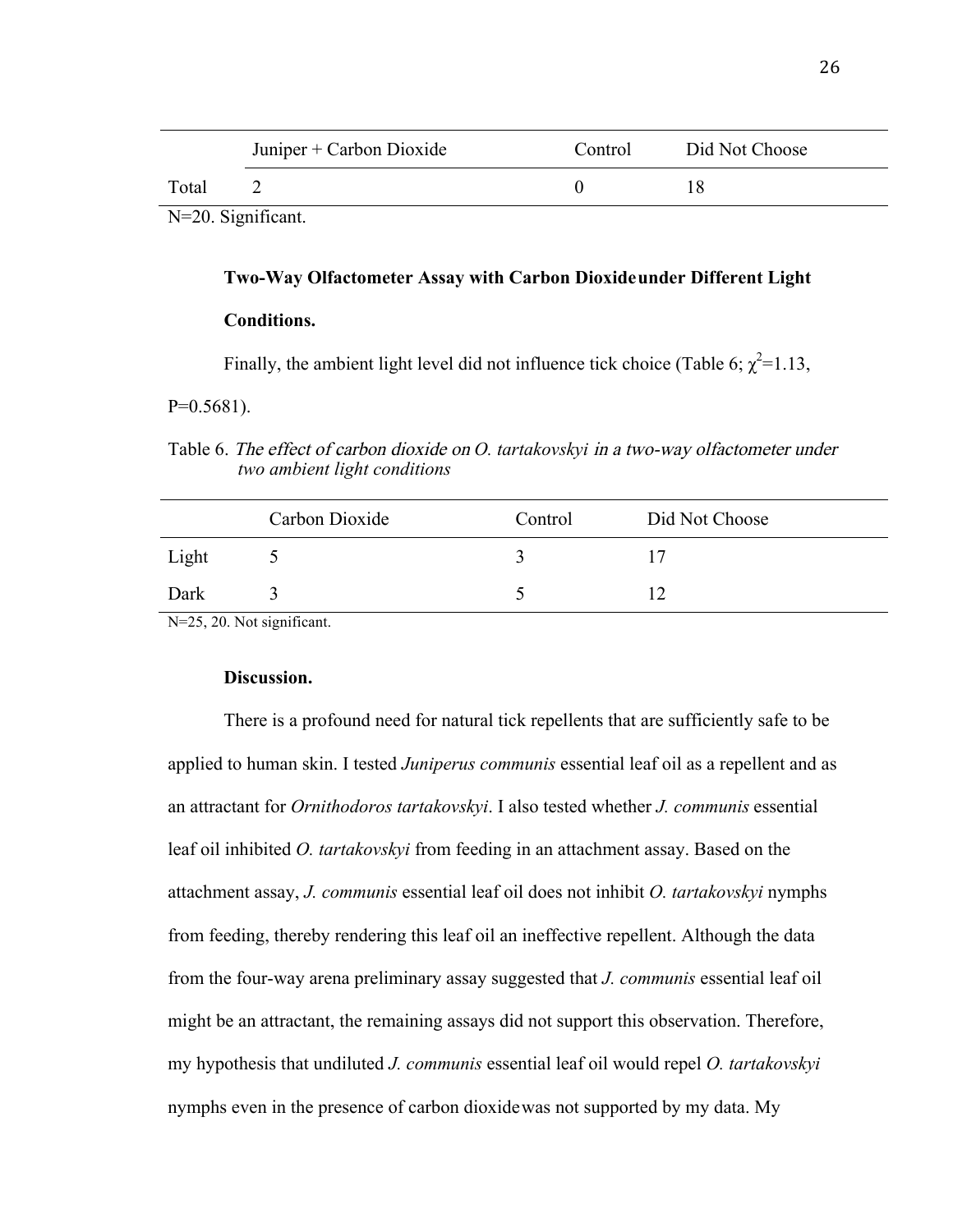| | Juniper + Carbon Dioxide | Control | Did Not Choose |
|---|---|---|---|
| Total | 2 | 0 | 18 |

N=20. Significant.

**Two-Way Olfactometer Assay with Carbon Dioxide under Different Light Conditions.**

Finally, the ambient light level did not influence tick choice (Table 6; $\chi^2$=1.13, P=0.5681).

Table 6. *The effect of carbon dioxide on O. tartakovskyi in a two-way olfactometer under two ambient light conditions*

| | Carbon Dioxide | Control | Did Not Choose |
|---|---|---|---|
| Light | 5 | 3 | 17 |
| Dark | 3 | 5 | 12 |

N=25, 20. Not significant.

**Discussion.**

There is a profound need for natural tick repellents that are sufficiently safe to be applied to human skin. I tested *Juniperus communis* essential leaf oil as a repellent and as an attractant for *Ornithodoros tartakovskyi*. I also tested whether *J. communis* essential leaf oil inhibited *O. tartakovskyi* from feeding in an attachment assay. Based on the attachment assay, *J. communis* essential leaf oil does not inhibit *O. tartakovskyi* nymphs from feeding, thereby rendering this leaf oil an ineffective repellent. Although the data from the four-way arena preliminary assay suggested that *J. communis* essential leaf oil might be an attractant, the remaining assays did not support this observation. Therefore, my hypothesis that undiluted *J. communis* essential leaf oil would repel *O. tartakovskyi* nymphs even in the presence of carbon dioxide was not supported by my data. My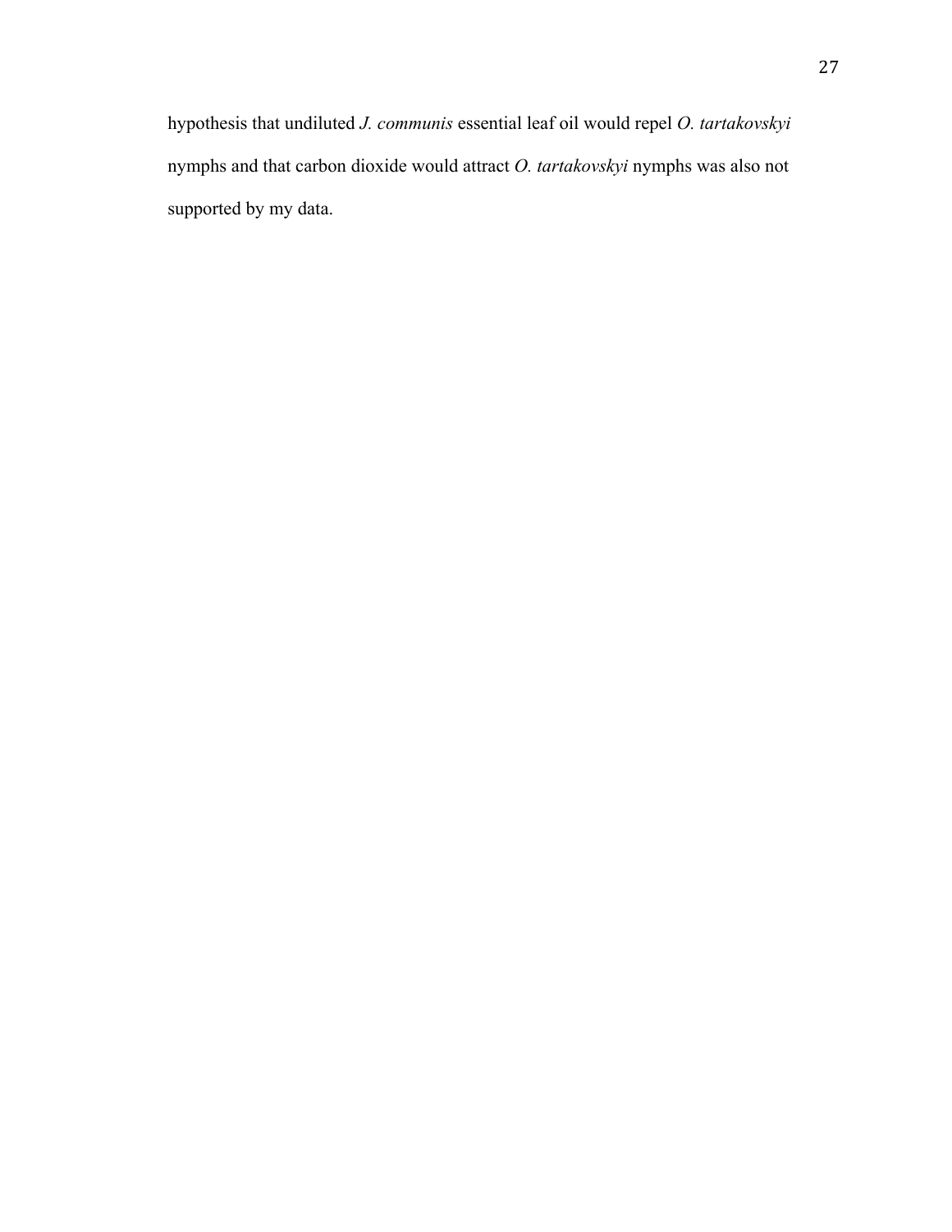hypothesis that undiluted *J. communis* essential leaf oil would repel *O. tartakovskyi* nymphs and that carbon dioxide would attract *O. tartakovskyi* nymphs was also not supported by my data.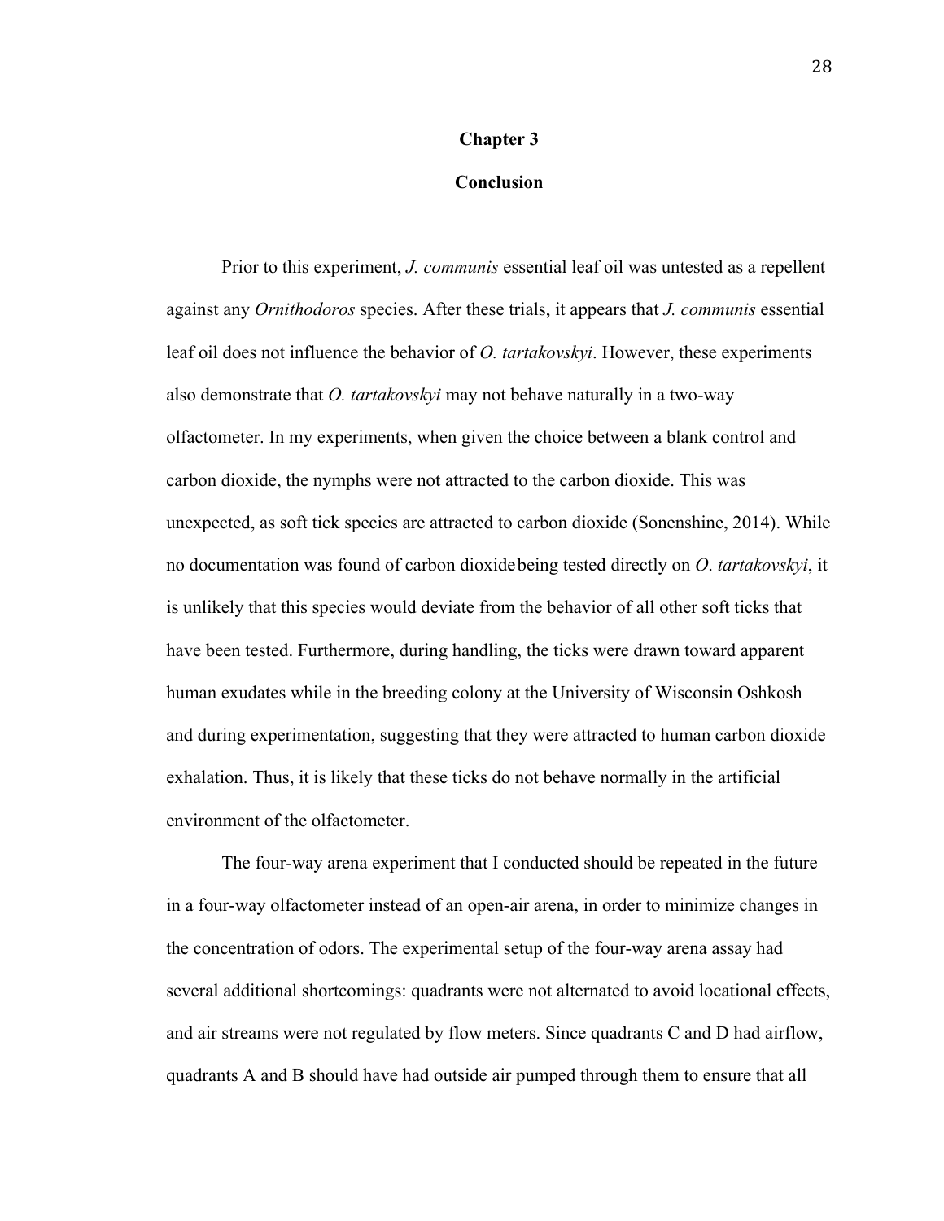# Chapter 3

## Conclusion

Prior to this experiment, *J. communis* essential leaf oil was untested as a repellent against any *Ornithodoros* species. After these trials, it appears that *J. communis* essential leaf oil does not influence the behavior of *O. tartakovskyi*. However, these experiments also demonstrate that *O. tartakovskyi* may not behave naturally in a two-way olfactometer. In my experiments, when given the choice between a blank control and carbon dioxide, the nymphs were not attracted to the carbon dioxide. This was unexpected, as soft tick species are attracted to carbon dioxide (Sonenshine, 2014). While no documentation was found of carbon dioxide being tested directly on *O. tartakovskyi*, it is unlikely that this species would deviate from the behavior of all other soft ticks that have been tested. Furthermore, during handling, the ticks were drawn toward apparent human exudates while in the breeding colony at the University of Wisconsin Oshkosh and during experimentation, suggesting that they were attracted to human carbon dioxide exhalation. Thus, it is likely that these ticks do not behave normally in the artificial environment of the olfactometer.

The four-way arena experiment that I conducted should be repeated in the future in a four-way olfactometer instead of an open-air arena, in order to minimize changes in the concentration of odors. The experimental setup of the four-way arena assay had several additional shortcomings: quadrants were not alternated to avoid locational effects, and air streams were not regulated by flow meters. Since quadrants C and D had airflow, quadrants A and B should have had outside air pumped through them to ensure that all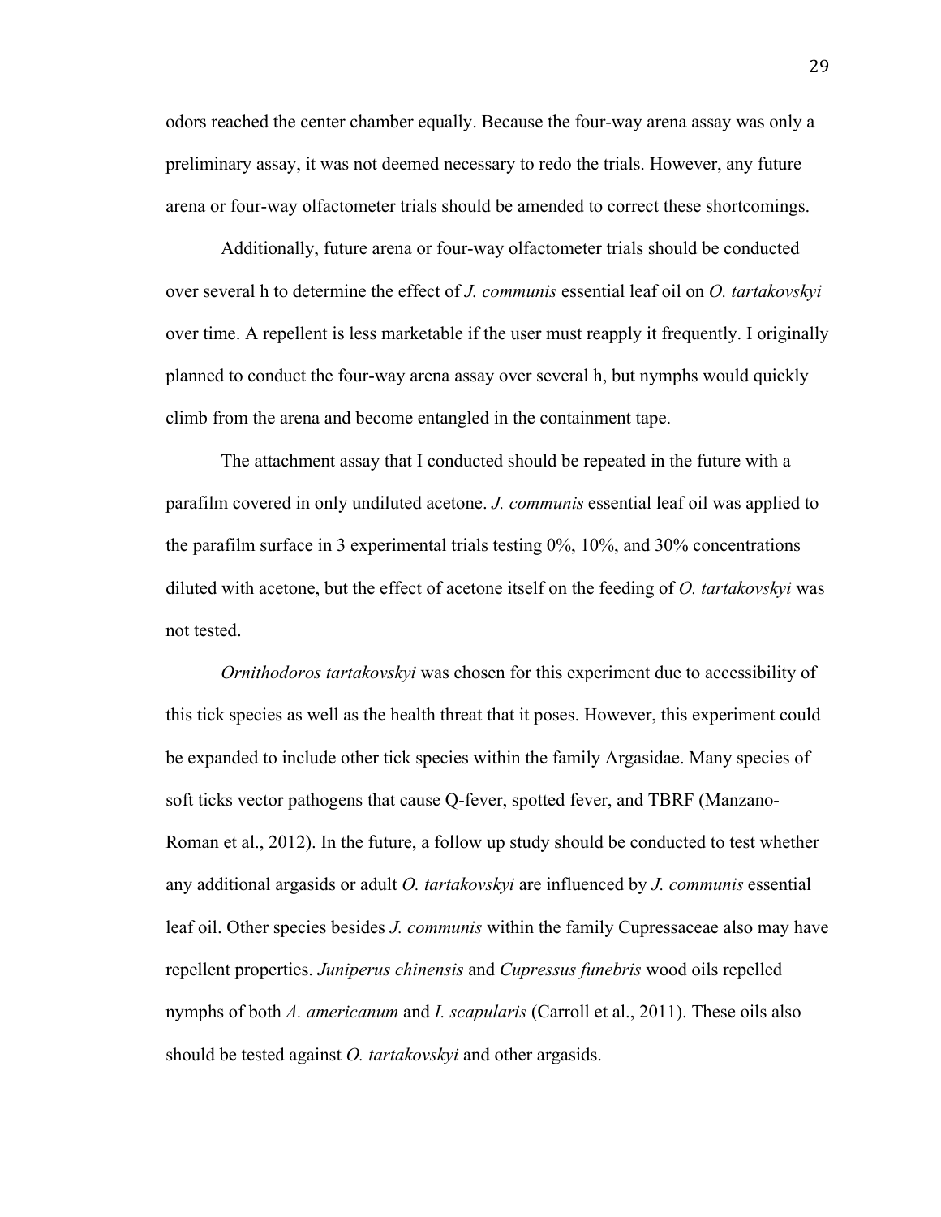odors reached the center chamber equally. Because the four-way arena assay was only a preliminary assay, it was not deemed necessary to redo the trials. However, any future arena or four-way olfactometer trials should be amended to correct these shortcomings.

Additionally, future arena or four-way olfactometer trials should be conducted over several h to determine the effect of *J. communis* essential leaf oil on *O. tartakovskyi* over time. A repellent is less marketable if the user must reapply it frequently. I originally planned to conduct the four-way arena assay over several h, but nymphs would quickly climb from the arena and become entangled in the containment tape.

The attachment assay that I conducted should be repeated in the future with a parafilm covered in only undiluted acetone. *J. communis* essential leaf oil was applied to the parafilm surface in 3 experimental trials testing 0%, 10%, and 30% concentrations diluted with acetone, but the effect of acetone itself on the feeding of *O. tartakovskyi* was not tested.

*Ornithodoros tartakovskyi* was chosen for this experiment due to accessibility of this tick species as well as the health threat that it poses. However, this experiment could be expanded to include other tick species within the family Argasidae. Many species of soft ticks vector pathogens that cause Q-fever, spotted fever, and TBRF (Manzano-Roman et al., 2012). In the future, a follow up study should be conducted to test whether any additional argasids or adult *O. tartakovskyi* are influenced by *J. communis* essential leaf oil. Other species besides *J. communis* within the family Cupressaceae also may have repellent properties. *Juniperus chinensis* and *Cupressus funebris* wood oils repelled nymphs of both *A. americanum* and *I. scapularis* (Carroll et al., 2011). These oils also should be tested against *O. tartakovskyi* and other argasids.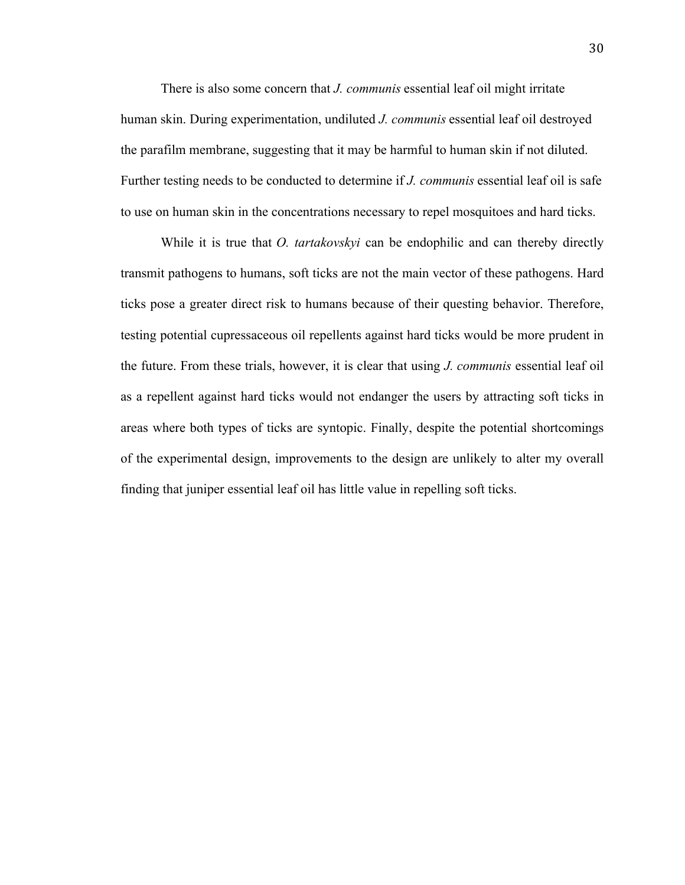There is also some concern that *J. communis* essential leaf oil might irritate human skin. During experimentation, undiluted *J. communis* essential leaf oil destroyed the parafilm membrane, suggesting that it may be harmful to human skin if not diluted. Further testing needs to be conducted to determine if *J. communis* essential leaf oil is safe to use on human skin in the concentrations necessary to repel mosquitoes and hard ticks.

While it is true that *O. tartakovskyi* can be endophilic and can thereby directly transmit pathogens to humans, soft ticks are not the main vector of these pathogens. Hard ticks pose a greater direct risk to humans because of their questing behavior. Therefore, testing potential cupressaceous oil repellents against hard ticks would be more prudent in the future. From these trials, however, it is clear that using *J. communis* essential leaf oil as a repellent against hard ticks would not endanger the users by attracting soft ticks in areas where both types of ticks are syntopic. Finally, despite the potential shortcomings of the experimental design, improvements to the design are unlikely to alter my overall finding that juniper essential leaf oil has little value in repelling soft ticks.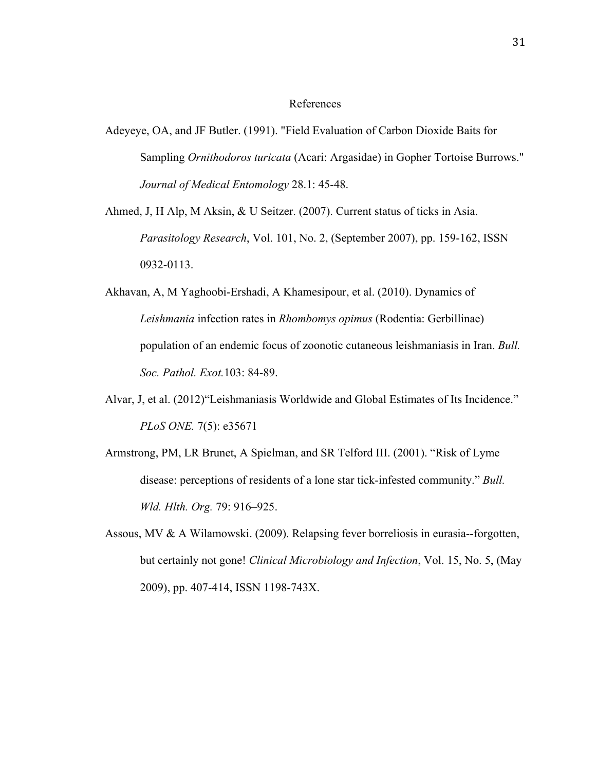# References

Adeyeye, OA, and JF Butler. (1991). "Field Evaluation of Carbon Dioxide Baits for Sampling *Ornithodoros turicata* (Acari: Argasidae) in Gopher Tortoise Burrows." *Journal of Medical Entomology* 28.1: 45-48.

Ahmed, J, H Alp, M Aksin, & U Seitzer. (2007). Current status of ticks in Asia. *Parasitology Research*, Vol. 101, No. 2, (September 2007), pp. 159-162, ISSN 0932-0113.

Akhavan, A, M Yaghoobi-Ershadi, A Khamesipour, et al. (2010). Dynamics of *Leishmania* infection rates in *Rhombomys opimus* (Rodentia: Gerbillinae) population of an endemic focus of zoonotic cutaneous leishmaniasis in Iran. *Bull. Soc. Pathol. Exot.*103: 84-89.

Alvar, J, et al. (2012)"Leishmaniasis Worldwide and Global Estimates of Its Incidence." *PLoS ONE.* 7(5): e35671

Armstrong, PM, LR Brunet, A Spielman, and SR Telford III. (2001). "Risk of Lyme disease: perceptions of residents of a lone star tick-infested community." *Bull. Wld. Hlth. Org.* 79: 916–925.

Assous, MV & A Wilamowski. (2009). Relapsing fever borreliosis in eurasia--forgotten, but certainly not gone! *Clinical Microbiology and Infection*, Vol. 15, No. 5, (May 2009), pp. 407-414, ISSN 1198-743X.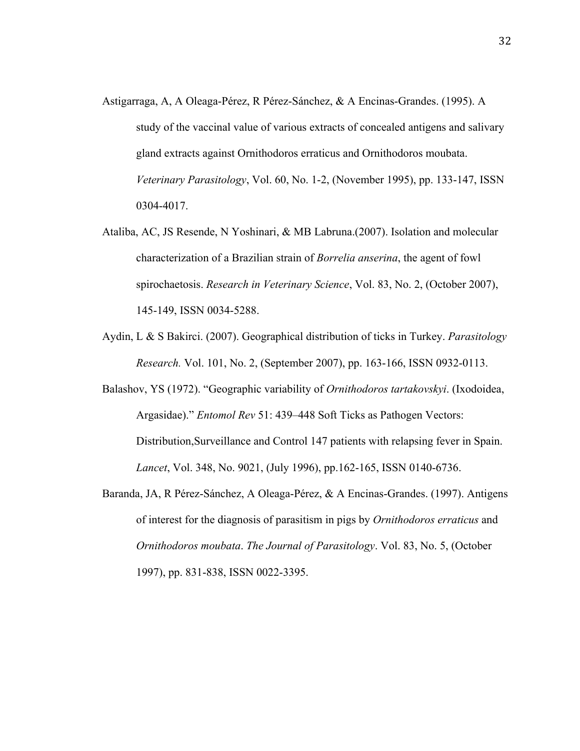Astigarraga, A, A Oleaga-Pérez, R Pérez-Sánchez, & A Encinas-Grandes. (1995). A study of the vaccinal value of various extracts of concealed antigens and salivary gland extracts against Ornithodoros erraticus and Ornithodoros moubata. *Veterinary Parasitology*, Vol. 60, No. 1-2, (November 1995), pp. 133-147, ISSN 0304-4017.

Ataliba, AC, JS Resende, N Yoshinari, & MB Labruna.(2007). Isolation and molecular characterization of a Brazilian strain of *Borrelia anserina*, the agent of fowl spirochaetosis. *Research in Veterinary Science*, Vol. 83, No. 2, (October 2007), 145-149, ISSN 0034-5288.

Aydin, L & S Bakirci. (2007). Geographical distribution of ticks in Turkey. *Parasitology Research.* Vol. 101, No. 2, (September 2007), pp. 163-166, ISSN 0932-0113.

Balashov, YS (1972). "Geographic variability of *Ornithodoros tartakovskyi*. (Ixodoidea, Argasidae)." *Entomol Rev* 51: 439–448 Soft Ticks as Pathogen Vectors: Distribution,Surveillance and Control 147 patients with relapsing fever in Spain. *Lancet*, Vol. 348, No. 9021, (July 1996), pp.162-165, ISSN 0140-6736.

Baranda, JA, R Pérez-Sánchez, A Oleaga-Pérez, & A Encinas-Grandes. (1997). Antigens of interest for the diagnosis of parasitism in pigs by *Ornithodoros erraticus* and *Ornithodoros moubata*. *The Journal of Parasitology*. Vol. 83, No. 5, (October 1997), pp. 831-838, ISSN 0022-3395.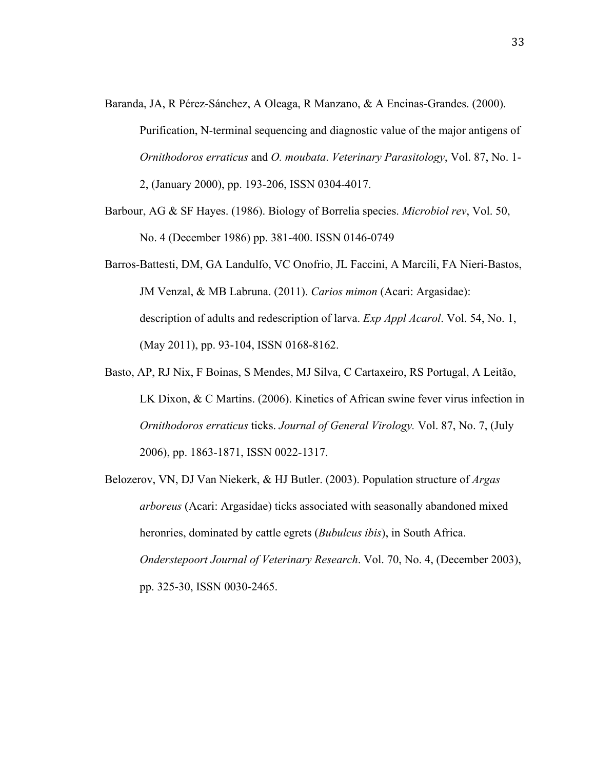Baranda, JA, R Pérez-Sánchez, A Oleaga, R Manzano, & A Encinas-Grandes. (2000). Purification, N-terminal sequencing and diagnostic value of the major antigens of *Ornithodoros erraticus* and *O. moubata*. *Veterinary Parasitology*, Vol. 87, No. 1-2, (January 2000), pp. 193-206, ISSN 0304-4017.

Barbour, AG & SF Hayes. (1986). Biology of Borrelia species. *Microbiol rev*, Vol. 50, No. 4 (December 1986) pp. 381-400. ISSN 0146-0749

Barros-Battesti, DM, GA Landulfo, VC Onofrio, JL Faccini, A Marcili, FA Nieri-Bastos, JM Venzal, & MB Labruna. (2011). *Carios mimon* (Acari: Argasidae): description of adults and redescription of larva. *Exp Appl Acarol*. Vol. 54, No. 1, (May 2011), pp. 93-104, ISSN 0168-8162.

Basto, AP, RJ Nix, F Boinas, S Mendes, MJ Silva, C Cartaxeiro, RS Portugal, A Leitão, LK Dixon, & C Martins. (2006). Kinetics of African swine fever virus infection in *Ornithodoros erraticus* ticks. *Journal of General Virology.* Vol. 87, No. 7, (July 2006), pp. 1863-1871, ISSN 0022-1317.

Belozerov, VN, DJ Van Niekerk, & HJ Butler. (2003). Population structure of *Argas arboreus* (Acari: Argasidae) ticks associated with seasonally abandoned mixed heronries, dominated by cattle egrets (*Bubulcus ibis*), in South Africa. *Onderstepoort Journal of Veterinary Research*. Vol. 70, No. 4, (December 2003), pp. 325-30, ISSN 0030-2465.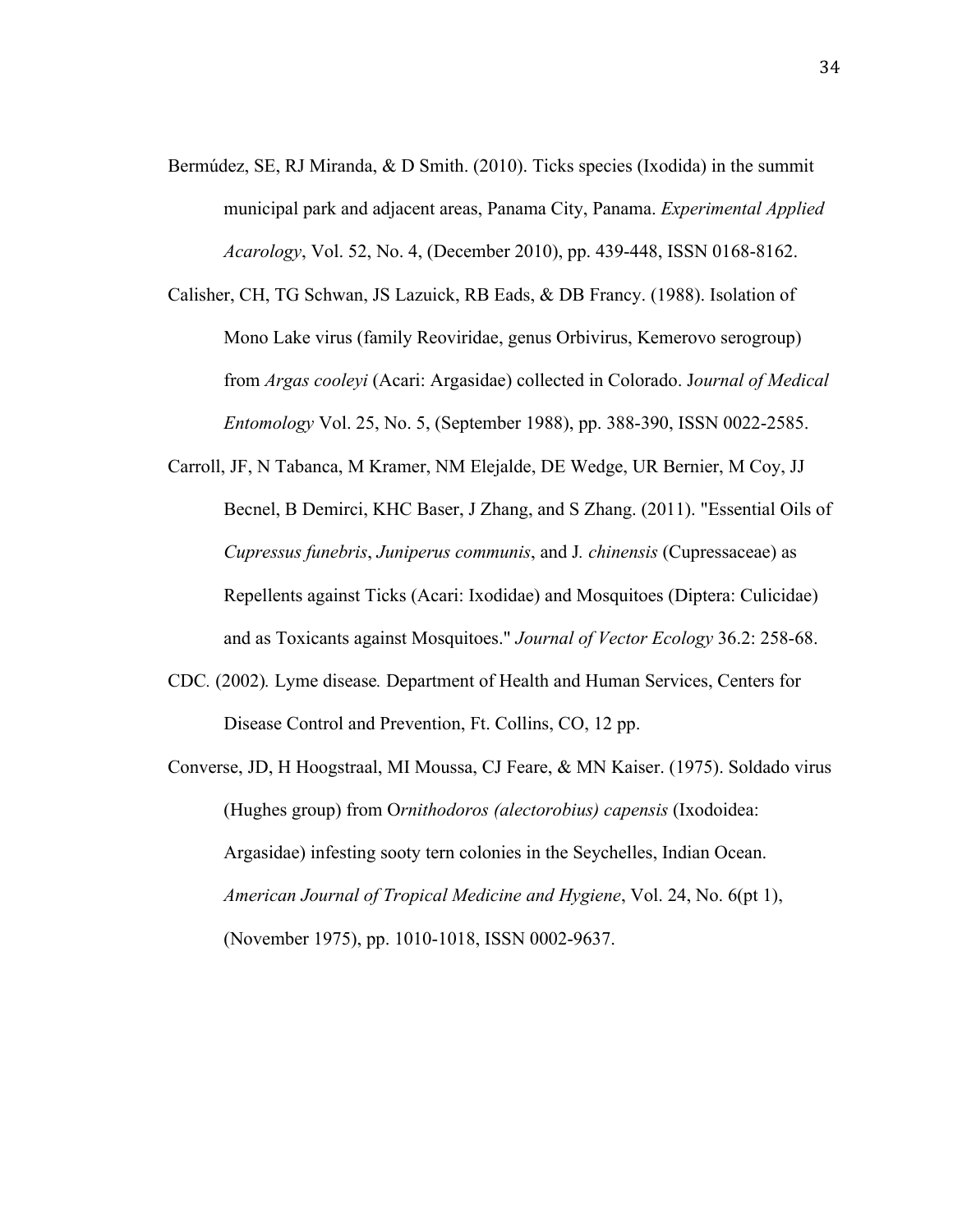Bermúdez, SE, RJ Miranda, & D Smith. (2010). Ticks species (Ixodida) in the summit municipal park and adjacent areas, Panama City, Panama. *Experimental Applied Acarology*, Vol. 52, No. 4, (December 2010), pp. 439-448, ISSN 0168-8162.

Calisher, CH, TG Schwan, JS Lazuick, RB Eads, & DB Francy. (1988). Isolation of Mono Lake virus (family Reoviridae, genus Orbivirus, Kemerovo serogroup) from *Argas cooleyi* (Acari: Argasidae) collected in Colorado. J*ournal of Medical Entomology* Vol. 25, No. 5, (September 1988), pp. 388-390, ISSN 0022-2585.

Carroll, JF, N Tabanca, M Kramer, NM Elejalde, DE Wedge, UR Bernier, M Coy, JJ Becnel, B Demirci, KHC Baser, J Zhang, and S Zhang. (2011). "Essential Oils of *Cupressus funebris*, *Juniperus communis*, and J*. chinensis* (Cupressaceae) as Repellents against Ticks (Acari: Ixodidae) and Mosquitoes (Diptera: Culicidae) and as Toxicants against Mosquitoes." *Journal of Vector Ecology* 36.2: 258-68.

CDC. (2002)*.* Lyme disease*.* Department of Health and Human Services, Centers for Disease Control and Prevention, Ft. Collins, CO, 12 pp.

Converse, JD, H Hoogstraal, MI Moussa, CJ Feare, & MN Kaiser. (1975). Soldado virus (Hughes group) from O*rnithodoros (alectorobius) capensis* (Ixodoidea: Argasidae) infesting sooty tern colonies in the Seychelles, Indian Ocean. *American Journal of Tropical Medicine and Hygiene*, Vol. 24, No. 6(pt 1), (November 1975), pp. 1010-1018, ISSN 0002-9637.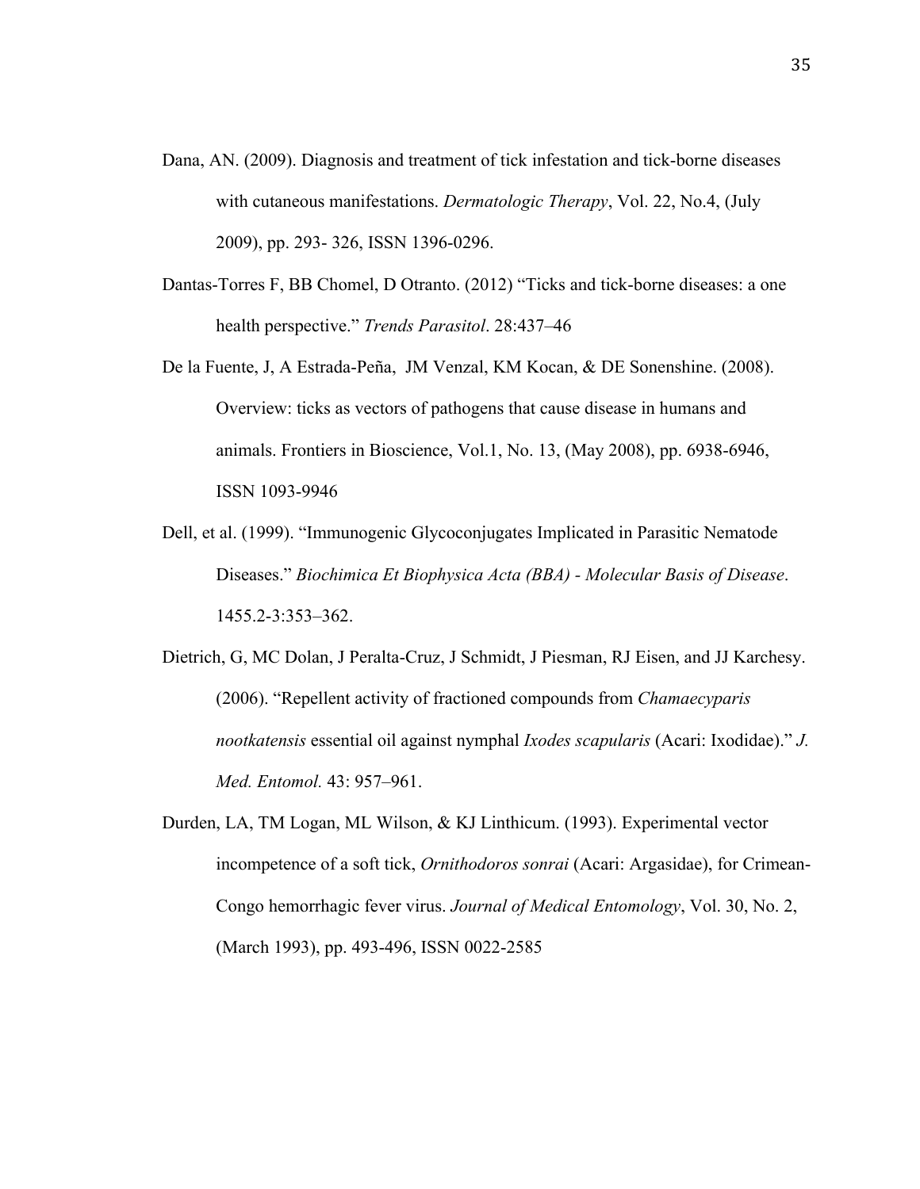Dana, AN. (2009). Diagnosis and treatment of tick infestation and tick-borne diseases with cutaneous manifestations. *Dermatologic Therapy*, Vol. 22, No.4, (July 2009), pp. 293- 326, ISSN 1396-0296.

Dantas-Torres F, BB Chomel, D Otranto. (2012) "Ticks and tick-borne diseases: a one health perspective." *Trends Parasitol*. 28:437–46

De la Fuente, J, A Estrada-Peña, JM Venzal, KM Kocan, & DE Sonenshine. (2008). Overview: ticks as vectors of pathogens that cause disease in humans and animals. Frontiers in Bioscience, Vol.1, No. 13, (May 2008), pp. 6938-6946, ISSN 1093-9946

Dell, et al. (1999). "Immunogenic Glycoconjugates Implicated in Parasitic Nematode Diseases." *Biochimica Et Biophysica Acta (BBA) - Molecular Basis of Disease*. 1455.2-3:353–362.

Dietrich, G, MC Dolan, J Peralta-Cruz, J Schmidt, J Piesman, RJ Eisen, and JJ Karchesy. (2006). "Repellent activity of fractioned compounds from *Chamaecyparis nootkatensis* essential oil against nymphal *Ixodes scapularis* (Acari: Ixodidae)." *J. Med. Entomol.* 43: 957–961.

Durden, LA, TM Logan, ML Wilson, & KJ Linthicum. (1993). Experimental vector incompetence of a soft tick, *Ornithodoros sonrai* (Acari: Argasidae), for Crimean-Congo hemorrhagic fever virus. *Journal of Medical Entomology*, Vol. 30, No. 2, (March 1993), pp. 493-496, ISSN 0022-2585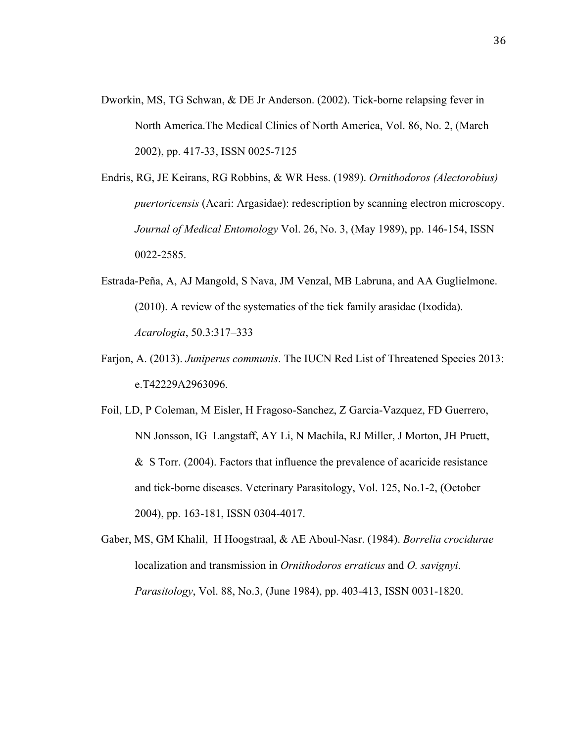Dworkin, MS, TG Schwan, & DE Jr Anderson. (2002). Tick-borne relapsing fever in North America.The Medical Clinics of North America, Vol. 86, No. 2, (March 2002), pp. 417-33, ISSN 0025-7125

Endris, RG, JE Keirans, RG Robbins, & WR Hess. (1989). *Ornithodoros (Alectorobius) puertoricensis* (Acari: Argasidae): redescription by scanning electron microscopy. *Journal of Medical Entomology* Vol. 26, No. 3, (May 1989), pp. 146-154, ISSN 0022-2585.

Estrada-Peña, A, AJ Mangold, S Nava, JM Venzal, MB Labruna, and AA Guglielmone. (2010). A review of the systematics of the tick family arasidae (Ixodida). *Acarologia*, 50.3:317–333

Farjon, A. (2013). *Juniperus communis*. The IUCN Red List of Threatened Species 2013: e.T42229A2963096.

Foil, LD, P Coleman, M Eisler, H Fragoso-Sanchez, Z Garcia-Vazquez, FD Guerrero, NN Jonsson, IG Langstaff, AY Li, N Machila, RJ Miller, J Morton, JH Pruett, & S Torr. (2004). Factors that influence the prevalence of acaricide resistance and tick-borne diseases. Veterinary Parasitology, Vol. 125, No.1-2, (October 2004), pp. 163-181, ISSN 0304-4017.

Gaber, MS, GM Khalil, H Hoogstraal, & AE Aboul-Nasr. (1984). *Borrelia crocidurae* localization and transmission in *Ornithodoros erraticus* and *O. savignyi*. *Parasitology*, Vol. 88, No.3, (June 1984), pp. 403-413, ISSN 0031-1820.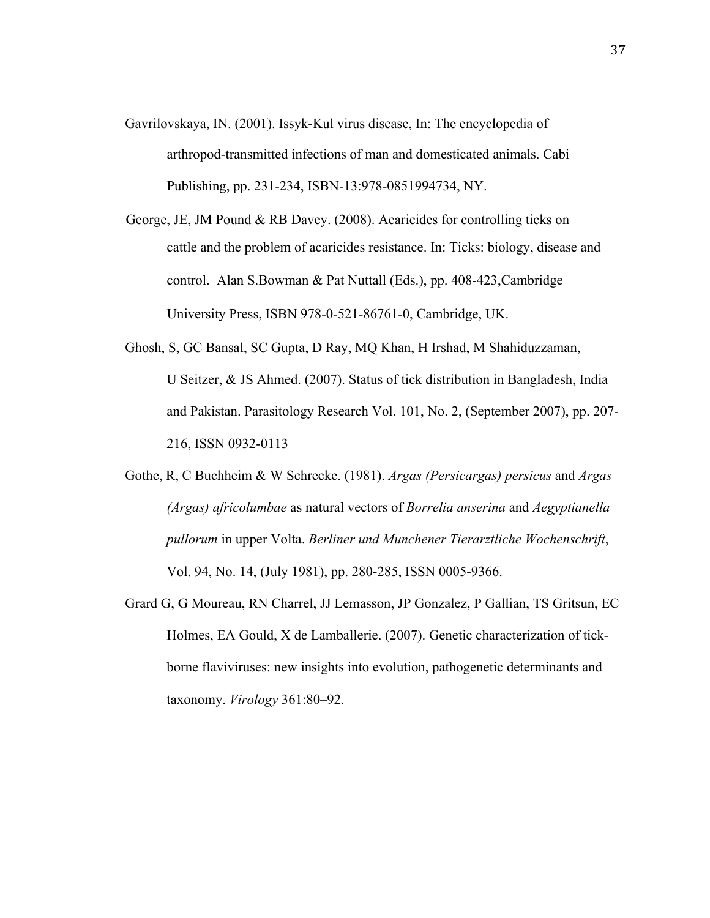Gavrilovskaya, IN. (2001). Issyk-Kul virus disease, In: The encyclopedia of arthropod-transmitted infections of man and domesticated animals. Cabi Publishing, pp. 231-234, ISBN-13:978-0851994734, NY.

George, JE, JM Pound & RB Davey. (2008). Acaricides for controlling ticks on cattle and the problem of acaricides resistance. In: Ticks: biology, disease and control. Alan S.Bowman & Pat Nuttall (Eds.), pp. 408-423,Cambridge University Press, ISBN 978-0-521-86761-0, Cambridge, UK.

Ghosh, S, GC Bansal, SC Gupta, D Ray, MQ Khan, H Irshad, M Shahiduzzaman, U Seitzer, & JS Ahmed. (2007). Status of tick distribution in Bangladesh, India and Pakistan. Parasitology Research Vol. 101, No. 2, (September 2007), pp. 207-216, ISSN 0932-0113

Gothe, R, C Buchheim & W Schrecke. (1981). *Argas (Persicargas) persicus* and *Argas (Argas) africolumbae* as natural vectors of *Borrelia anserina* and *Aegyptianella pullorum* in upper Volta. *Berliner und Munchener Tierarztliche Wochenschrift*, Vol. 94, No. 14, (July 1981), pp. 280-285, ISSN 0005-9366.

Grard G, G Moureau, RN Charrel, JJ Lemasson, JP Gonzalez, P Gallian, TS Gritsun, EC Holmes, EA Gould, X de Lamballerie. (2007). Genetic characterization of tick-borne flaviviruses: new insights into evolution, pathogenetic determinants and taxonomy. *Virology* 361:80–92.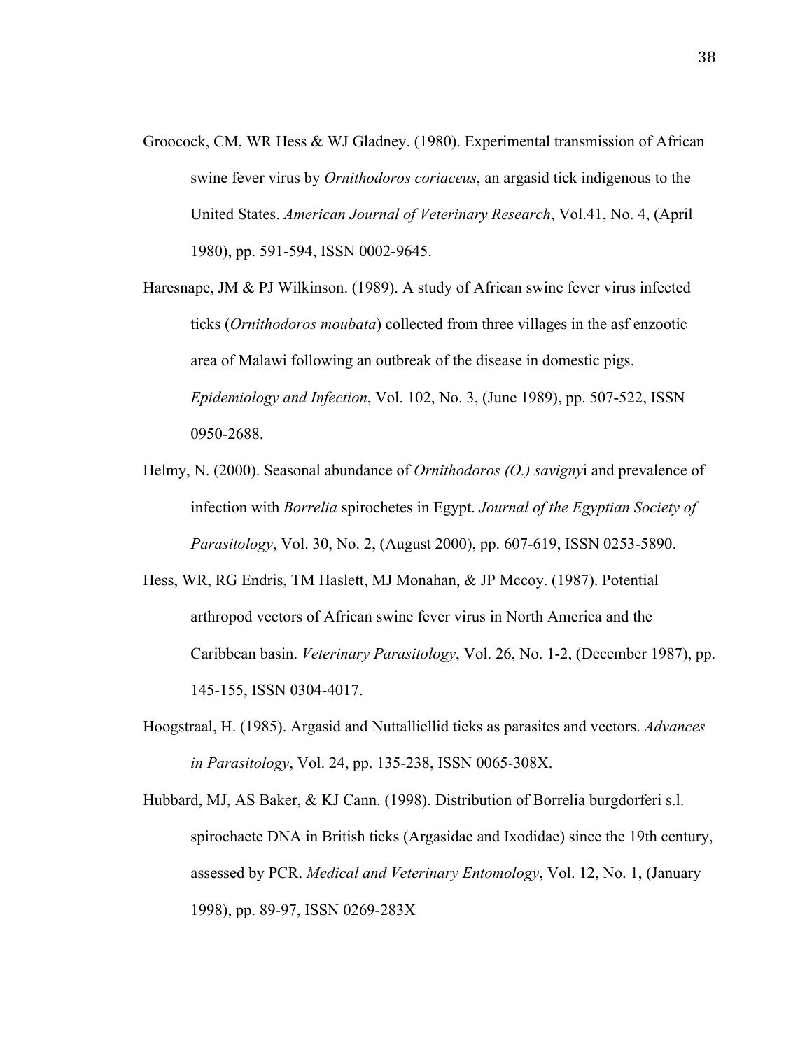Groocock, CM, WR Hess & WJ Gladney. (1980). Experimental transmission of African swine fever virus by *Ornithodoros coriaceus*, an argasid tick indigenous to the United States. *American Journal of Veterinary Research*, Vol.41, No. 4, (April 1980), pp. 591-594, ISSN 0002-9645.

Haresnape, JM & PJ Wilkinson. (1989). A study of African swine fever virus infected ticks (*Ornithodoros moubata*) collected from three villages in the asf enzootic area of Malawi following an outbreak of the disease in domestic pigs. *Epidemiology and Infection*, Vol. 102, No. 3, (June 1989), pp. 507-522, ISSN 0950-2688.

Helmy, N. (2000). Seasonal abundance of *Ornithodoros (O.) savigny*i and prevalence of infection with *Borrelia* spirochetes in Egypt. *Journal of the Egyptian Society of Parasitology*, Vol. 30, No. 2, (August 2000), pp. 607-619, ISSN 0253-5890.

Hess, WR, RG Endris, TM Haslett, MJ Monahan, & JP Mccoy. (1987). Potential arthropod vectors of African swine fever virus in North America and the Caribbean basin. *Veterinary Parasitology*, Vol. 26, No. 1-2, (December 1987), pp. 145-155, ISSN 0304-4017.

Hoogstraal, H. (1985). Argasid and Nuttalliellid ticks as parasites and vectors. *Advances in Parasitology*, Vol. 24, pp. 135-238, ISSN 0065-308X.

Hubbard, MJ, AS Baker, & KJ Cann. (1998). Distribution of Borrelia burgdorferi s.l. spirochaete DNA in British ticks (Argasidae and Ixodidae) since the 19th century, assessed by PCR. *Medical and Veterinary Entomology*, Vol. 12, No. 1, (January 1998), pp. 89-97, ISSN 0269-283X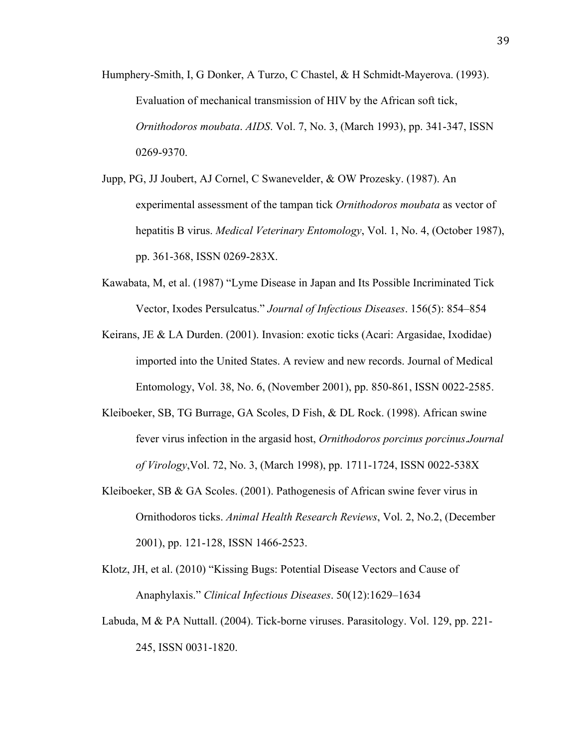Humphery-Smith, I, G Donker, A Turzo, C Chastel, & H Schmidt-Mayerova. (1993). Evaluation of mechanical transmission of HIV by the African soft tick, *Ornithodoros moubata*. *AIDS*. Vol. 7, No. 3, (March 1993), pp. 341-347, ISSN 0269-9370.

Jupp, PG, JJ Joubert, AJ Cornel, C Swanevelder, & OW Prozesky. (1987). An experimental assessment of the tampan tick *Ornithodoros moubata* as vector of hepatitis B virus. *Medical Veterinary Entomology*, Vol. 1, No. 4, (October 1987), pp. 361-368, ISSN 0269-283X.

Kawabata, M, et al. (1987) "Lyme Disease in Japan and Its Possible Incriminated Tick Vector, Ixodes Persulcatus." *Journal of Infectious Diseases*. 156(5): 854–854

Keirans, JE & LA Durden. (2001). Invasion: exotic ticks (Acari: Argasidae, Ixodidae) imported into the United States. A review and new records. Journal of Medical Entomology, Vol. 38, No. 6, (November 2001), pp. 850-861, ISSN 0022-2585.

Kleiboeker, SB, TG Burrage, GA Scoles, D Fish, & DL Rock. (1998). African swine fever virus infection in the argasid host, *Ornithodoros porcinus porcinus*.*Journal of Virology*,Vol. 72, No. 3, (March 1998), pp. 1711-1724, ISSN 0022-538X

Kleiboeker, SB & GA Scoles. (2001). Pathogenesis of African swine fever virus in Ornithodoros ticks. *Animal Health Research Reviews*, Vol. 2, No.2, (December 2001), pp. 121-128, ISSN 1466-2523.

Klotz, JH, et al. (2010) "Kissing Bugs: Potential Disease Vectors and Cause of Anaphylaxis." *Clinical Infectious Diseases*. 50(12):1629–1634

Labuda, M & PA Nuttall. (2004). Tick-borne viruses. Parasitology. Vol. 129, pp. 221-245, ISSN 0031-1820.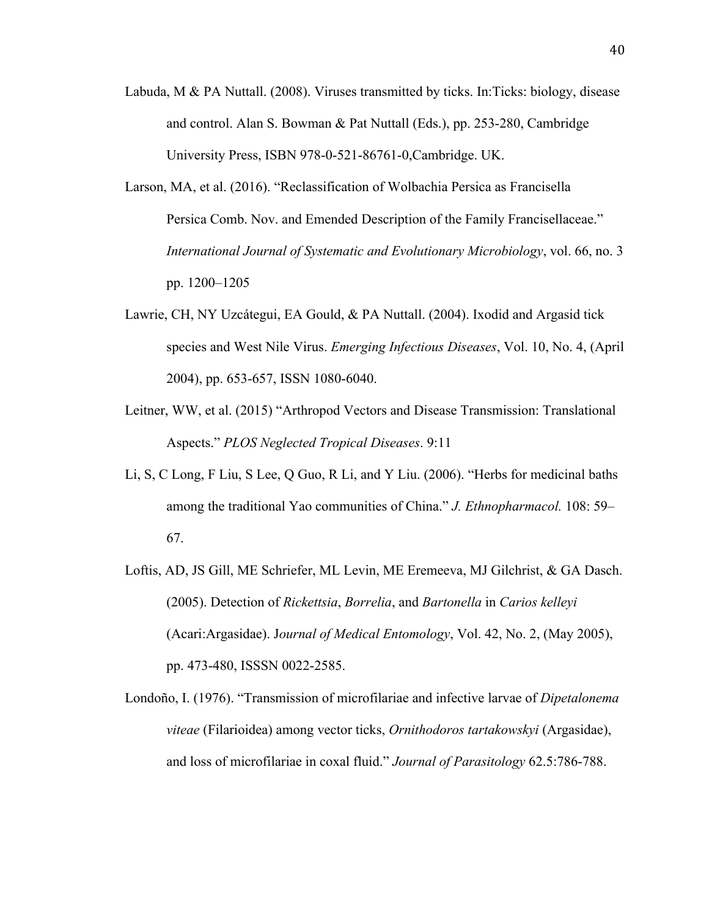Labuda, M & PA Nuttall. (2008). Viruses transmitted by ticks. In:Ticks: biology, disease and control. Alan S. Bowman & Pat Nuttall (Eds.), pp. 253-280, Cambridge University Press, ISBN 978-0-521-86761-0,Cambridge. UK.

Larson, MA, et al. (2016). "Reclassification of Wolbachia Persica as Francisella Persica Comb. Nov. and Emended Description of the Family Francisellaceae." *International Journal of Systematic and Evolutionary Microbiology*, vol. 66, no. 3 pp. 1200–1205

Lawrie, CH, NY Uzcátegui, EA Gould, & PA Nuttall. (2004). Ixodid and Argasid tick species and West Nile Virus. *Emerging Infectious Diseases*, Vol. 10, No. 4, (April 2004), pp. 653-657, ISSN 1080-6040.

Leitner, WW, et al. (2015) "Arthropod Vectors and Disease Transmission: Translational Aspects." *PLOS Neglected Tropical Diseases*. 9:11

Li, S, C Long, F Liu, S Lee, Q Guo, R Li, and Y Liu. (2006). "Herbs for medicinal baths among the traditional Yao communities of China." *J. Ethnopharmacol.* 108: 59–67.

Loftis, AD, JS Gill, ME Schriefer, ML Levin, ME Eremeeva, MJ Gilchrist, & GA Dasch. (2005). Detection of *Rickettsia*, *Borrelia*, and *Bartonella* in *Carios kelleyi* (Acari:Argasidae). J*ournal of Medical Entomology*, Vol. 42, No. 2, (May 2005), pp. 473-480, ISSSN 0022-2585.

Londoño, I. (1976). "Transmission of microfilariae and infective larvae of *Dipetalonema viteae* (Filarioidea) among vector ticks, *Ornithodoros tartakowskyi* (Argasidae), and loss of microfilariae in coxal fluid." *Journal of Parasitology* 62.5:786-788.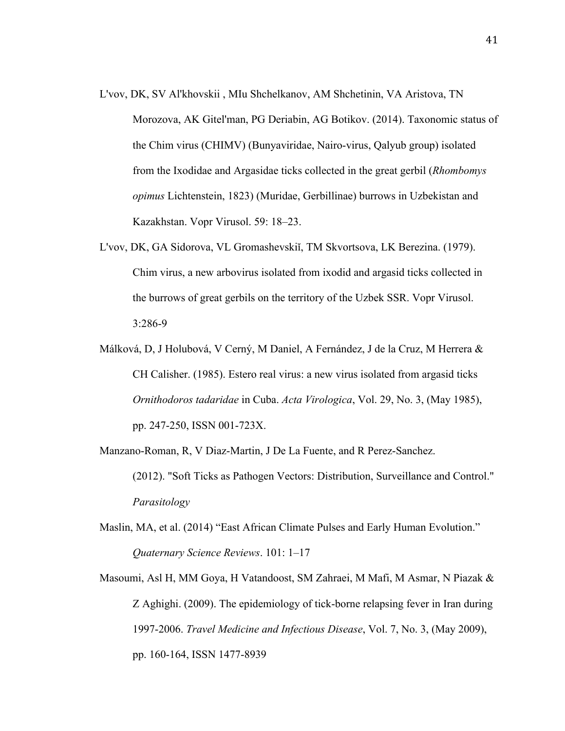L'vov, DK, SV Al'khovskii , MIu Shchelkanov, AM Shchetinin, VA Aristova, TN Morozova, AK Gitel'man, PG Deriabin, AG Botikov. (2014). Taxonomic status of the Chim virus (CHIMV) (Bunyaviridae, Nairo-virus, Qalyub group) isolated from the Ixodidae and Argasidae ticks collected in the great gerbil (*Rhombomys opimus* Lichtenstein, 1823) (Muridae, Gerbillinae) burrows in Uzbekistan and Kazakhstan. Vopr Virusol. 59: 18–23.

L'vov, DK, GA Sidorova, VL Gromashevskiĭ, TM Skvortsova, LK Berezina. (1979). Chim virus, a new arbovirus isolated from ixodid and argasid ticks collected in the burrows of great gerbils on the territory of the Uzbek SSR. Vopr Virusol. 3:286-9

Málková, D, J Holubová, V Cerný, M Daniel, A Fernández, J de la Cruz, M Herrera & CH Calisher. (1985). Estero real virus: a new virus isolated from argasid ticks *Ornithodoros tadaridae* in Cuba. *Acta Virologica*, Vol. 29, No. 3, (May 1985), pp. 247-250, ISSN 001-723X.

Manzano-Roman, R, V Diaz-Martin, J De La Fuente, and R Perez-Sanchez. (2012). "Soft Ticks as Pathogen Vectors: Distribution, Surveillance and Control." *Parasitology*

Maslin, MA, et al. (2014) "East African Climate Pulses and Early Human Evolution." *Quaternary Science Reviews*. 101: 1–17

Masoumi, Asl H, MM Goya, H Vatandoost, SM Zahraei, M Mafi, M Asmar, N Piazak & Z Aghighi. (2009). The epidemiology of tick-borne relapsing fever in Iran during 1997-2006. *Travel Medicine and Infectious Disease*, Vol. 7, No. 3, (May 2009), pp. 160-164, ISSN 1477-8939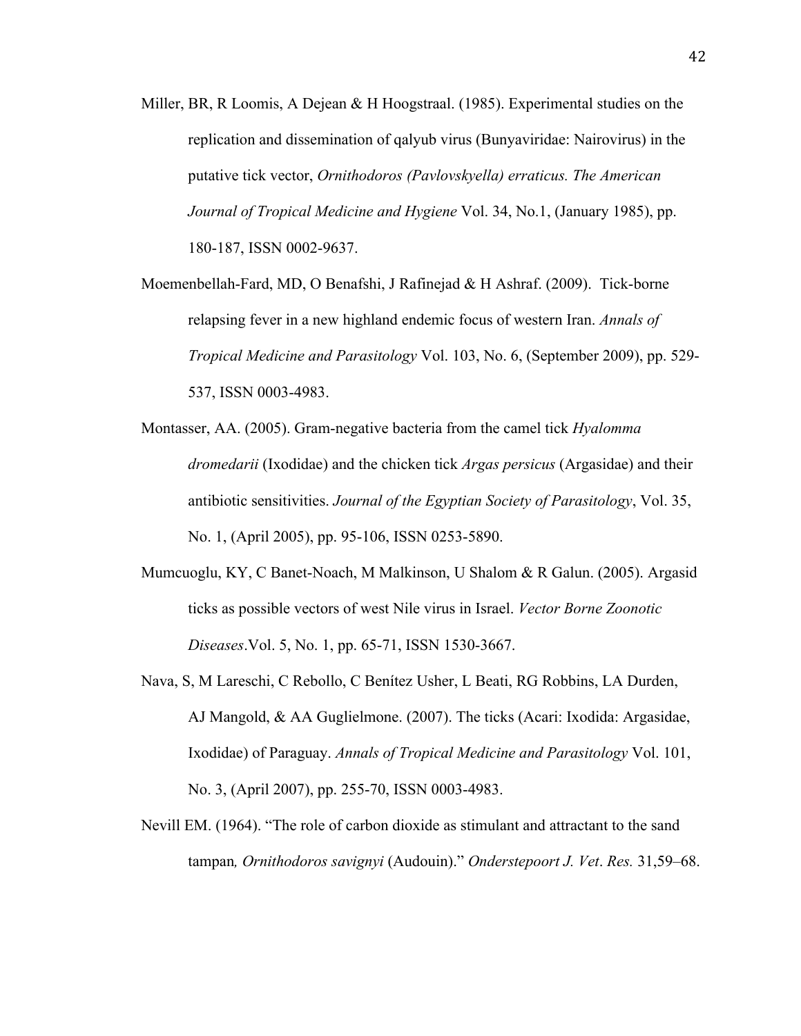Miller, BR, R Loomis, A Dejean & H Hoogstraal. (1985). Experimental studies on the replication and dissemination of qalyub virus (Bunyaviridae: Nairovirus) in the putative tick vector, *Ornithodoros (Pavlovskyella) erraticus. The American Journal of Tropical Medicine and Hygiene* Vol. 34, No.1, (January 1985), pp. 180-187, ISSN 0002-9637.

Moemenbellah-Fard, MD, O Benafshi, J Rafinejad & H Ashraf. (2009). Tick-borne relapsing fever in a new highland endemic focus of western Iran. *Annals of Tropical Medicine and Parasitology* Vol. 103, No. 6, (September 2009), pp. 529-537, ISSN 0003-4983.

Montasser, AA. (2005). Gram-negative bacteria from the camel tick *Hyalomma dromedarii* (Ixodidae) and the chicken tick *Argas persicus* (Argasidae) and their antibiotic sensitivities. *Journal of the Egyptian Society of Parasitology*, Vol. 35, No. 1, (April 2005), pp. 95-106, ISSN 0253-5890.

Mumcuoglu, KY, C Banet-Noach, M Malkinson, U Shalom & R Galun. (2005). Argasid ticks as possible vectors of west Nile virus in Israel. *Vector Borne Zoonotic Diseases*.Vol. 5, No. 1, pp. 65-71, ISSN 1530-3667.

Nava, S, M Lareschi, C Rebollo, C Benítez Usher, L Beati, RG Robbins, LA Durden, AJ Mangold, & AA Guglielmone. (2007). The ticks (Acari: Ixodida: Argasidae, Ixodidae) of Paraguay. *Annals of Tropical Medicine and Parasitology* Vol. 101, No. 3, (April 2007), pp. 255-70, ISSN 0003-4983.

Nevill EM. (1964). "The role of carbon dioxide as stimulant and attractant to the sand tampan*, Ornithodoros savignyi* (Audouin)." *Onderstepoort J. Vet*. *Res.* 31,59–68.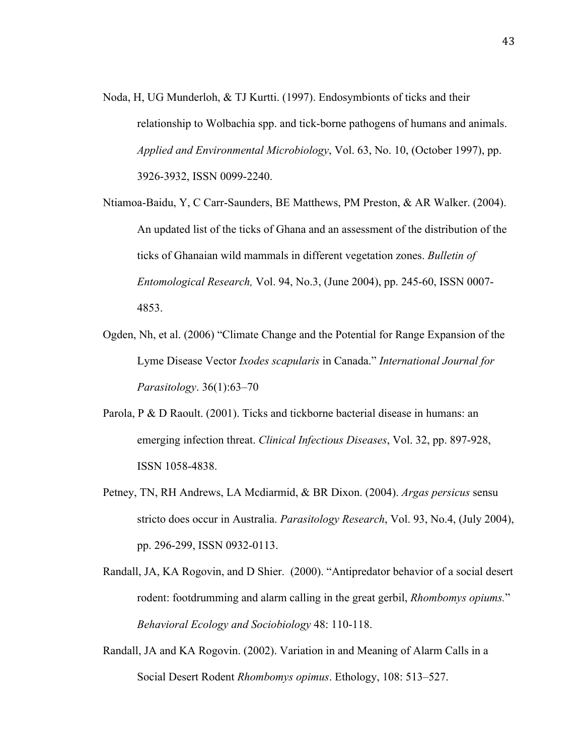Noda, H, UG Munderloh, & TJ Kurtti. (1997). Endosymbionts of ticks and their relationship to Wolbachia spp. and tick-borne pathogens of humans and animals. *Applied and Environmental Microbiology*, Vol. 63, No. 10, (October 1997), pp. 3926-3932, ISSN 0099-2240.

Ntiamoa-Baidu, Y, C Carr-Saunders, BE Matthews, PM Preston, & AR Walker. (2004). An updated list of the ticks of Ghana and an assessment of the distribution of the ticks of Ghanaian wild mammals in different vegetation zones. *Bulletin of Entomological Research,* Vol. 94, No.3, (June 2004), pp. 245-60, ISSN 0007-4853.

Ogden, Nh, et al. (2006) "Climate Change and the Potential for Range Expansion of the Lyme Disease Vector *Ixodes scapularis* in Canada." *International Journal for Parasitology*. 36(1):63–70

Parola, P & D Raoult. (2001). Ticks and tickborne bacterial disease in humans: an emerging infection threat. *Clinical Infectious Diseases*, Vol. 32, pp. 897-928, ISSN 1058-4838.

Petney, TN, RH Andrews, LA Mcdiarmid, & BR Dixon. (2004). *Argas persicus* sensu stricto does occur in Australia. *Parasitology Research*, Vol. 93, No.4, (July 2004), pp. 296-299, ISSN 0932-0113.

Randall, JA, KA Rogovin, and D Shier. (2000). "Antipredator behavior of a social desert rodent: footdrumming and alarm calling in the great gerbil, *Rhombomys opiums.*" *Behavioral Ecology and Sociobiology* 48: 110-118.

Randall, JA and KA Rogovin. (2002). Variation in and Meaning of Alarm Calls in a Social Desert Rodent *Rhombomys opimus*. Ethology, 108: 513–527.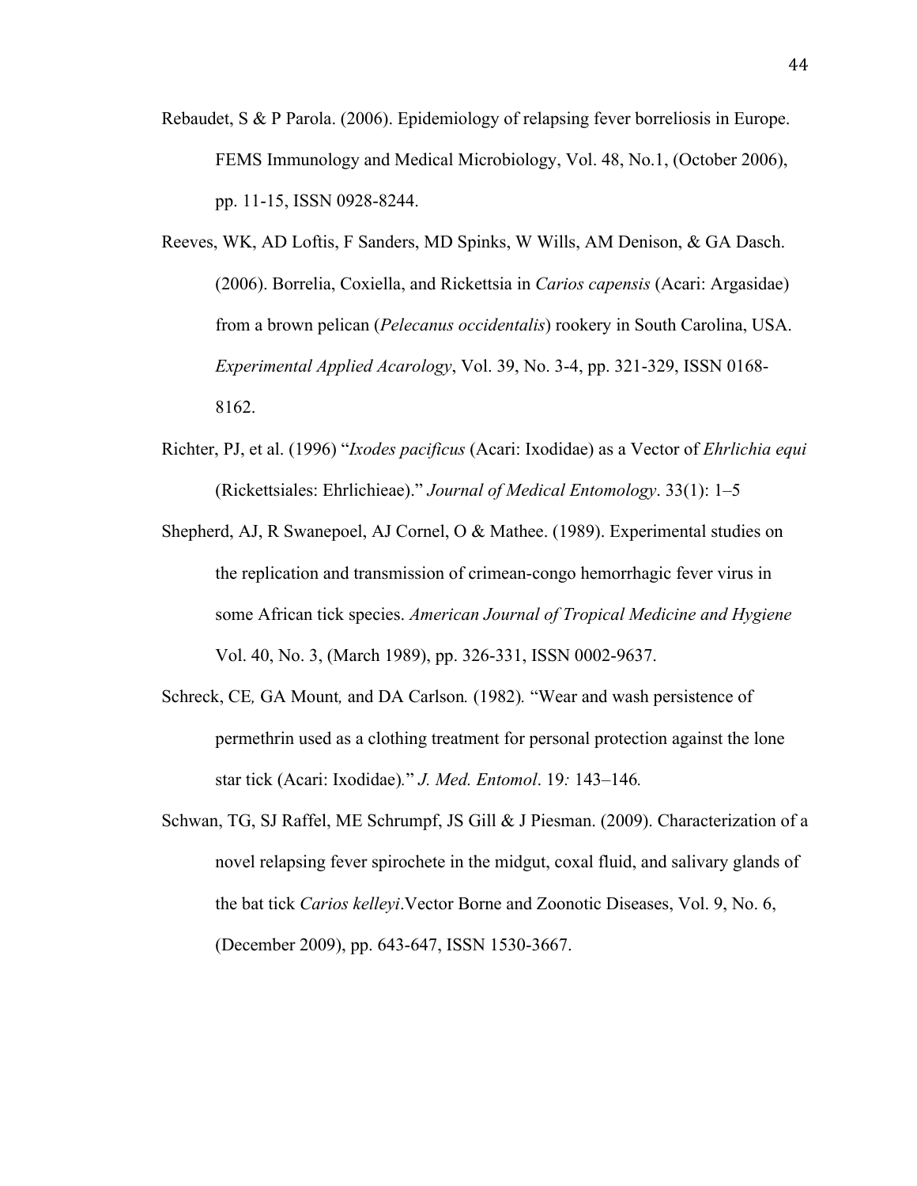Rebaudet, S & P Parola. (2006). Epidemiology of relapsing fever borreliosis in Europe. FEMS Immunology and Medical Microbiology, Vol. 48, No.1, (October 2006), pp. 11-15, ISSN 0928-8244.

Reeves, WK, AD Loftis, F Sanders, MD Spinks, W Wills, AM Denison, & GA Dasch. (2006). Borrelia, Coxiella, and Rickettsia in *Carios capensis* (Acari: Argasidae) from a brown pelican (*Pelecanus occidentalis*) rookery in South Carolina, USA. *Experimental Applied Acarology*, Vol. 39, No. 3-4, pp. 321-329, ISSN 0168-8162.

Richter, PJ, et al. (1996) "*Ixodes pacificus* (Acari: Ixodidae) as a Vector of *Ehrlichia equi* (Rickettsiales: Ehrlichieae)." *Journal of Medical Entomology*. 33(1): 1–5

Shepherd, AJ, R Swanepoel, AJ Cornel, O & Mathee. (1989). Experimental studies on the replication and transmission of crimean-congo hemorrhagic fever virus in some African tick species. *American Journal of Tropical Medicine and Hygiene* Vol. 40, No. 3, (March 1989), pp. 326-331, ISSN 0002-9637.

Schreck, CE*,* GA Mount*,* and DA Carlson*.* (1982)*.* "Wear and wash persistence of permethrin used as a clothing treatment for personal protection against the lone star tick (Acari: Ixodidae)*.*" *J. Med. Entomol*. 19*:* 143–146*.*

Schwan, TG, SJ Raffel, ME Schrumpf, JS Gill & J Piesman. (2009). Characterization of a novel relapsing fever spirochete in the midgut, coxal fluid, and salivary glands of the bat tick *Carios kelleyi*.Vector Borne and Zoonotic Diseases, Vol. 9, No. 6, (December 2009), pp. 643-647, ISSN 1530-3667.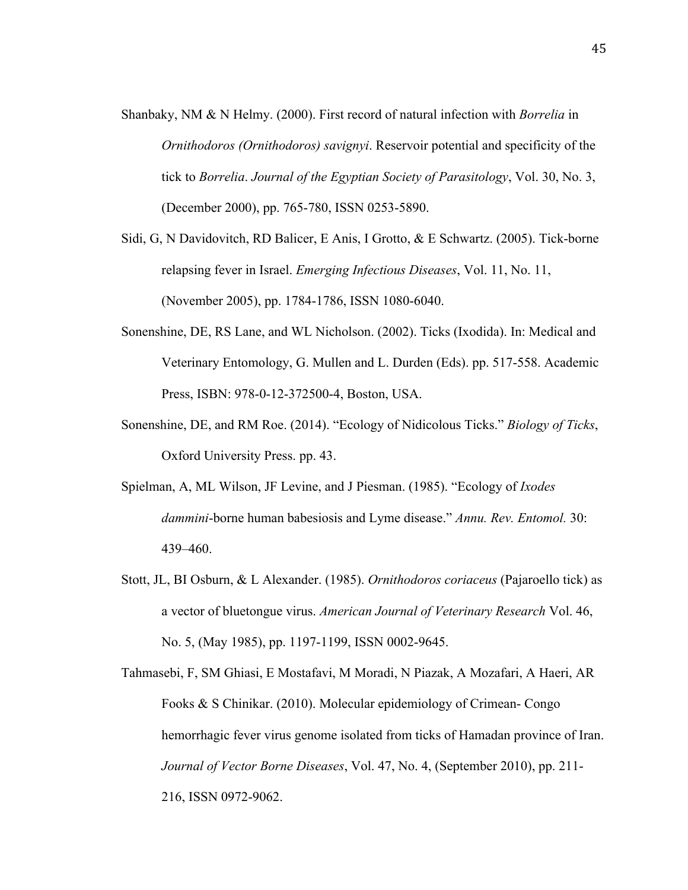Shanbaky, NM & N Helmy. (2000). First record of natural infection with *Borrelia* in *Ornithodoros (Ornithodoros) savignyi*. Reservoir potential and specificity of the tick to *Borrelia*. *Journal of the Egyptian Society of Parasitology*, Vol. 30, No. 3, (December 2000), pp. 765-780, ISSN 0253-5890.

Sidi, G, N Davidovitch, RD Balicer, E Anis, I Grotto, & E Schwartz. (2005). Tick-borne relapsing fever in Israel. *Emerging Infectious Diseases*, Vol. 11, No. 11, (November 2005), pp. 1784-1786, ISSN 1080-6040.

Sonenshine, DE, RS Lane, and WL Nicholson. (2002). Ticks (Ixodida). In: Medical and Veterinary Entomology, G. Mullen and L. Durden (Eds). pp. 517-558. Academic Press, ISBN: 978-0-12-372500-4, Boston, USA.

Sonenshine, DE, and RM Roe. (2014). "Ecology of Nidicolous Ticks." *Biology of Ticks*, Oxford University Press. pp. 43.

Spielman, A, ML Wilson, JF Levine, and J Piesman. (1985). "Ecology of *Ixodes dammini*-borne human babesiosis and Lyme disease." *Annu. Rev. Entomol.* 30: 439–460.

Stott, JL, BI Osburn, & L Alexander. (1985). *Ornithodoros coriaceus* (Pajaroello tick) as a vector of bluetongue virus. *American Journal of Veterinary Research* Vol. 46, No. 5, (May 1985), pp. 1197-1199, ISSN 0002-9645.

Tahmasebi, F, SM Ghiasi, E Mostafavi, M Moradi, N Piazak, A Mozafari, A Haeri, AR Fooks & S Chinikar. (2010). Molecular epidemiology of Crimean- Congo hemorrhagic fever virus genome isolated from ticks of Hamadan province of Iran. *Journal of Vector Borne Diseases*, Vol. 47, No. 4, (September 2010), pp. 211-216, ISSN 0972-9062.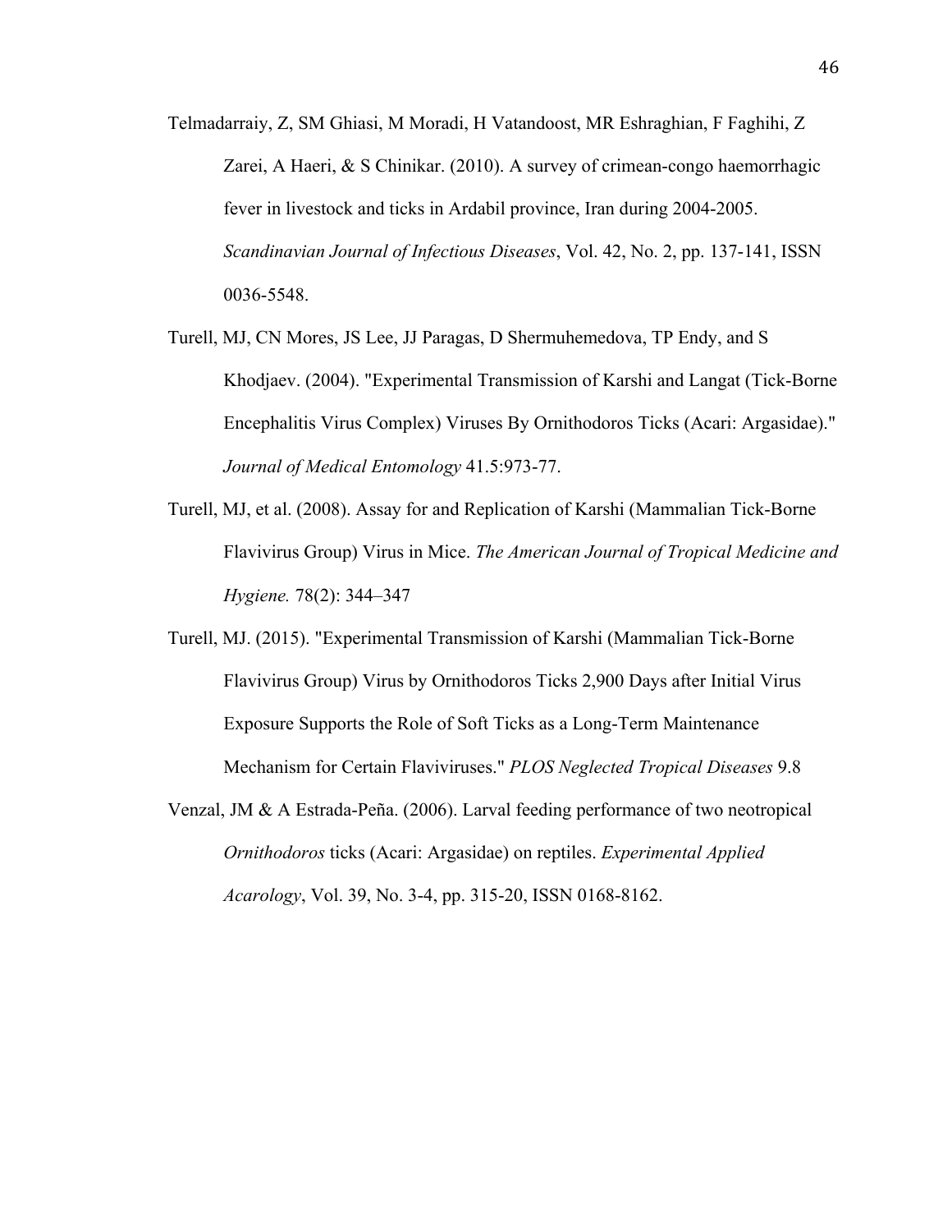Telmadarraiy, Z, SM Ghiasi, M Moradi, H Vatandoost, MR Eshraghian, F Faghihi, Z Zarei, A Haeri, & S Chinikar. (2010). A survey of crimean-congo haemorrhagic fever in livestock and ticks in Ardabil province, Iran during 2004-2005. *Scandinavian Journal of Infectious Diseases*, Vol. 42, No. 2, pp. 137-141, ISSN 0036-5548.

Turell, MJ, CN Mores, JS Lee, JJ Paragas, D Shermuhemedova, TP Endy, and S Khodjaev. (2004). "Experimental Transmission of Karshi and Langat (Tick-Borne Encephalitis Virus Complex) Viruses By Ornithodoros Ticks (Acari: Argasidae)." *Journal of Medical Entomology* 41.5:973-77.

Turell, MJ, et al. (2008). Assay for and Replication of Karshi (Mammalian Tick-Borne Flavivirus Group) Virus in Mice. *The American Journal of Tropical Medicine and Hygiene.* 78(2): 344–347

Turell, MJ. (2015). "Experimental Transmission of Karshi (Mammalian Tick-Borne Flavivirus Group) Virus by Ornithodoros Ticks 2,900 Days after Initial Virus Exposure Supports the Role of Soft Ticks as a Long-Term Maintenance Mechanism for Certain Flaviviruses." *PLOS Neglected Tropical Diseases* 9.8

Venzal, JM & A Estrada-Peña. (2006). Larval feeding performance of two neotropical *Ornithodoros* ticks (Acari: Argasidae) on reptiles. *Experimental Applied Acarology*, Vol. 39, No. 3-4, pp. 315-20, ISSN 0168-8162.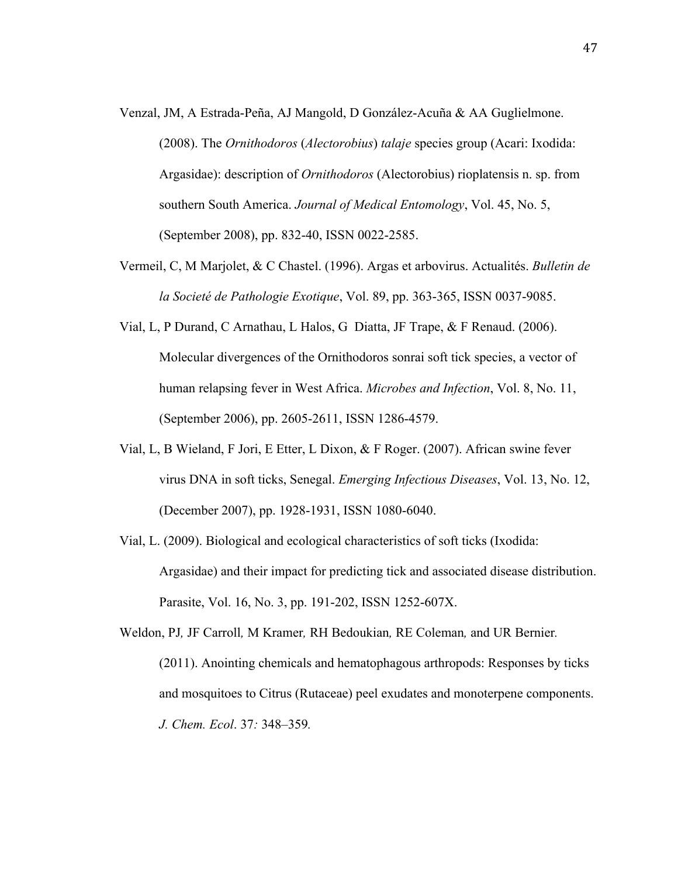Venzal, JM, A Estrada-Peña, AJ Mangold, D González-Acuña & AA Guglielmone. (2008). The *Ornithodoros* (*Alectorobius*) *talaje* species group (Acari: Ixodida: Argasidae): description of *Ornithodoros* (Alectorobius) rioplatensis n. sp. from southern South America. *Journal of Medical Entomology*, Vol. 45, No. 5, (September 2008), pp. 832-40, ISSN 0022-2585.

Vermeil, C, M Marjolet, & C Chastel. (1996). Argas et arbovirus. Actualités. *Bulletin de la Societé de Pathologie Exotique*, Vol. 89, pp. 363-365, ISSN 0037-9085.

Vial, L, P Durand, C Arnathau, L Halos, G Diatta, JF Trape, & F Renaud. (2006). Molecular divergences of the Ornithodoros sonrai soft tick species, a vector of human relapsing fever in West Africa. *Microbes and Infection*, Vol. 8, No. 11, (September 2006), pp. 2605-2611, ISSN 1286-4579.

Vial, L, B Wieland, F Jori, E Etter, L Dixon, & F Roger. (2007). African swine fever virus DNA in soft ticks, Senegal. *Emerging Infectious Diseases*, Vol. 13, No. 12, (December 2007), pp. 1928-1931, ISSN 1080-6040.

Vial, L. (2009). Biological and ecological characteristics of soft ticks (Ixodida: Argasidae) and their impact for predicting tick and associated disease distribution. Parasite, Vol. 16, No. 3, pp. 191-202, ISSN 1252-607X.

Weldon, PJ, JF Carroll, M Kramer, RH Bedoukian, RE Coleman, and UR Bernier. (2011). Anointing chemicals and hematophagous arthropods: Responses by ticks and mosquitoes to Citrus (Rutaceae) peel exudates and monoterpene components. *J. Chem. Ecol*. 37*:* 348–359*.*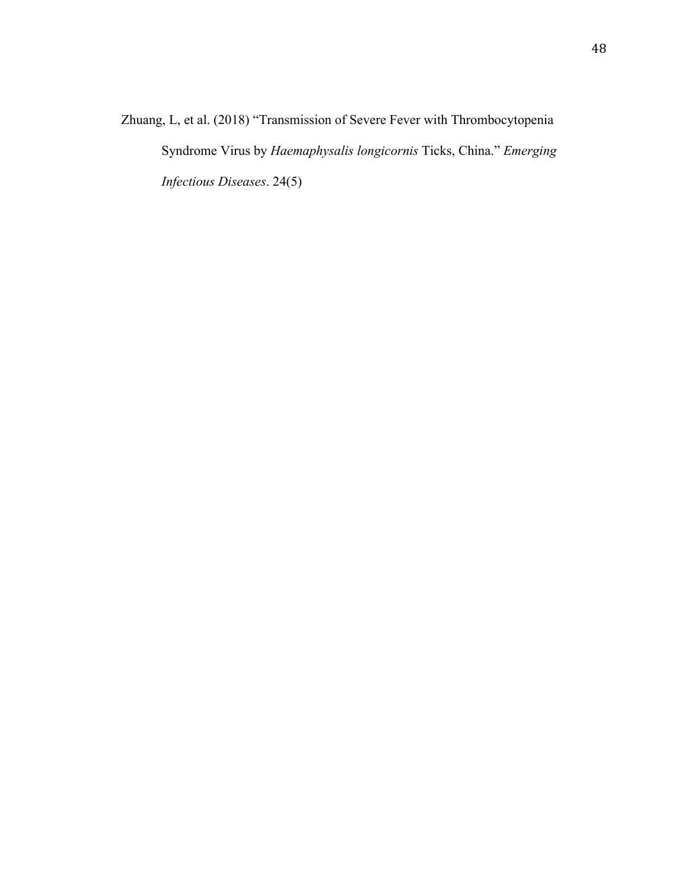Zhuang, L, et al. (2018) "Transmission of Severe Fever with Thrombocytopenia Syndrome Virus by *Haemaphysalis longicornis* Ticks, China." *Emerging Infectious Diseases*. 24(5)